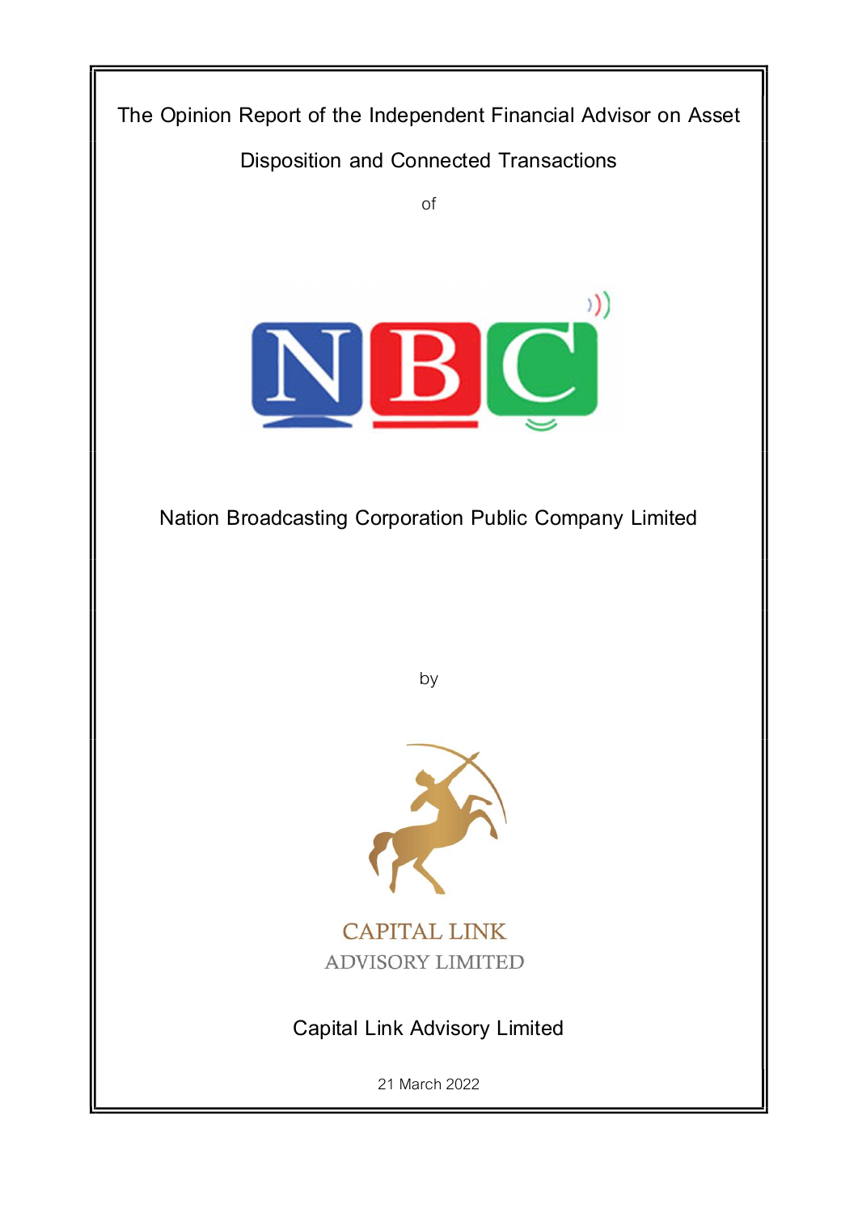# The Opinion Report of the Independent Financial Advisor on Asset Disposition and Connected Transactions

of

NBC

Nation Broadcasting Corporation Public Company Limited

by

CAPITAL LINK
ADVISORY LIMITED

Capital Link Advisory Limited

21 March 2022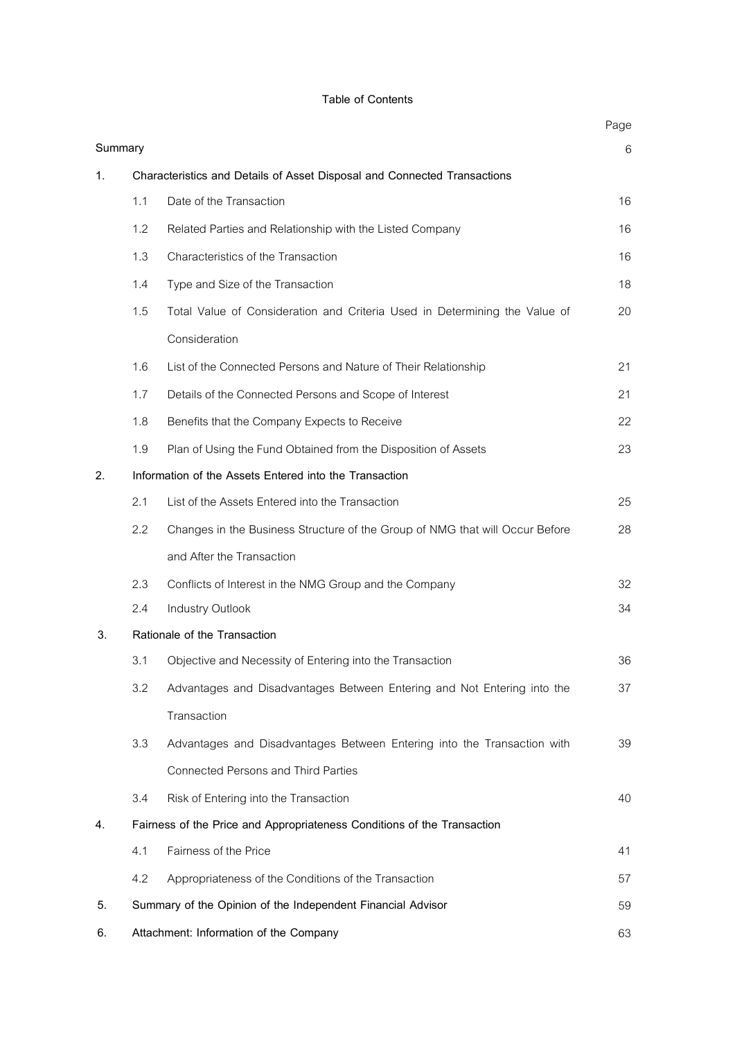# Table of Contents

| | | | Page |
|---|---|---|---|
| Summary | | | 6 |
| 1. | Characteristics and Details of Asset Disposal and Connected Transactions | | |
| | 1.1 | Date of the Transaction | 16 |
| | 1.2 | Related Parties and Relationship with the Listed Company | 16 |
| | 1.3 | Characteristics of the Transaction | 16 |
| | 1.4 | Type and Size of the Transaction | 18 |
| | 1.5 | Total Value of Consideration and Criteria Used in Determining the Value of Consideration | 20 |
| | 1.6 | List of the Connected Persons and Nature of Their Relationship | 21 |
| | 1.7 | Details of the Connected Persons and Scope of Interest | 21 |
| | 1.8 | Benefits that the Company Expects to Receive | 22 |
| | 1.9 | Plan of Using the Fund Obtained from the Disposition of Assets | 23 |
| 2. | Information of the Assets Entered into the Transaction | | |
| | 2.1 | List of the Assets Entered into the Transaction | 25 |
| | 2.2 | Changes in the Business Structure of the Group of NMG that will Occur Before and After the Transaction | 28 |
| | 2.3 | Conflicts of Interest in the NMG Group and the Company | 32 |
| | 2.4 | Industry Outlook | 34 |
| 3. | Rationale of the Transaction | | |
| | 3.1 | Objective and Necessity of Entering into the Transaction | 36 |
| | 3.2 | Advantages and Disadvantages Between Entering and Not Entering into the Transaction | 37 |
| | 3.3 | Advantages and Disadvantages Between Entering into the Transaction with Connected Persons and Third Parties | 39 |
| | 3.4 | Risk of Entering into the Transaction | 40 |
| 4. | Fairness of the Price and Appropriateness Conditions of the Transaction | | |
| | 4.1 | Fairness of the Price | 41 |
| | 4.2 | Appropriateness of the Conditions of the Transaction | 57 |
| 5. | Summary of the Opinion of the Independent Financial Advisor | | 59 |
| 6. | Attachment: Information of the Company | | 63 |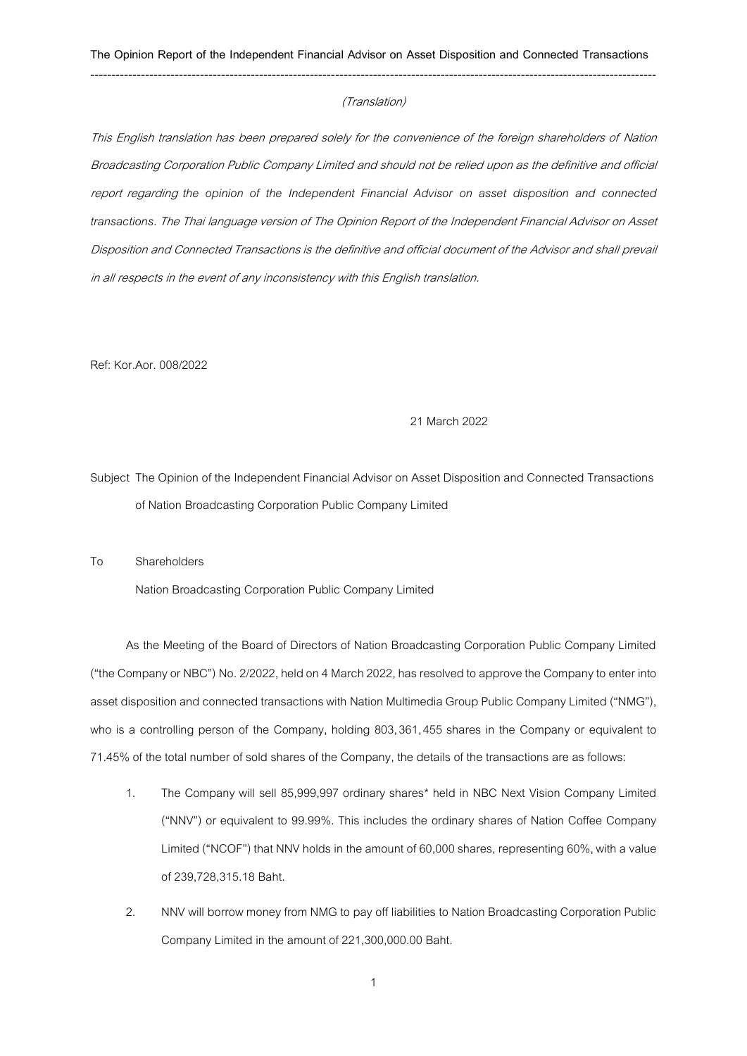(Translation)

*This English translation has been prepared solely for the convenience of the foreign shareholders of Nation Broadcasting Corporation Public Company Limited and should not be relied upon as the definitive and official report regarding the opinion of the Independent Financial Advisor on asset disposition and connected transactions. The Thai language version of The Opinion Report of the Independent Financial Advisor on Asset Disposition and Connected Transactions is the definitive and official document of the Advisor and shall prevail in all respects in the event of any inconsistency with this English translation.*

Ref: Kor.Aor. 008/2022

21 March 2022

Subject The Opinion of the Independent Financial Advisor on Asset Disposition and Connected Transactions of Nation Broadcasting Corporation Public Company Limited

To Shareholders

Nation Broadcasting Corporation Public Company Limited

As the Meeting of the Board of Directors of Nation Broadcasting Corporation Public Company Limited ("the Company or NBC") No. 2/2022, held on 4 March 2022, has resolved to approve the Company to enter into asset disposition and connected transactions with Nation Multimedia Group Public Company Limited ("NMG"), who is a controlling person of the Company, holding 803,361,455 shares in the Company or equivalent to 71.45% of the total number of sold shares of the Company, the details of the transactions are as follows:

1. The Company will sell 85,999,997 ordinary shares* held in NBC Next Vision Company Limited ("NNV") or equivalent to 99.99%. This includes the ordinary shares of Nation Coffee Company Limited ("NCOF") that NNV holds in the amount of 60,000 shares, representing 60%, with a value of 239,728,315.18 Baht.
2. NNV will borrow money from NMG to pay off liabilities to Nation Broadcasting Corporation Public Company Limited in the amount of 221,300,000.00 Baht.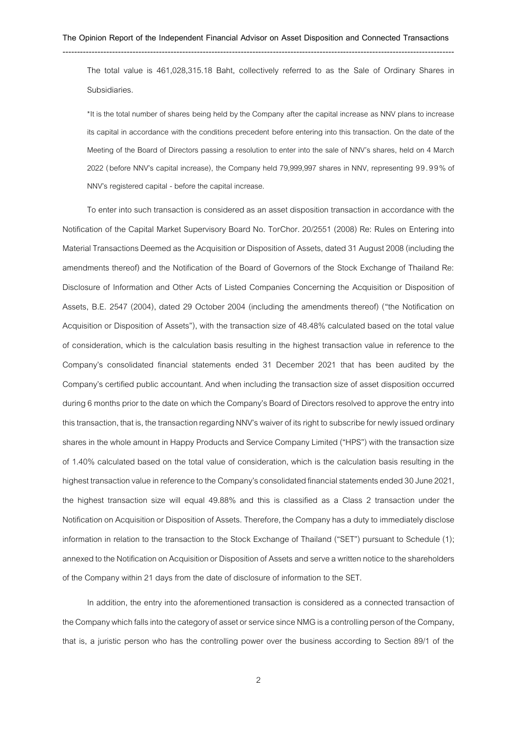The total value is 461,028,315.18 Baht, collectively referred to as the Sale of Ordinary Shares in Subsidiaries.

*It is the total number of shares being held by the Company after the capital increase as NNV plans to increase its capital in accordance with the conditions precedent before entering into this transaction. On the date of the Meeting of the Board of Directors passing a resolution to enter into the sale of NNV's shares, held on 4 March 2022 (before NNV's capital increase), the Company held 79,999,997 shares in NNV, representing 99.99% of NNV's registered capital - before the capital increase.

To enter into such transaction is considered as an asset disposition transaction in accordance with the Notification of the Capital Market Supervisory Board No. TorChor. 20/2551 (2008) Re: Rules on Entering into Material Transactions Deemed as the Acquisition or Disposition of Assets, dated 31 August 2008 (including the amendments thereof) and the Notification of the Board of Governors of the Stock Exchange of Thailand Re: Disclosure of Information and Other Acts of Listed Companies Concerning the Acquisition or Disposition of Assets, B.E. 2547 (2004), dated 29 October 2004 (including the amendments thereof) ("the Notification on Acquisition or Disposition of Assets"), with the transaction size of 48.48% calculated based on the total value of consideration, which is the calculation basis resulting in the highest transaction value in reference to the Company's consolidated financial statements ended 31 December 2021 that has been audited by the Company's certified public accountant. And when including the transaction size of asset disposition occurred during 6 months prior to the date on which the Company's Board of Directors resolved to approve the entry into this transaction, that is, the transaction regarding NNV's waiver of its right to subscribe for newly issued ordinary shares in the whole amount in Happy Products and Service Company Limited ("HPS") with the transaction size of 1.40% calculated based on the total value of consideration, which is the calculation basis resulting in the highest transaction value in reference to the Company's consolidated financial statements ended 30 June 2021, the highest transaction size will equal 49.88% and this is classified as a Class 2 transaction under the Notification on Acquisition or Disposition of Assets. Therefore, the Company has a duty to immediately disclose information in relation to the transaction to the Stock Exchange of Thailand ("SET") pursuant to Schedule (1); annexed to the Notification on Acquisition or Disposition of Assets and serve a written notice to the shareholders of the Company within 21 days from the date of disclosure of information to the SET.

In addition, the entry into the aforementioned transaction is considered as a connected transaction of the Company which falls into the category of asset or service since NMG is a controlling person of the Company, that is, a juristic person who has the controlling power over the business according to Section 89/1 of the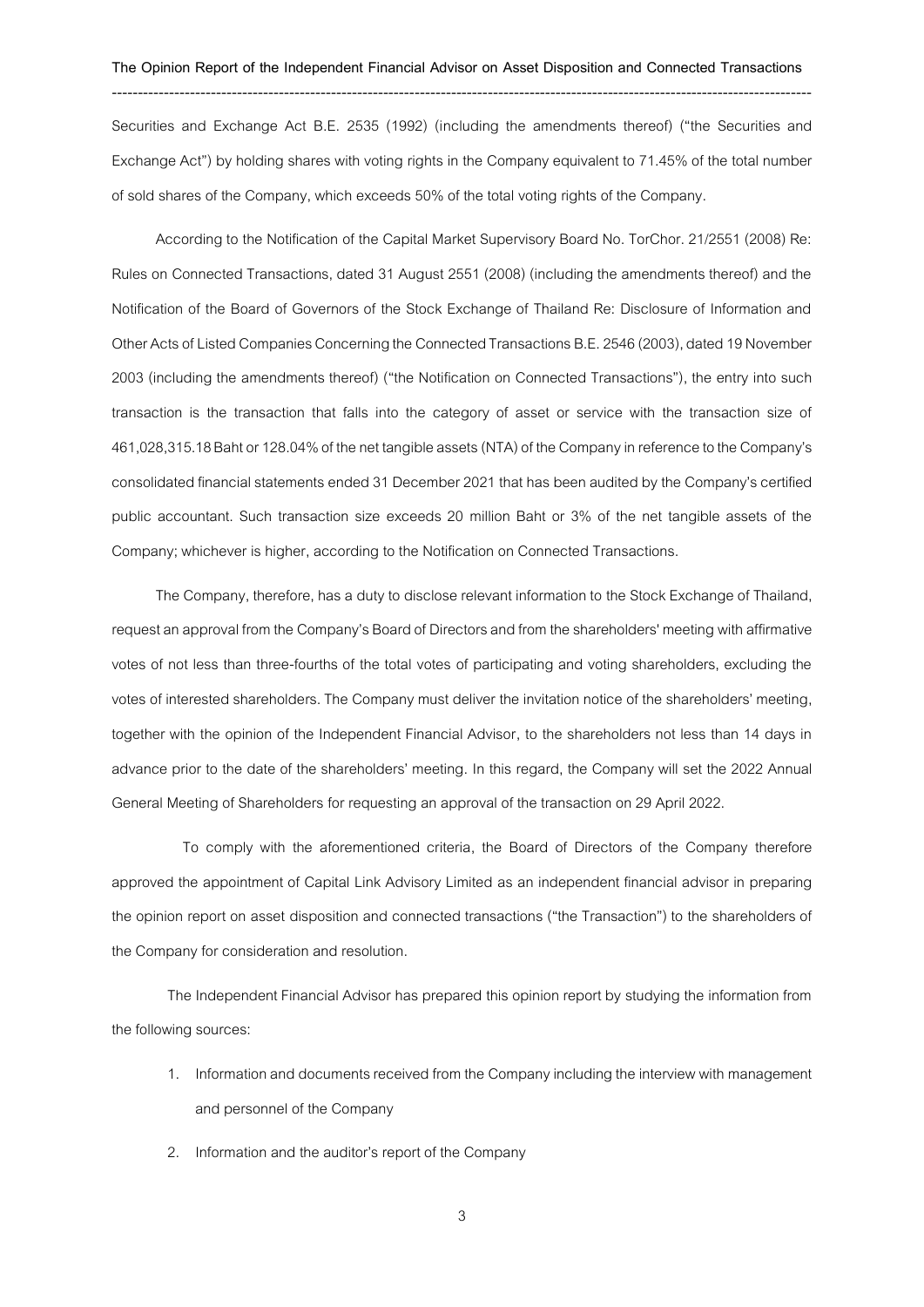Securities and Exchange Act B.E. 2535 (1992) (including the amendments thereof) ("the Securities and Exchange Act") by holding shares with voting rights in the Company equivalent to 71.45% of the total number of sold shares of the Company, which exceeds 50% of the total voting rights of the Company.

According to the Notification of the Capital Market Supervisory Board No. TorChor. 21/2551 (2008) Re: Rules on Connected Transactions, dated 31 August 2551 (2008) (including the amendments thereof) and the Notification of the Board of Governors of the Stock Exchange of Thailand Re: Disclosure of Information and Other Acts of Listed Companies Concerning the Connected Transactions B.E. 2546 (2003), dated 19 November 2003 (including the amendments thereof) ("the Notification on Connected Transactions"), the entry into such transaction is the transaction that falls into the category of asset or service with the transaction size of 461,028,315.18 Baht or 128.04% of the net tangible assets (NTA) of the Company in reference to the Company's consolidated financial statements ended 31 December 2021 that has been audited by the Company's certified public accountant. Such transaction size exceeds 20 million Baht or 3% of the net tangible assets of the Company; whichever is higher, according to the Notification on Connected Transactions.

The Company, therefore, has a duty to disclose relevant information to the Stock Exchange of Thailand, request an approval from the Company's Board of Directors and from the shareholders' meeting with affirmative votes of not less than three-fourths of the total votes of participating and voting shareholders, excluding the votes of interested shareholders. The Company must deliver the invitation notice of the shareholders' meeting, together with the opinion of the Independent Financial Advisor, to the shareholders not less than 14 days in advance prior to the date of the shareholders' meeting. In this regard, the Company will set the 2022 Annual General Meeting of Shareholders for requesting an approval of the transaction on 29 April 2022.

To comply with the aforementioned criteria, the Board of Directors of the Company therefore approved the appointment of Capital Link Advisory Limited as an independent financial advisor in preparing the opinion report on asset disposition and connected transactions ("the Transaction") to the shareholders of the Company for consideration and resolution.

The Independent Financial Advisor has prepared this opinion report by studying the information from the following sources:

1. Information and documents received from the Company including the interview with management and personnel of the Company
2. Information and the auditor's report of the Company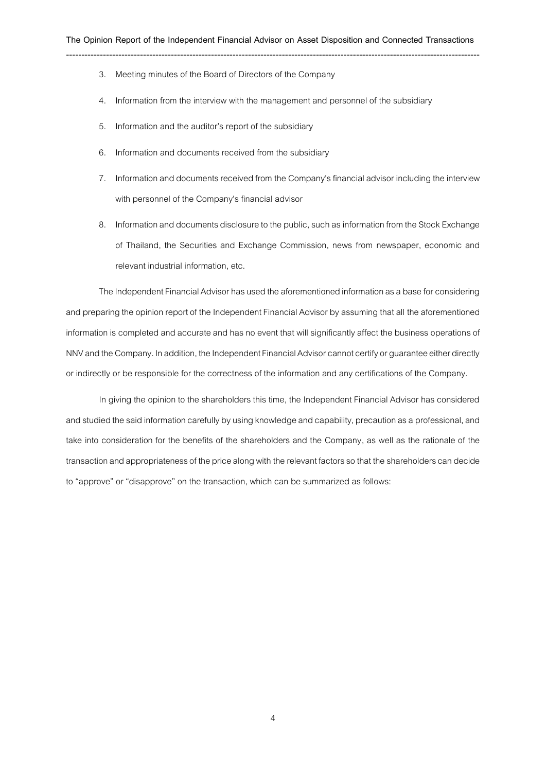3. Meeting minutes of the Board of Directors of the Company
4. Information from the interview with the management and personnel of the subsidiary
5. Information and the auditor's report of the subsidiary
6. Information and documents received from the subsidiary
7. Information and documents received from the Company's financial advisor including the interview with personnel of the Company's financial advisor
8. Information and documents disclosure to the public, such as information from the Stock Exchange of Thailand, the Securities and Exchange Commission, news from newspaper, economic and relevant industrial information, etc.

The Independent Financial Advisor has used the aforementioned information as a base for considering and preparing the opinion report of the Independent Financial Advisor by assuming that all the aforementioned information is completed and accurate and has no event that will significantly affect the business operations of NNV and the Company. In addition, the Independent Financial Advisor cannot certify or guarantee either directly or indirectly or be responsible for the correctness of the information and any certifications of the Company.

In giving the opinion to the shareholders this time, the Independent Financial Advisor has considered and studied the said information carefully by using knowledge and capability, precaution as a professional, and take into consideration for the benefits of the shareholders and the Company, as well as the rationale of the transaction and appropriateness of the price along with the relevant factors so that the shareholders can decide to "approve" or "disapprove" on the transaction, which can be summarized as follows: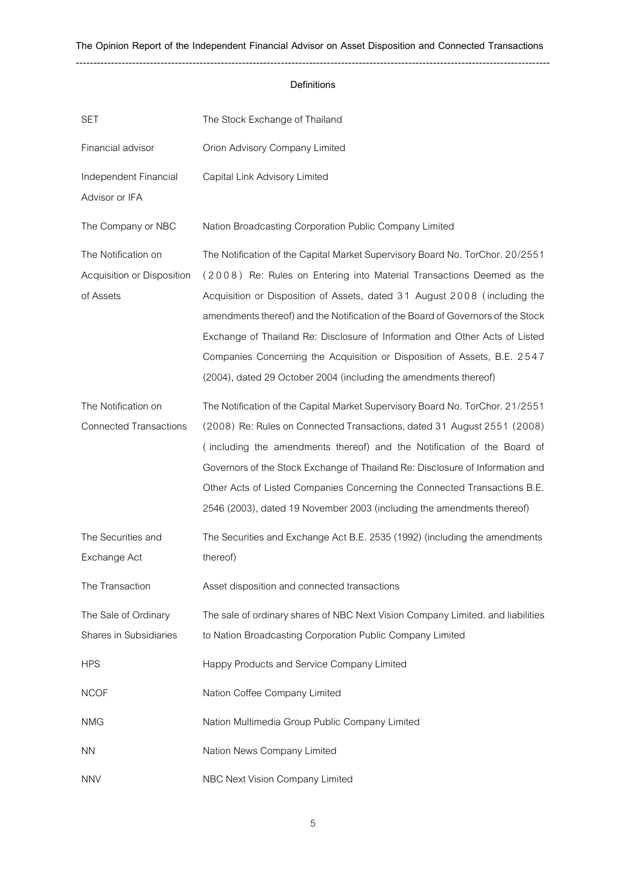## Definitions

| | |
|---|---|
| SET | The Stock Exchange of Thailand |
| Financial advisor | Orion Advisory Company Limited |
| Independent Financial Advisor or IFA | Capital Link Advisory Limited |
| The Company or NBC | Nation Broadcasting Corporation Public Company Limited |
| The Notification on Acquisition or Disposition of Assets | The Notification of the Capital Market Supervisory Board No. TorChor. 20/2551 (2008) Re: Rules on Entering into Material Transactions Deemed as the Acquisition or Disposition of Assets, dated 31 August 2008 (including the amendments thereof) and the Notification of the Board of Governors of the Stock Exchange of Thailand Re: Disclosure of Information and Other Acts of Listed Companies Concerning the Acquisition or Disposition of Assets, B.E. 2547 (2004), dated 29 October 2004 (including the amendments thereof) |
| The Notification on Connected Transactions | The Notification of the Capital Market Supervisory Board No. TorChor. 21/2551 (2008) Re: Rules on Connected Transactions, dated 31 August 2551 (2008) (including the amendments thereof) and the Notification of the Board of Governors of the Stock Exchange of Thailand Re: Disclosure of Information and Other Acts of Listed Companies Concerning the Connected Transactions B.E. 2546 (2003), dated 19 November 2003 (including the amendments thereof) |
| The Securities and Exchange Act | The Securities and Exchange Act B.E. 2535 (1992) (including the amendments thereof) |
| The Transaction | Asset disposition and connected transactions |
| The Sale of Ordinary Shares in Subsidiaries | The sale of ordinary shares of NBC Next Vision Company Limited. and liabilities to Nation Broadcasting Corporation Public Company Limited |
| HPS | Happy Products and Service Company Limited |
| NCOF | Nation Coffee Company Limited |
| NMG | Nation Multimedia Group Public Company Limited |
| NN | Nation News Company Limited |
| NNV | NBC Next Vision Company Limited |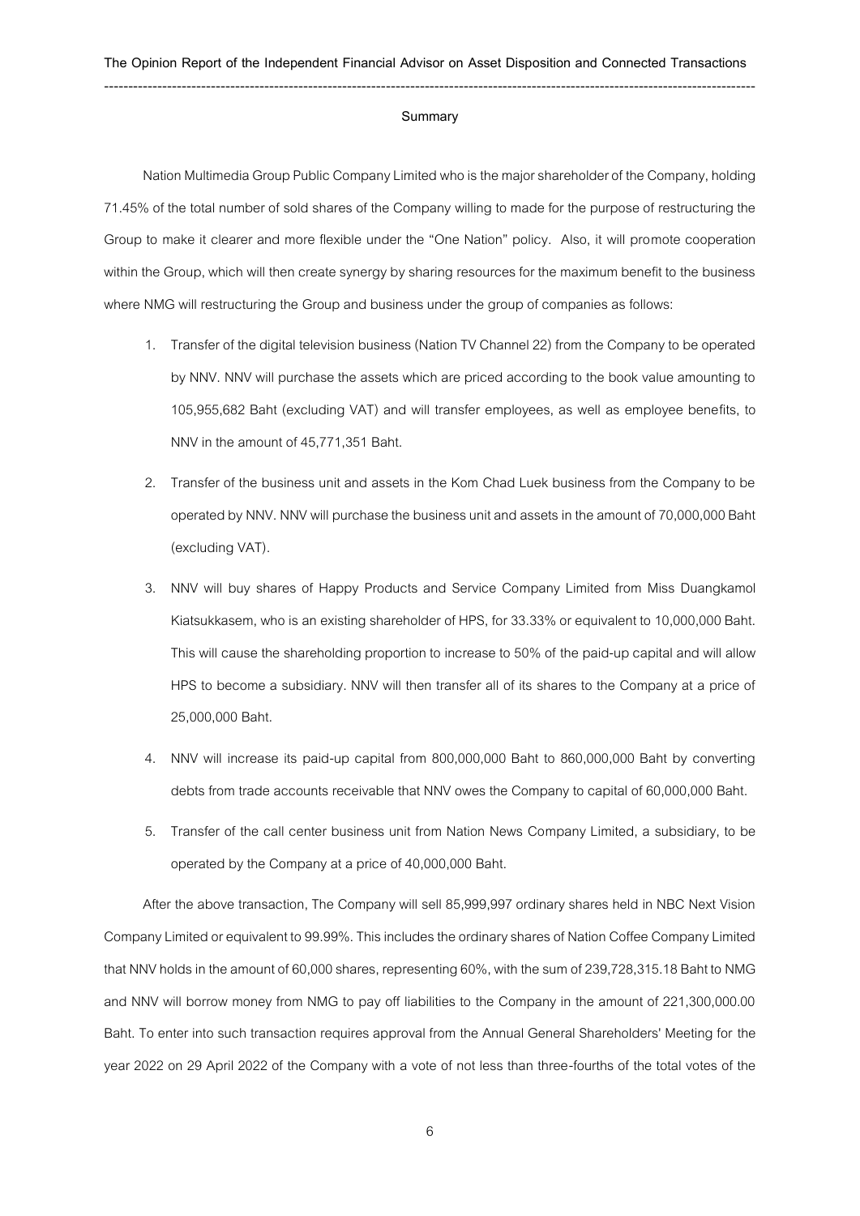## Summary

Nation Multimedia Group Public Company Limited who is the major shareholder of the Company, holding 71.45% of the total number of sold shares of the Company willing to made for the purpose of restructuring the Group to make it clearer and more flexible under the "One Nation" policy. Also, it will promote cooperation within the Group, which will then create synergy by sharing resources for the maximum benefit to the business where NMG will restructuring the Group and business under the group of companies as follows:

1. Transfer of the digital television business (Nation TV Channel 22) from the Company to be operated by NNV. NNV will purchase the assets which are priced according to the book value amounting to 105,955,682 Baht (excluding VAT) and will transfer employees, as well as employee benefits, to NNV in the amount of 45,771,351 Baht.
2. Transfer of the business unit and assets in the Kom Chad Luek business from the Company to be operated by NNV. NNV will purchase the business unit and assets in the amount of 70,000,000 Baht (excluding VAT).
3. NNV will buy shares of Happy Products and Service Company Limited from Miss Duangkamol Kiatsukkasem, who is an existing shareholder of HPS, for 33.33% or equivalent to 10,000,000 Baht. This will cause the shareholding proportion to increase to 50% of the paid-up capital and will allow HPS to become a subsidiary. NNV will then transfer all of its shares to the Company at a price of 25,000,000 Baht.
4. NNV will increase its paid-up capital from 800,000,000 Baht to 860,000,000 Baht by converting debts from trade accounts receivable that NNV owes the Company to capital of 60,000,000 Baht.
5. Transfer of the call center business unit from Nation News Company Limited, a subsidiary, to be operated by the Company at a price of 40,000,000 Baht.

After the above transaction, The Company will sell 85,999,997 ordinary shares held in NBC Next Vision Company Limited or equivalent to 99.99%. This includes the ordinary shares of Nation Coffee Company Limited that NNV holds in the amount of 60,000 shares, representing 60%, with the sum of 239,728,315.18 Baht to NMG and NNV will borrow money from NMG to pay off liabilities to the Company in the amount of 221,300,000.00 Baht. To enter into such transaction requires approval from the Annual General Shareholders' Meeting for the year 2022 on 29 April 2022 of the Company with a vote of not less than three-fourths of the total votes of the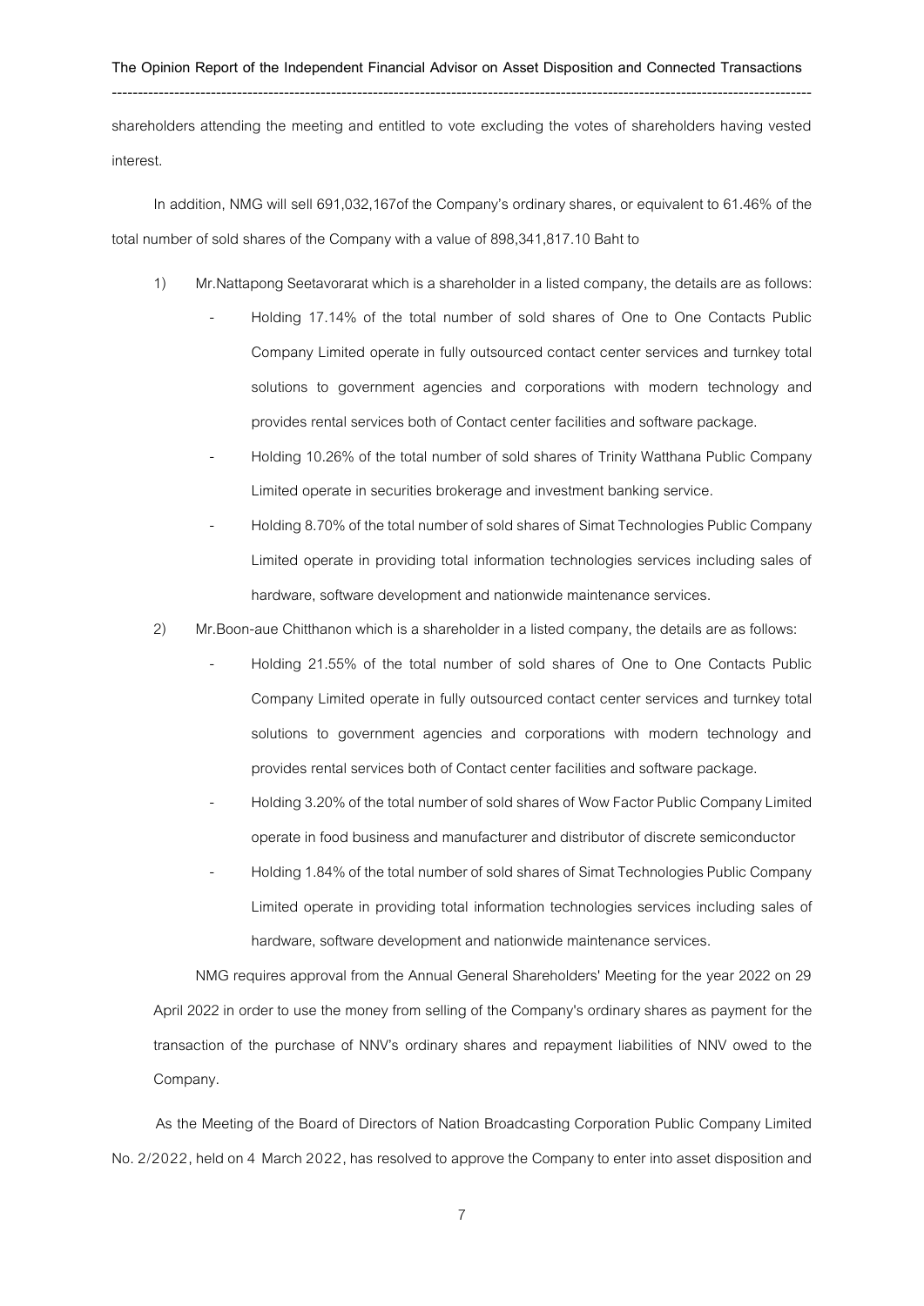shareholders attending the meeting and entitled to vote excluding the votes of shareholders having vested interest.

In addition, NMG will sell 691,032,167of the Company's ordinary shares, or equivalent to 61.46% of the total number of sold shares of the Company with a value of 898,341,817.10 Baht to

1) Mr.Nattapong Seetavorarat which is a shareholder in a listed company, the details are as follows:
   - Holding 17.14% of the total number of sold shares of One to One Contacts Public Company Limited operate in fully outsourced contact center services and turnkey total solutions to government agencies and corporations with modern technology and provides rental services both of Contact center facilities and software package.
   - Holding 10.26% of the total number of sold shares of Trinity Watthana Public Company Limited operate in securities brokerage and investment banking service.
   - Holding 8.70% of the total number of sold shares of Simat Technologies Public Company Limited operate in providing total information technologies services including sales of hardware, software development and nationwide maintenance services.
2) Mr.Boon-aue Chitthanon which is a shareholder in a listed company, the details are as follows:
   - Holding 21.55% of the total number of sold shares of One to One Contacts Public Company Limited operate in fully outsourced contact center services and turnkey total solutions to government agencies and corporations with modern technology and provides rental services both of Contact center facilities and software package.
   - Holding 3.20% of the total number of sold shares of Wow Factor Public Company Limited operate in food business and manufacturer and distributor of discrete semiconductor
   - Holding 1.84% of the total number of sold shares of Simat Technologies Public Company Limited operate in providing total information technologies services including sales of hardware, software development and nationwide maintenance services.

NMG requires approval from the Annual General Shareholders' Meeting for the year 2022 on 29 April 2022 in order to use the money from selling of the Company's ordinary shares as payment for the transaction of the purchase of NNV's ordinary shares and repayment liabilities of NNV owed to the Company.

As the Meeting of the Board of Directors of Nation Broadcasting Corporation Public Company Limited No. 2/2022, held on 4 March 2022, has resolved to approve the Company to enter into asset disposition and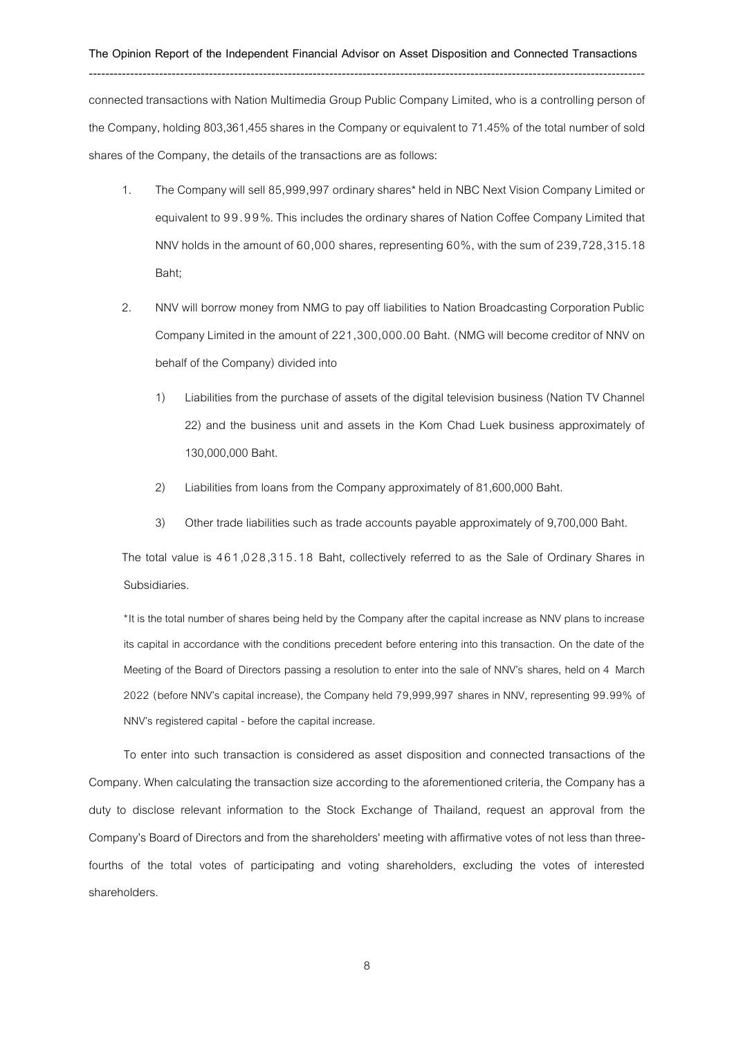connected transactions with Nation Multimedia Group Public Company Limited, who is a controlling person of the Company, holding 803,361,455 shares in the Company or equivalent to 71.45% of the total number of sold shares of the Company, the details of the transactions are as follows:

1. The Company will sell 85,999,997 ordinary shares* held in NBC Next Vision Company Limited or equivalent to 99.99%. This includes the ordinary shares of Nation Coffee Company Limited that NNV holds in the amount of 60,000 shares, representing 60%, with the sum of 239,728,315.18 Baht;

2. NNV will borrow money from NMG to pay off liabilities to Nation Broadcasting Corporation Public Company Limited in the amount of 221,300,000.00 Baht. (NMG will become creditor of NNV on behalf of the Company) divided into

   1) Liabilities from the purchase of assets of the digital television business (Nation TV Channel 22) and the business unit and assets in the Kom Chad Luek business approximately of 130,000,000 Baht.

   2) Liabilities from loans from the Company approximately of 81,600,000 Baht.

   3) Other trade liabilities such as trade accounts payable approximately of 9,700,000 Baht.

The total value is 461,028,315.18 Baht, collectively referred to as the Sale of Ordinary Shares in Subsidiaries.

*It is the total number of shares being held by the Company after the capital increase as NNV plans to increase its capital in accordance with the conditions precedent before entering into this transaction. On the date of the Meeting of the Board of Directors passing a resolution to enter into the sale of NNV's shares, held on 4 March 2022 (before NNV's capital increase), the Company held 79,999,997 shares in NNV, representing 99.99% of NNV's registered capital - before the capital increase.

To enter into such transaction is considered as asset disposition and connected transactions of the Company. When calculating the transaction size according to the aforementioned criteria, the Company has a duty to disclose relevant information to the Stock Exchange of Thailand, request an approval from the Company's Board of Directors and from the shareholders' meeting with affirmative votes of not less than three-fourths of the total votes of participating and voting shareholders, excluding the votes of interested shareholders.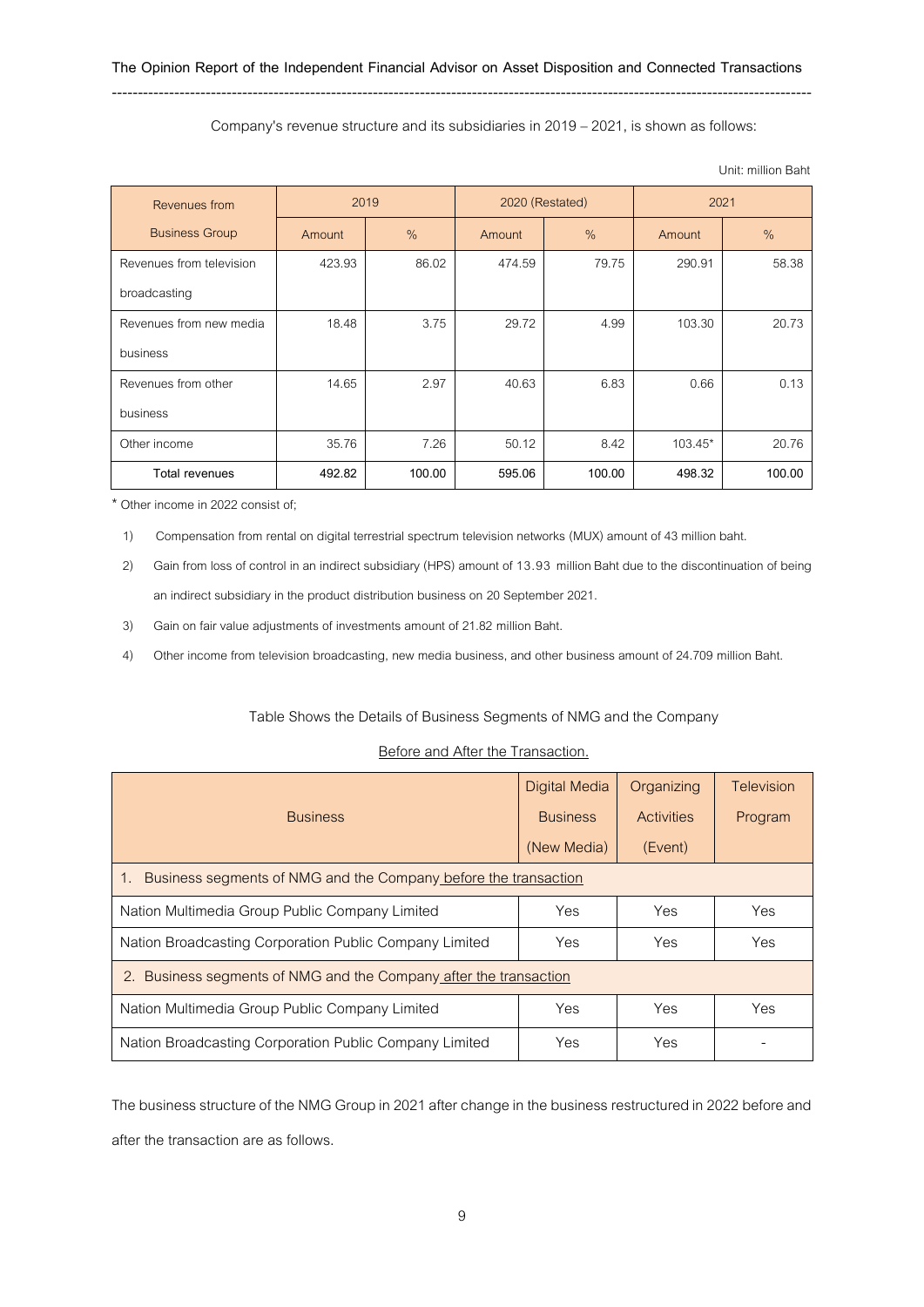Company's revenue structure and its subsidiaries in 2019 – 2021, is shown as follows:

Unit: million Baht

| Revenues from Business Group | 2019 | | 2020 (Restated) | | 2021 | |
|---|---|---|---|---|---|---|
| | Amount | % | Amount | % | Amount | % |
| Revenues from television broadcasting | 423.93 | 86.02 | 474.59 | 79.75 | 290.91 | 58.38 |
| Revenues from new media business | 18.48 | 3.75 | 29.72 | 4.99 | 103.30 | 20.73 |
| Revenues from other business | 14.65 | 2.97 | 40.63 | 6.83 | 0.66 | 0.13 |
| Other income | 35.76 | 7.26 | 50.12 | 8.42 | 103.45* | 20.76 |
| **Total revenues** | **492.82** | **100.00** | **595.06** | **100.00** | **498.32** | **100.00** |

\* Other income in 2022 consist of;

1) Compensation from rental on digital terrestrial spectrum television networks (MUX) amount of 43 million baht.
2) Gain from loss of control in an indirect subsidiary (HPS) amount of 13.93 million Baht due to the discontinuation of being an indirect subsidiary in the product distribution business on 20 September 2021.
3) Gain on fair value adjustments of investments amount of 21.82 million Baht.
4) Other income from television broadcasting, new media business, and other business amount of 24.709 million Baht.

Table Shows the Details of Business Segments of NMG and the Company

Before and After the Transaction.

| Business | Digital Media Business (New Media) | Organizing Activities (Event) | Television Program |
|---|---|---|---|
| 1. Business segments of NMG and the Company before the transaction | | | |
| Nation Multimedia Group Public Company Limited | Yes | Yes | Yes |
| Nation Broadcasting Corporation Public Company Limited | Yes | Yes | Yes |
| 2. Business segments of NMG and the Company after the transaction | | | |
| Nation Multimedia Group Public Company Limited | Yes | Yes | Yes |
| Nation Broadcasting Corporation Public Company Limited | Yes | Yes | - |

The business structure of the NMG Group in 2021 after change in the business restructured in 2022 before and after the transaction are as follows.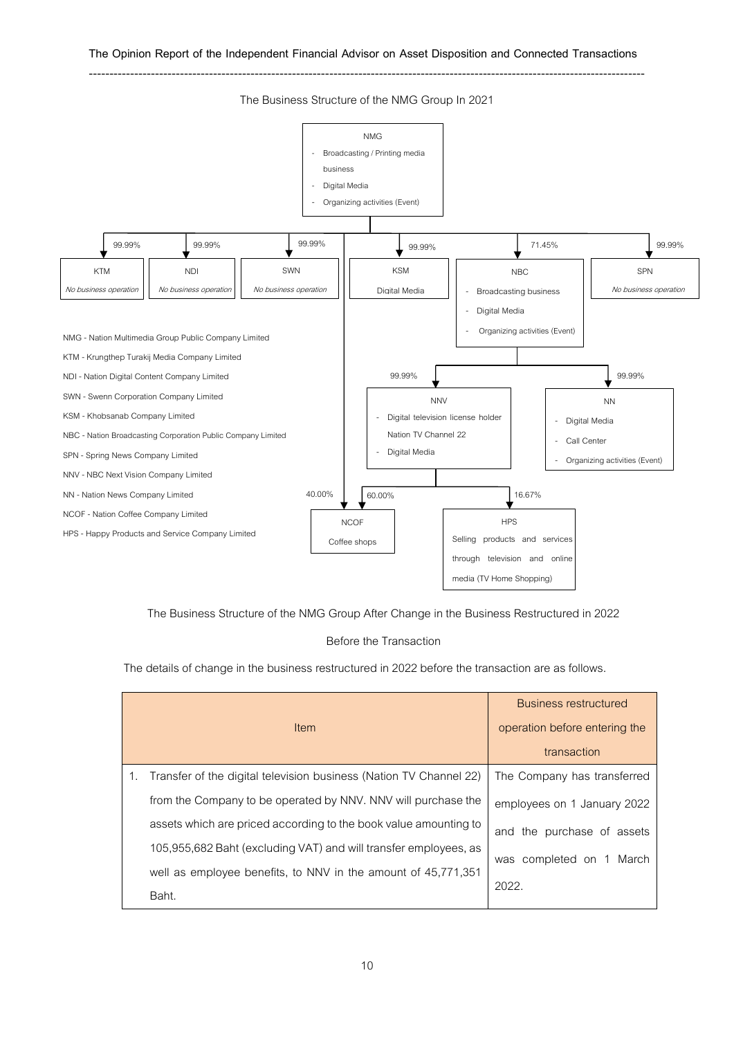The Business Structure of the NMG Group In 2021

NMG
- Broadcasting / Printing media business
- Digital Media
- Organizing activities (Event)

| Shareholding | Company | Business |
|---|---|---|
| 99.99% | KTM | *No business operation* |
| 99.99% | NDI | *No business operation* |
| 99.99% | SWN | *No business operation* |
| 99.99% | KSM | Digital Media |
| 71.45% | NBC | - Broadcasting business<br>- Digital Media<br>- Organizing activities (Event) |
| 99.99% | SPN | *No business operation* |

NBC holds:
- 99.99% NNV: - Digital television license holder Nation TV Channel 22; - Digital Media
- 99.99% NN: - Digital Media; - Call Center; - Organizing activities (Event)

NCOF (Coffee shops): 40.00% held by NMG, 60.00% held by NNV

HPS (Selling products and services through television and online media (TV Home Shopping)): 16.67% held by NNV

NMG - Nation Multimedia Group Public Company Limited
KTM - Krungthep Turakij Media Company Limited
NDI - Nation Digital Content Company Limited
SWN - Swenn Corporation Company Limited
KSM - Khobsanab Company Limited
NBC - Nation Broadcasting Corporation Public Company Limited
SPN - Spring News Company Limited
NNV - NBC Next Vision Company Limited
NN - Nation News Company Limited
NCOF - Nation Coffee Company Limited
HPS - Happy Products and Service Company Limited

The Business Structure of the NMG Group After Change in the Business Restructured in 2022

Before the Transaction

The details of change in the business restructured in 2022 before the transaction are as follows.

| Item | Business restructured operation before entering the transaction |
|---|---|
| 1. Transfer of the digital television business (Nation TV Channel 22) from the Company to be operated by NNV. NNV will purchase the assets which are priced according to the book value amounting to 105,955,682 Baht (excluding VAT) and will transfer employees, as well as employee benefits, to NNV in the amount of 45,771,351 Baht. | The Company has transferred employees on 1 January 2022 and the purchase of assets was completed on 1 March 2022. |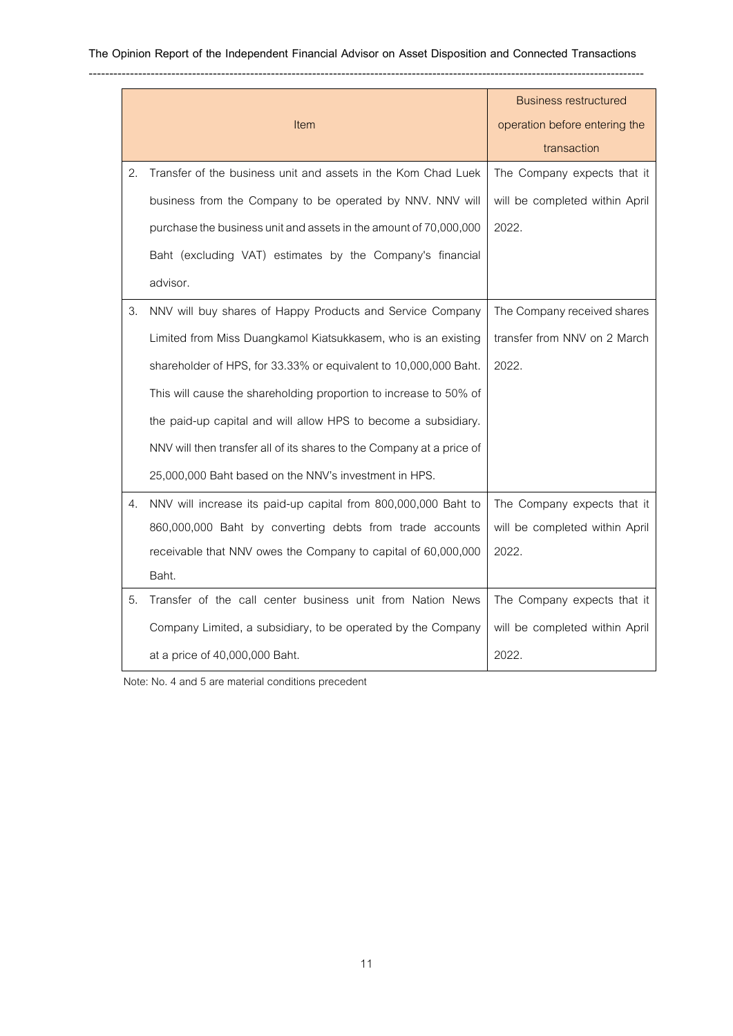| | Item | Business restructured operation before entering the transaction |
|---|---|---|
| 2. | Transfer of the business unit and assets in the Kom Chad Luek business from the Company to be operated by NNV. NNV will purchase the business unit and assets in the amount of 70,000,000 Baht (excluding VAT) estimates by the Company's financial advisor. | The Company expects that it will be completed within April 2022. |
| 3. | NNV will buy shares of Happy Products and Service Company Limited from Miss Duangkamol Kiatsukkasem, who is an existing shareholder of HPS, for 33.33% or equivalent to 10,000,000 Baht. This will cause the shareholding proportion to increase to 50% of the paid-up capital and will allow HPS to become a subsidiary. NNV will then transfer all of its shares to the Company at a price of 25,000,000 Baht based on the NNV's investment in HPS. | The Company received shares transfer from NNV on 2 March 2022. |
| 4. | NNV will increase its paid-up capital from 800,000,000 Baht to 860,000,000 Baht by converting debts from trade accounts receivable that NNV owes the Company to capital of 60,000,000 Baht. | The Company expects that it will be completed within April 2022. |
| 5. | Transfer of the call center business unit from Nation News Company Limited, a subsidiary, to be operated by the Company at a price of 40,000,000 Baht. | The Company expects that it will be completed within April 2022. |

Note: No. 4 and 5 are material conditions precedent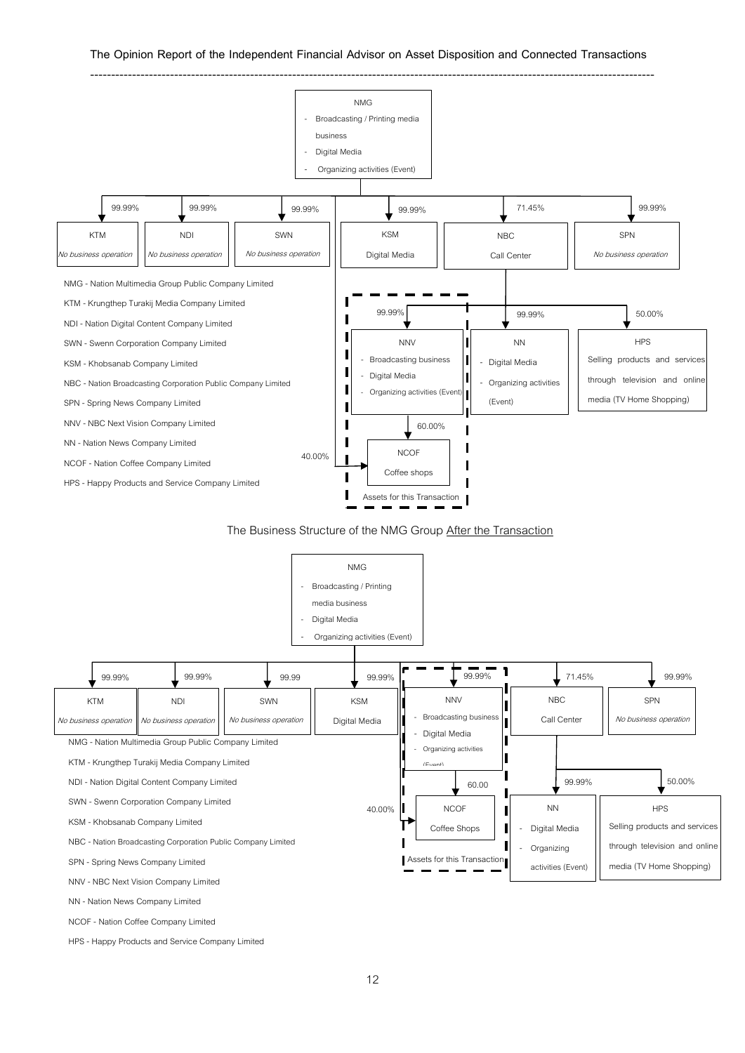NMG
- Broadcasting / Printing media business
- Digital Media
- Organizing activities (Event)

| Shareholding by NMG | Company | Business |
|---|---|---|
| 99.99% | KTM | *No business operation* |
| 99.99% | NDI | *No business operation* |
| 99.99% | SWN | *No business operation* |
| 99.99% | KSM | Digital Media |
| 71.45% | NBC | Call Center |
| 99.99% | SPN | *No business operation* |
| 40.00% | NCOF | Coffee shops |

NBC holds:
- 99.99% NNV – Broadcasting business, Digital Media, Organizing activities (Event)
- 99.99% NN – Digital Media, Organizing activities (Event)
- 50.00% HPS – Selling products and services through television and online media (TV Home Shopping)

NNV holds 60.00% NCOF – Coffee shops

Assets for this Transaction: NNV and NCOF

NMG - Nation Multimedia Group Public Company Limited

KTM - Krungthep Turakij Media Company Limited

NDI - Nation Digital Content Company Limited

SWN - Swenn Corporation Company Limited

KSM - Khobsanab Company Limited

NBC - Nation Broadcasting Corporation Public Company Limited

SPN - Spring News Company Limited

NNV - NBC Next Vision Company Limited

NN - Nation News Company Limited

NCOF - Nation Coffee Company Limited

HPS - Happy Products and Service Company Limited

The Business Structure of the NMG Group After the Transaction

NMG
- Broadcasting / Printing media business
- Digital Media
- Organizing activities (Event)

| Shareholding by NMG | Company | Business |
|---|---|---|
| 99.99% | KTM | *No business operation* |
| 99.99% | NDI | *No business operation* |
| 99.99 | SWN | *No business operation* |
| 99.99% | KSM | Digital Media |
| 99.99% | NNV | Broadcasting business, Digital Media, Organizing activities (Event) |
| 71.45% | NBC | Call Center |
| 99.99% | SPN | *No business operation* |
| 40.00% | NCOF | Coffee Shops |

NNV holds 60.00 NCOF – Coffee Shops

NBC holds:
- 99.99% NN – Digital Media, Organizing activities (Event)
- 50.00% HPS – Selling products and services through television and online media (TV Home Shopping)

Assets for this Transaction: NNV and NCOF

NMG - Nation Multimedia Group Public Company Limited

KTM - Krungthep Turakij Media Company Limited

NDI - Nation Digital Content Company Limited

SWN - Swenn Corporation Company Limited

KSM - Khobsanab Company Limited

NBC - Nation Broadcasting Corporation Public Company Limited

SPN - Spring News Company Limited

NNV - NBC Next Vision Company Limited

NN - Nation News Company Limited

NCOF - Nation Coffee Company Limited

HPS - Happy Products and Service Company Limited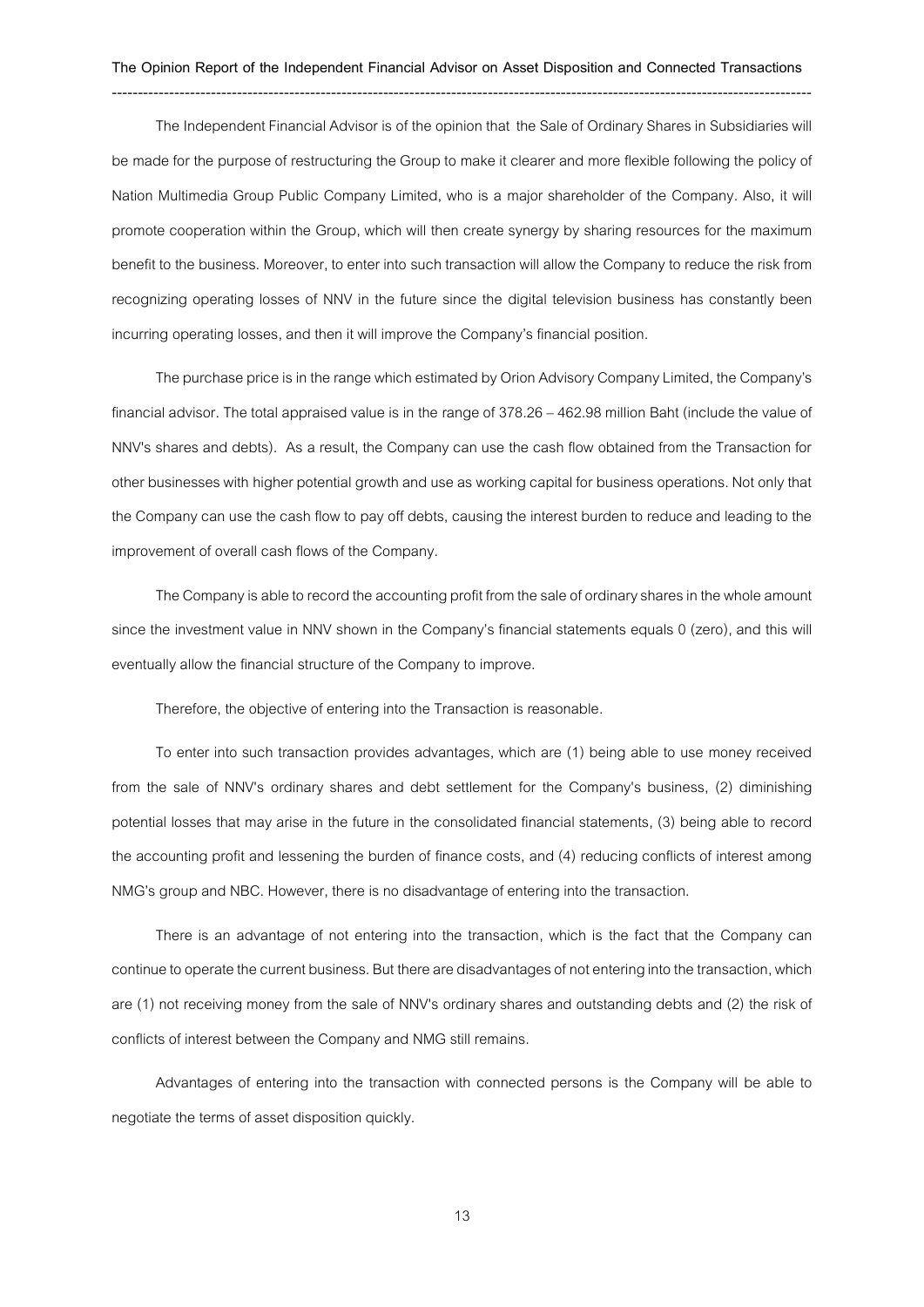The Independent Financial Advisor is of the opinion that the Sale of Ordinary Shares in Subsidiaries will be made for the purpose of restructuring the Group to make it clearer and more flexible following the policy of Nation Multimedia Group Public Company Limited, who is a major shareholder of the Company. Also, it will promote cooperation within the Group, which will then create synergy by sharing resources for the maximum benefit to the business. Moreover, to enter into such transaction will allow the Company to reduce the risk from recognizing operating losses of NNV in the future since the digital television business has constantly been incurring operating losses, and then it will improve the Company's financial position.

The purchase price is in the range which estimated by Orion Advisory Company Limited, the Company's financial advisor. The total appraised value is in the range of 378.26 – 462.98 million Baht (include the value of NNV's shares and debts). As a result, the Company can use the cash flow obtained from the Transaction for other businesses with higher potential growth and use as working capital for business operations. Not only that the Company can use the cash flow to pay off debts, causing the interest burden to reduce and leading to the improvement of overall cash flows of the Company.

The Company is able to record the accounting profit from the sale of ordinary shares in the whole amount since the investment value in NNV shown in the Company's financial statements equals 0 (zero), and this will eventually allow the financial structure of the Company to improve.

Therefore, the objective of entering into the Transaction is reasonable.

To enter into such transaction provides advantages, which are (1) being able to use money received from the sale of NNV's ordinary shares and debt settlement for the Company's business, (2) diminishing potential losses that may arise in the future in the consolidated financial statements, (3) being able to record the accounting profit and lessening the burden of finance costs, and (4) reducing conflicts of interest among NMG's group and NBC. However, there is no disadvantage of entering into the transaction.

There is an advantage of not entering into the transaction, which is the fact that the Company can continue to operate the current business. But there are disadvantages of not entering into the transaction, which are (1) not receiving money from the sale of NNV's ordinary shares and outstanding debts and (2) the risk of conflicts of interest between the Company and NMG still remains.

Advantages of entering into the transaction with connected persons is the Company will be able to negotiate the terms of asset disposition quickly.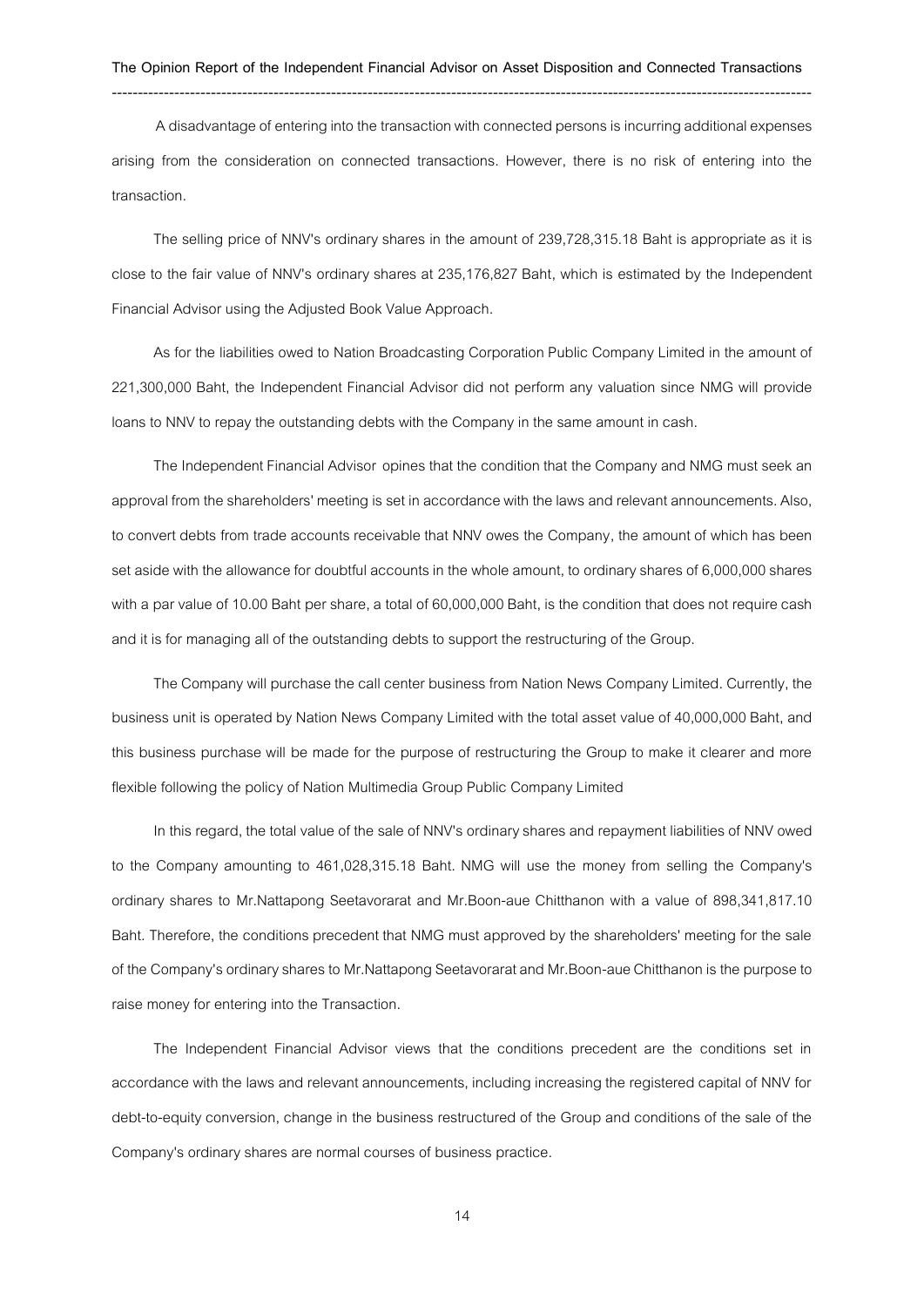A disadvantage of entering into the transaction with connected persons is incurring additional expenses arising from the consideration on connected transactions. However, there is no risk of entering into the transaction.

The selling price of NNV's ordinary shares in the amount of 239,728,315.18 Baht is appropriate as it is close to the fair value of NNV's ordinary shares at 235,176,827 Baht, which is estimated by the Independent Financial Advisor using the Adjusted Book Value Approach.

As for the liabilities owed to Nation Broadcasting Corporation Public Company Limited in the amount of 221,300,000 Baht, the Independent Financial Advisor did not perform any valuation since NMG will provide loans to NNV to repay the outstanding debts with the Company in the same amount in cash.

The Independent Financial Advisor opines that the condition that the Company and NMG must seek an approval from the shareholders' meeting is set in accordance with the laws and relevant announcements. Also, to convert debts from trade accounts receivable that NNV owes the Company, the amount of which has been set aside with the allowance for doubtful accounts in the whole amount, to ordinary shares of 6,000,000 shares with a par value of 10.00 Baht per share, a total of 60,000,000 Baht, is the condition that does not require cash and it is for managing all of the outstanding debts to support the restructuring of the Group.

The Company will purchase the call center business from Nation News Company Limited. Currently, the business unit is operated by Nation News Company Limited with the total asset value of 40,000,000 Baht, and this business purchase will be made for the purpose of restructuring the Group to make it clearer and more flexible following the policy of Nation Multimedia Group Public Company Limited

In this regard, the total value of the sale of NNV's ordinary shares and repayment liabilities of NNV owed to the Company amounting to 461,028,315.18 Baht. NMG will use the money from selling the Company's ordinary shares to Mr.Nattapong Seetavorarat and Mr.Boon-aue Chitthanon with a value of 898,341,817.10 Baht. Therefore, the conditions precedent that NMG must approved by the shareholders' meeting for the sale of the Company's ordinary shares to Mr.Nattapong Seetavorarat and Mr.Boon-aue Chitthanon is the purpose to raise money for entering into the Transaction.

The Independent Financial Advisor views that the conditions precedent are the conditions set in accordance with the laws and relevant announcements, including increasing the registered capital of NNV for debt-to-equity conversion, change in the business restructured of the Group and conditions of the sale of the Company's ordinary shares are normal courses of business practice.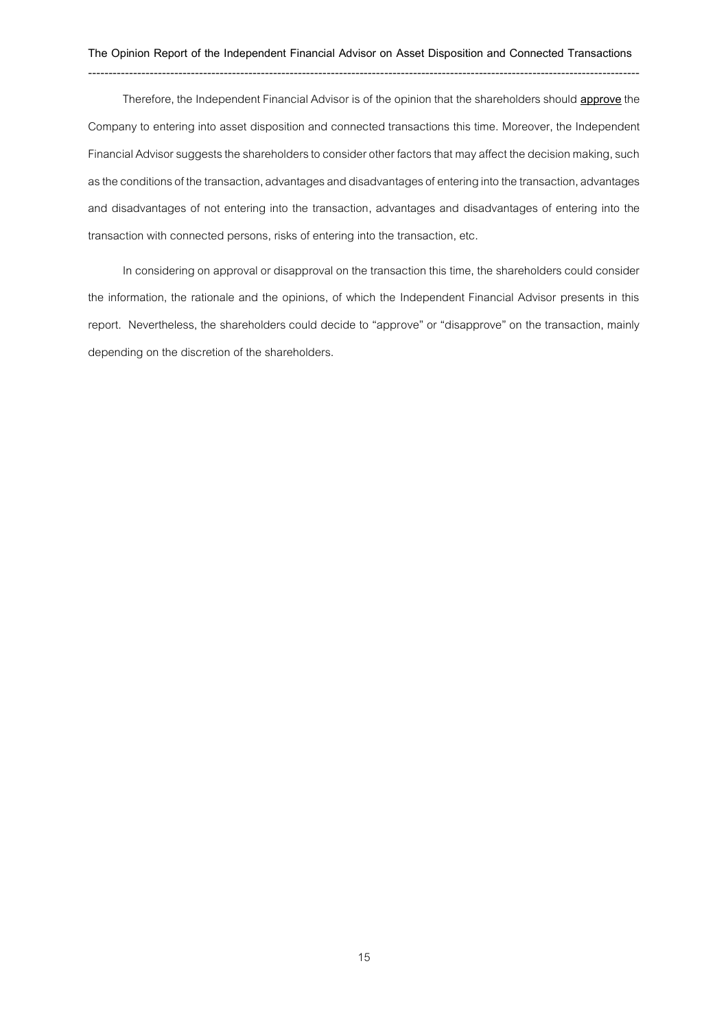Therefore, the Independent Financial Advisor is of the opinion that the shareholders should **approve** the Company to entering into asset disposition and connected transactions this time. Moreover, the Independent Financial Advisor suggests the shareholders to consider other factors that may affect the decision making, such as the conditions of the transaction, advantages and disadvantages of entering into the transaction, advantages and disadvantages of not entering into the transaction, advantages and disadvantages of entering into the transaction with connected persons, risks of entering into the transaction, etc.

In considering on approval or disapproval on the transaction this time, the shareholders could consider the information, the rationale and the opinions, of which the Independent Financial Advisor presents in this report. Nevertheless, the shareholders could decide to "approve" or "disapprove" on the transaction, mainly depending on the discretion of the shareholders.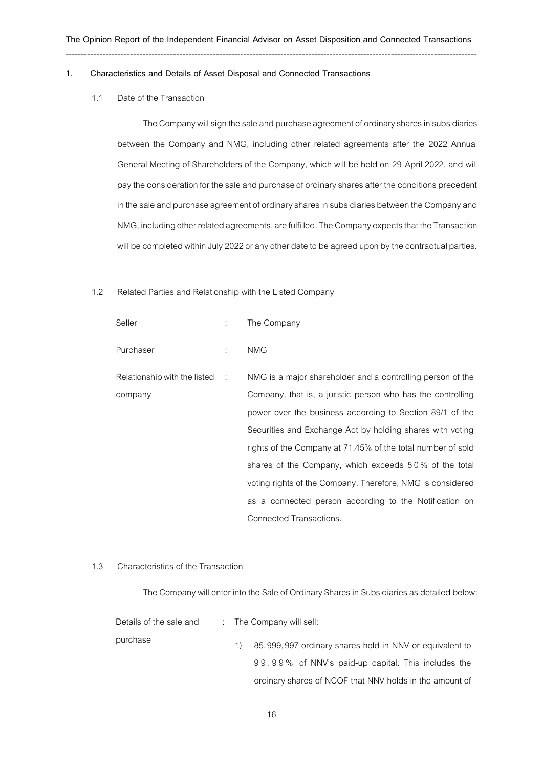## 1. Characteristics and Details of Asset Disposal and Connected Transactions

### 1.1 Date of the Transaction

The Company will sign the sale and purchase agreement of ordinary shares in subsidiaries between the Company and NMG, including other related agreements after the 2022 Annual General Meeting of Shareholders of the Company, which will be held on 29 April 2022, and will pay the consideration for the sale and purchase of ordinary shares after the conditions precedent in the sale and purchase agreement of ordinary shares in subsidiaries between the Company and NMG, including other related agreements, are fulfilled. The Company expects that the Transaction will be completed within July 2022 or any other date to be agreed upon by the contractual parties.

### 1.2 Related Parties and Relationship with the Listed Company

| | | |
|---|---|---|
| Seller | : | The Company |
| Purchaser | : | NMG |
| Relationship with the listed company | : | NMG is a major shareholder and a controlling person of the Company, that is, a juristic person who has the controlling power over the business according to Section 89/1 of the Securities and Exchange Act by holding shares with voting rights of the Company at 71.45% of the total number of sold shares of the Company, which exceeds 50% of the total voting rights of the Company. Therefore, NMG is considered as a connected person according to the Notification on Connected Transactions. |

### 1.3 Characteristics of the Transaction

The Company will enter into the Sale of Ordinary Shares in Subsidiaries as detailed below:

| | | |
|---|---|---|
| Details of the sale and purchase | : | The Company will sell:<br>1) 85,999,997 ordinary shares held in NNV or equivalent to 99.99% of NNV's paid-up capital. This includes the ordinary shares of NCOF that NNV holds in the amount of |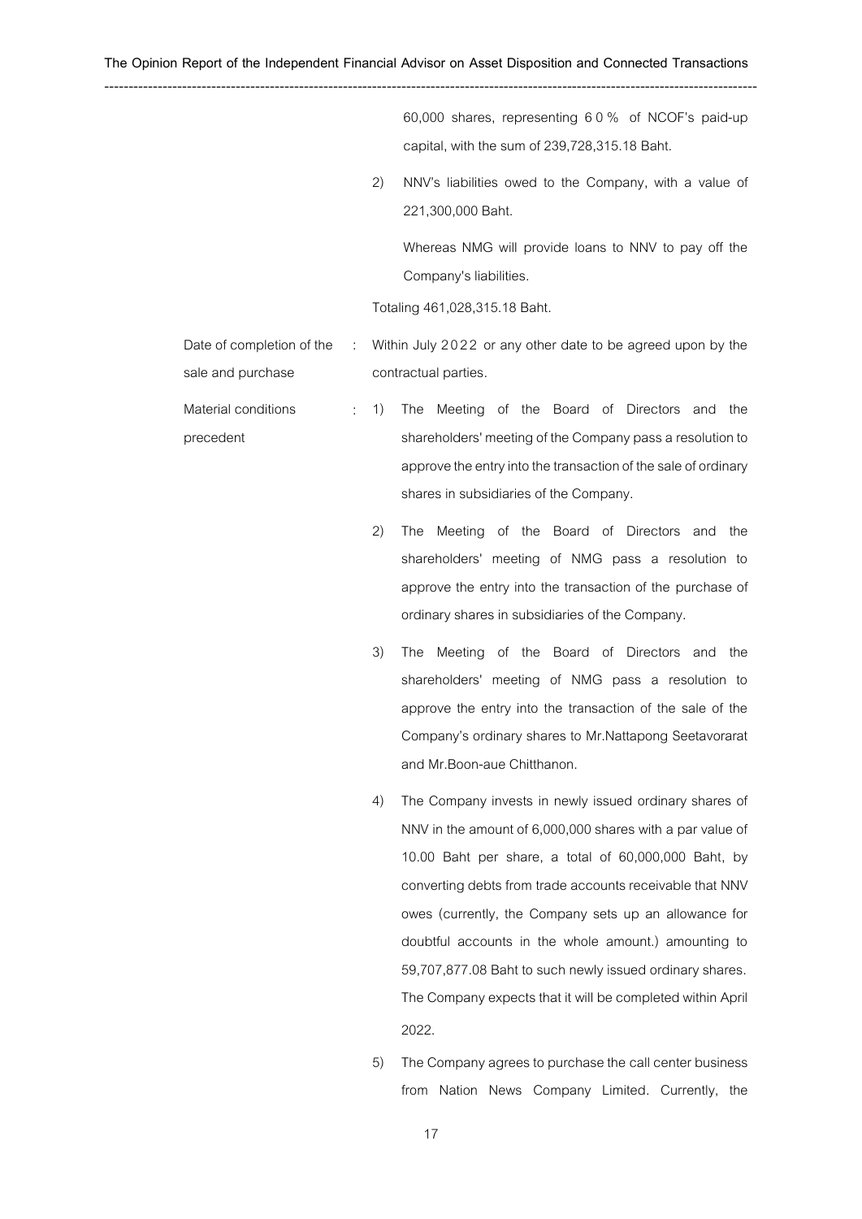60,000 shares, representing 60% of NCOF's paid-up capital, with the sum of 239,728,315.18 Baht.

2) NNV's liabilities owed to the Company, with a value of 221,300,000 Baht.

   Whereas NMG will provide loans to NNV to pay off the Company's liabilities.

Totaling 461,028,315.18 Baht.

| | | |
|---|---|---|
| Date of completion of the sale and purchase | : | Within July 2022 or any other date to be agreed upon by the contractual parties. |
| Material conditions precedent | : | 1) The Meeting of the Board of Directors and the shareholders' meeting of the Company pass a resolution to approve the entry into the transaction of the sale of ordinary shares in subsidiaries of the Company.<br>2) The Meeting of the Board of Directors and the shareholders' meeting of NMG pass a resolution to approve the entry into the transaction of the purchase of ordinary shares in subsidiaries of the Company.<br>3) The Meeting of the Board of Directors and the shareholders' meeting of NMG pass a resolution to approve the entry into the transaction of the sale of the Company's ordinary shares to Mr.Nattapong Seetavorarat and Mr.Boon-aue Chitthanon.<br>4) The Company invests in newly issued ordinary shares of NNV in the amount of 6,000,000 shares with a par value of 10.00 Baht per share, a total of 60,000,000 Baht, by converting debts from trade accounts receivable that NNV owes (currently, the Company sets up an allowance for doubtful accounts in the whole amount.) amounting to 59,707,877.08 Baht to such newly issued ordinary shares. The Company expects that it will be completed within April 2022.<br>5) The Company agrees to purchase the call center business from Nation News Company Limited. Currently, the |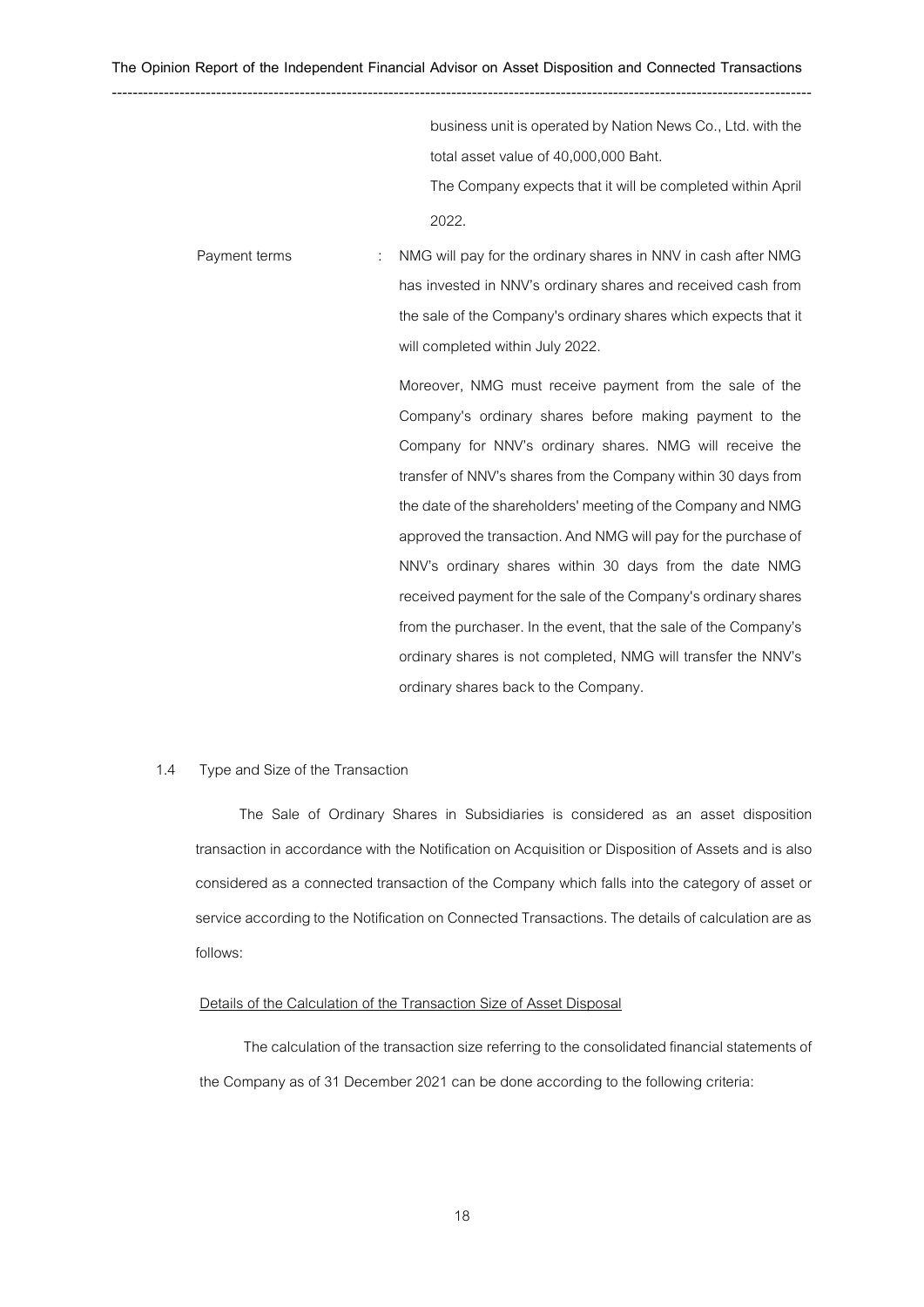business unit is operated by Nation News Co., Ltd. with the total asset value of 40,000,000 Baht.

The Company expects that it will be completed within April 2022.

Payment terms : NMG will pay for the ordinary shares in NNV in cash after NMG has invested in NNV's ordinary shares and received cash from the sale of the Company's ordinary shares which expects that it will completed within July 2022.

Moreover, NMG must receive payment from the sale of the Company's ordinary shares before making payment to the Company for NNV's ordinary shares. NMG will receive the transfer of NNV's shares from the Company within 30 days from the date of the shareholders' meeting of the Company and NMG approved the transaction. And NMG will pay for the purchase of NNV's ordinary shares within 30 days from the date NMG received payment for the sale of the Company's ordinary shares from the purchaser. In the event, that the sale of the Company's ordinary shares is not completed, NMG will transfer the NNV's ordinary shares back to the Company.

1.4 Type and Size of the Transaction

The Sale of Ordinary Shares in Subsidiaries is considered as an asset disposition transaction in accordance with the Notification on Acquisition or Disposition of Assets and is also considered as a connected transaction of the Company which falls into the category of asset or service according to the Notification on Connected Transactions. The details of calculation are as follows:

Details of the Calculation of the Transaction Size of Asset Disposal

The calculation of the transaction size referring to the consolidated financial statements of the Company as of 31 December 2021 can be done according to the following criteria: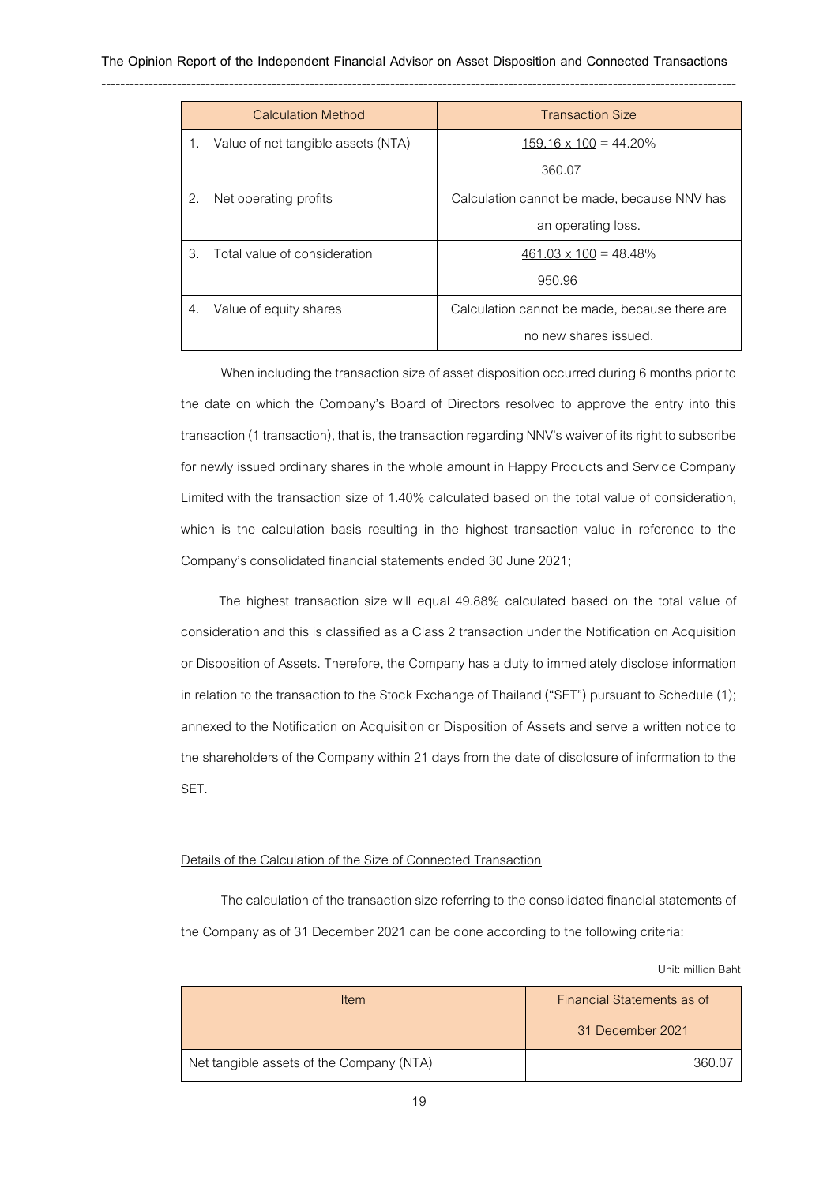| Calculation Method | Transaction Size |
|---|---|
| 1. Value of net tangible assets (NTA) | $\frac{159.16 \times 100}{360.07}$ = 44.20% |
| 2. Net operating profits | Calculation cannot be made, because NNV has an operating loss. |
| 3. Total value of consideration | $\frac{461.03 \times 100}{950.96}$ = 48.48% |
| 4. Value of equity shares | Calculation cannot be made, because there are no new shares issued. |

When including the transaction size of asset disposition occurred during 6 months prior to the date on which the Company's Board of Directors resolved to approve the entry into this transaction (1 transaction), that is, the transaction regarding NNV's waiver of its right to subscribe for newly issued ordinary shares in the whole amount in Happy Products and Service Company Limited with the transaction size of 1.40% calculated based on the total value of consideration, which is the calculation basis resulting in the highest transaction value in reference to the Company's consolidated financial statements ended 30 June 2021;

The highest transaction size will equal 49.88% calculated based on the total value of consideration and this is classified as a Class 2 transaction under the Notification on Acquisition or Disposition of Assets. Therefore, the Company has a duty to immediately disclose information in relation to the transaction to the Stock Exchange of Thailand ("SET") pursuant to Schedule (1); annexed to the Notification on Acquisition or Disposition of Assets and serve a written notice to the shareholders of the Company within 21 days from the date of disclosure of information to the SET.

Details of the Calculation of the Size of Connected Transaction

The calculation of the transaction size referring to the consolidated financial statements of the Company as of 31 December 2021 can be done according to the following criteria:

Unit: million Baht

| Item | Financial Statements as of 31 December 2021 |
|---|---|
| Net tangible assets of the Company (NTA) | 360.07 |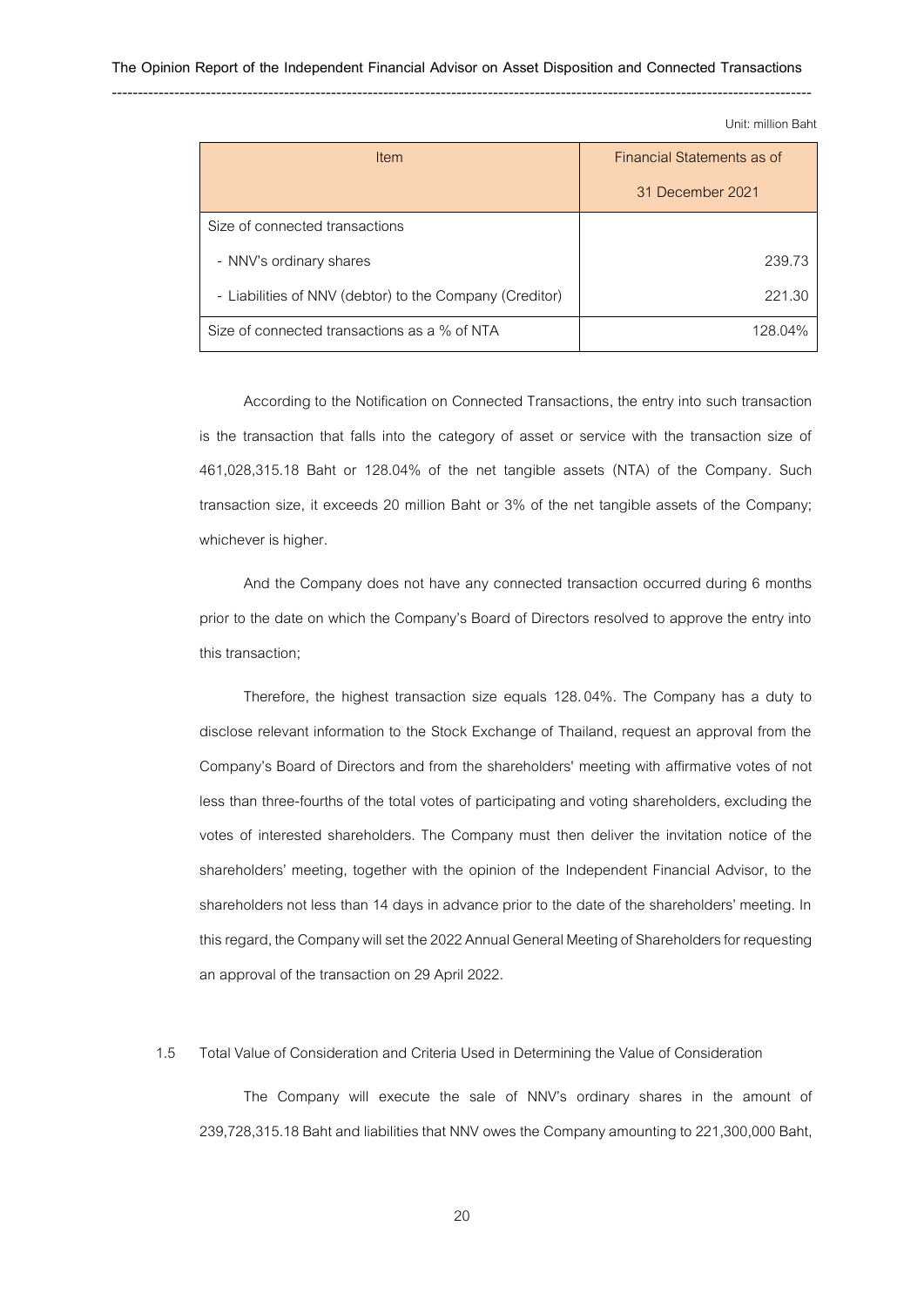Unit: million Baht

| Item | Financial Statements as of 31 December 2021 |
|---|---|
| Size of connected transactions | |
| - NNV's ordinary shares | 239.73 |
| - Liabilities of NNV (debtor) to the Company (Creditor) | 221.30 |
| Size of connected transactions as a % of NTA | 128.04% |

According to the Notification on Connected Transactions, the entry into such transaction is the transaction that falls into the category of asset or service with the transaction size of 461,028,315.18 Baht or 128.04% of the net tangible assets (NTA) of the Company. Such transaction size, it exceeds 20 million Baht or 3% of the net tangible assets of the Company; whichever is higher.

And the Company does not have any connected transaction occurred during 6 months prior to the date on which the Company's Board of Directors resolved to approve the entry into this transaction;

Therefore, the highest transaction size equals 128.04%. The Company has a duty to disclose relevant information to the Stock Exchange of Thailand, request an approval from the Company's Board of Directors and from the shareholders' meeting with affirmative votes of not less than three-fourths of the total votes of participating and voting shareholders, excluding the votes of interested shareholders. The Company must then deliver the invitation notice of the shareholders' meeting, together with the opinion of the Independent Financial Advisor, to the shareholders not less than 14 days in advance prior to the date of the shareholders' meeting. In this regard, the Company will set the 2022 Annual General Meeting of Shareholders for requesting an approval of the transaction on 29 April 2022.

1.5 Total Value of Consideration and Criteria Used in Determining the Value of Consideration

The Company will execute the sale of NNV's ordinary shares in the amount of 239,728,315.18 Baht and liabilities that NNV owes the Company amounting to 221,300,000 Baht,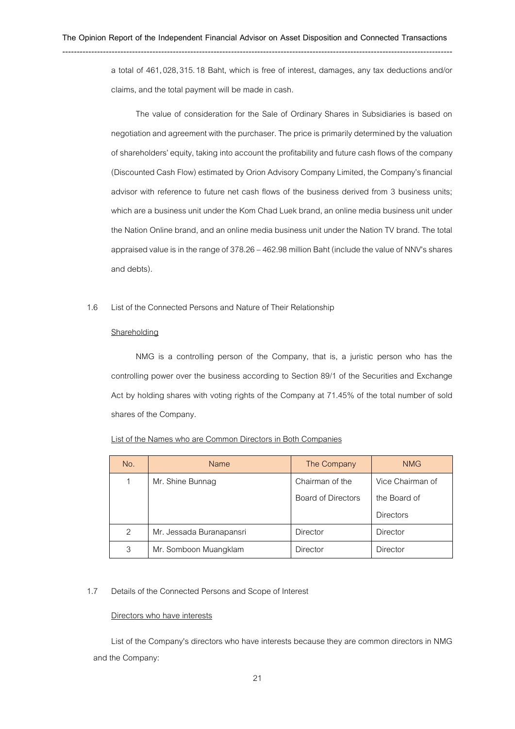a total of 461,028,315.18 Baht, which is free of interest, damages, any tax deductions and/or claims, and the total payment will be made in cash.

The value of consideration for the Sale of Ordinary Shares in Subsidiaries is based on negotiation and agreement with the purchaser. The price is primarily determined by the valuation of shareholders' equity, taking into account the profitability and future cash flows of the company (Discounted Cash Flow) estimated by Orion Advisory Company Limited, the Company's financial advisor with reference to future net cash flows of the business derived from 3 business units; which are a business unit under the Kom Chad Luek brand, an online media business unit under the Nation Online brand, and an online media business unit under the Nation TV brand. The total appraised value is in the range of 378.26 – 462.98 million Baht (include the value of NNV's shares and debts).

1.6 List of the Connected Persons and Nature of Their Relationship

<u>Shareholding</u>

NMG is a controlling person of the Company, that is, a juristic person who has the controlling power over the business according to Section 89/1 of the Securities and Exchange Act by holding shares with voting rights of the Company at 71.45% of the total number of sold shares of the Company.

<u>List of the Names who are Common Directors in Both Companies</u>

| No. | Name | The Company | NMG |
|---|---|---|---|
| 1 | Mr. Shine Bunnag | Chairman of the Board of Directors | Vice Chairman of the Board of Directors |
| 2 | Mr. Jessada Buranapansri | Director | Director |
| 3 | Mr. Somboon Muangklam | Director | Director |

1.7 Details of the Connected Persons and Scope of Interest

<u>Directors who have interests</u>

List of the Company's directors who have interests because they are common directors in NMG and the Company: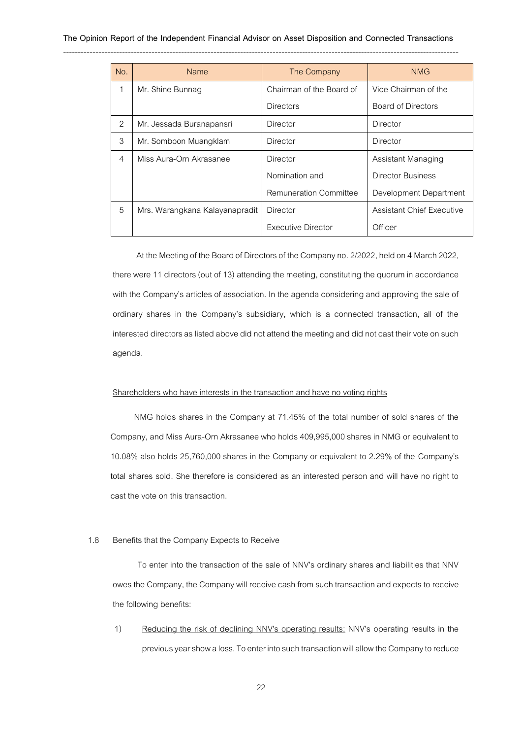| No. | Name | The Company | NMG |
|---|---|---|---|
| 1 | Mr. Shine Bunnag | Chairman of the Board of Directors | Vice Chairman of the Board of Directors |
| 2 | Mr. Jessada Buranapansri | Director | Director |
| 3 | Mr. Somboon Muangklam | Director | Director |
| 4 | Miss Aura-Orn Akrasanee | Director Nomination and Remuneration Committee | Assistant Managing Director Business Development Department |
| 5 | Mrs. Warangkana Kalayanapradit | Director Executive Director | Assistant Chief Executive Officer |

At the Meeting of the Board of Directors of the Company no. 2/2022, held on 4 March 2022, there were 11 directors (out of 13) attending the meeting, constituting the quorum in accordance with the Company's articles of association. In the agenda considering and approving the sale of ordinary shares in the Company's subsidiary, which is a connected transaction, all of the interested directors as listed above did not attend the meeting and did not cast their vote on such agenda.

Shareholders who have interests in the transaction and have no voting rights

NMG holds shares in the Company at 71.45% of the total number of sold shares of the Company, and Miss Aura-Orn Akrasanee who holds 409,995,000 shares in NMG or equivalent to 10.08% also holds 25,760,000 shares in the Company or equivalent to 2.29% of the Company's total shares sold. She therefore is considered as an interested person and will have no right to cast the vote on this transaction.

1.8 Benefits that the Company Expects to Receive

To enter into the transaction of the sale of NNV's ordinary shares and liabilities that NNV owes the Company, the Company will receive cash from such transaction and expects to receive the following benefits:

1) Reducing the risk of declining NNV's operating results: NNV's operating results in the previous year show a loss. To enter into such transaction will allow the Company to reduce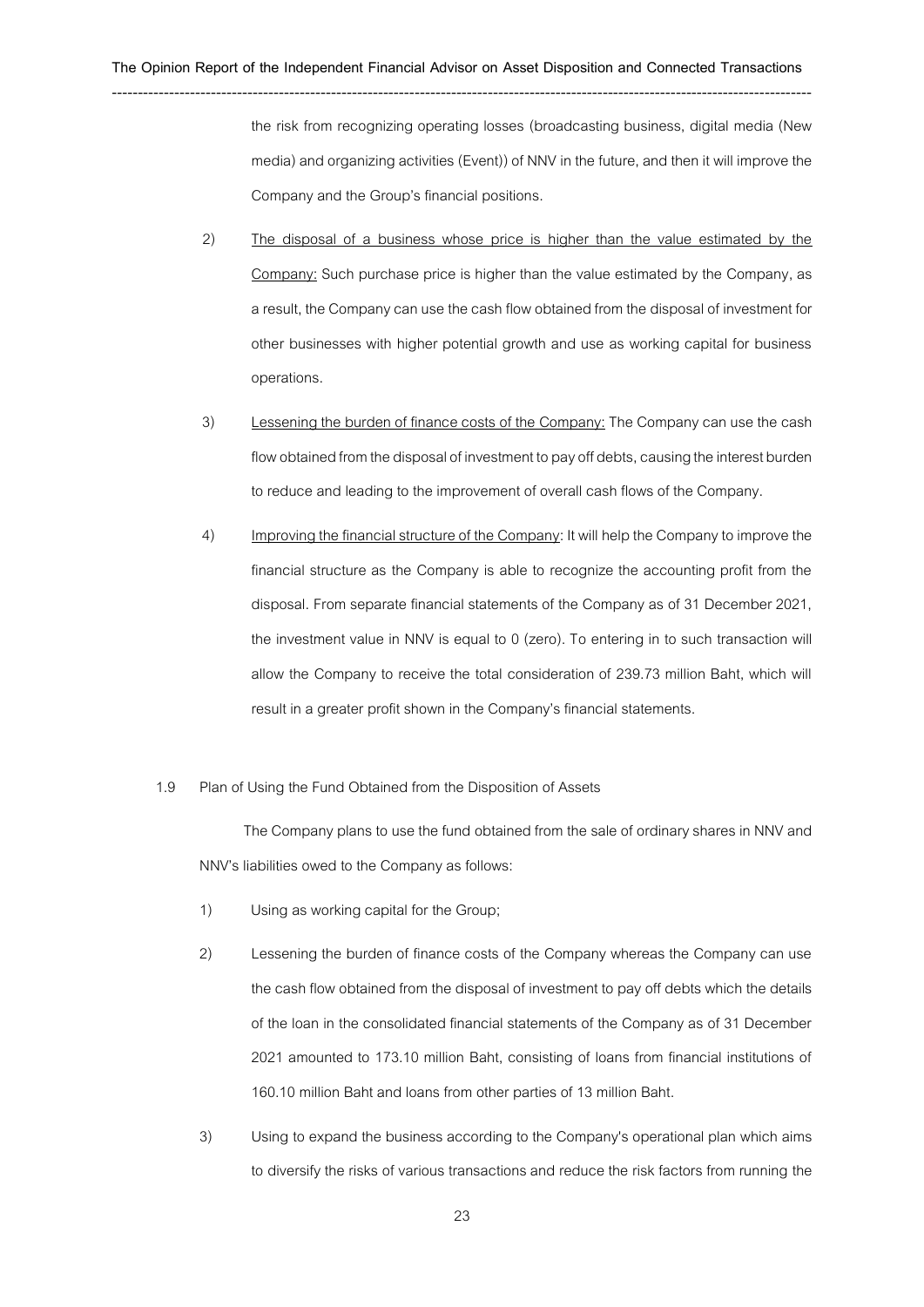the risk from recognizing operating losses (broadcasting business, digital media (New media) and organizing activities (Event)) of NNV in the future, and then it will improve the Company and the Group's financial positions.

2) The disposal of a business whose price is higher than the value estimated by the Company: Such purchase price is higher than the value estimated by the Company, as a result, the Company can use the cash flow obtained from the disposal of investment for other businesses with higher potential growth and use as working capital for business operations.

3) Lessening the burden of finance costs of the Company: The Company can use the cash flow obtained from the disposal of investment to pay off debts, causing the interest burden to reduce and leading to the improvement of overall cash flows of the Company.

4) Improving the financial structure of the Company: It will help the Company to improve the financial structure as the Company is able to recognize the accounting profit from the disposal. From separate financial statements of the Company as of 31 December 2021, the investment value in NNV is equal to 0 (zero). To entering in to such transaction will allow the Company to receive the total consideration of 239.73 million Baht, which will result in a greater profit shown in the Company's financial statements.

1.9 Plan of Using the Fund Obtained from the Disposition of Assets

The Company plans to use the fund obtained from the sale of ordinary shares in NNV and NNV's liabilities owed to the Company as follows:

1) Using as working capital for the Group;

2) Lessening the burden of finance costs of the Company whereas the Company can use the cash flow obtained from the disposal of investment to pay off debts which the details of the loan in the consolidated financial statements of the Company as of 31 December 2021 amounted to 173.10 million Baht, consisting of loans from financial institutions of 160.10 million Baht and loans from other parties of 13 million Baht.

3) Using to expand the business according to the Company's operational plan which aims to diversify the risks of various transactions and reduce the risk factors from running the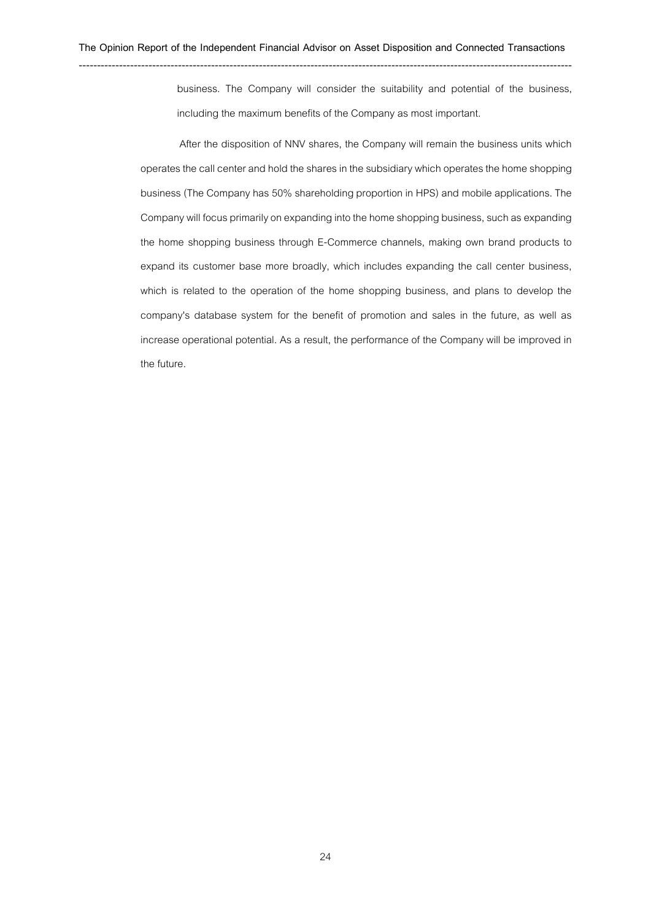business. The Company will consider the suitability and potential of the business, including the maximum benefits of the Company as most important.

After the disposition of NNV shares, the Company will remain the business units which operates the call center and hold the shares in the subsidiary which operates the home shopping business (The Company has 50% shareholding proportion in HPS) and mobile applications. The Company will focus primarily on expanding into the home shopping business, such as expanding the home shopping business through E-Commerce channels, making own brand products to expand its customer base more broadly, which includes expanding the call center business, which is related to the operation of the home shopping business, and plans to develop the company's database system for the benefit of promotion and sales in the future, as well as increase operational potential. As a result, the performance of the Company will be improved in the future.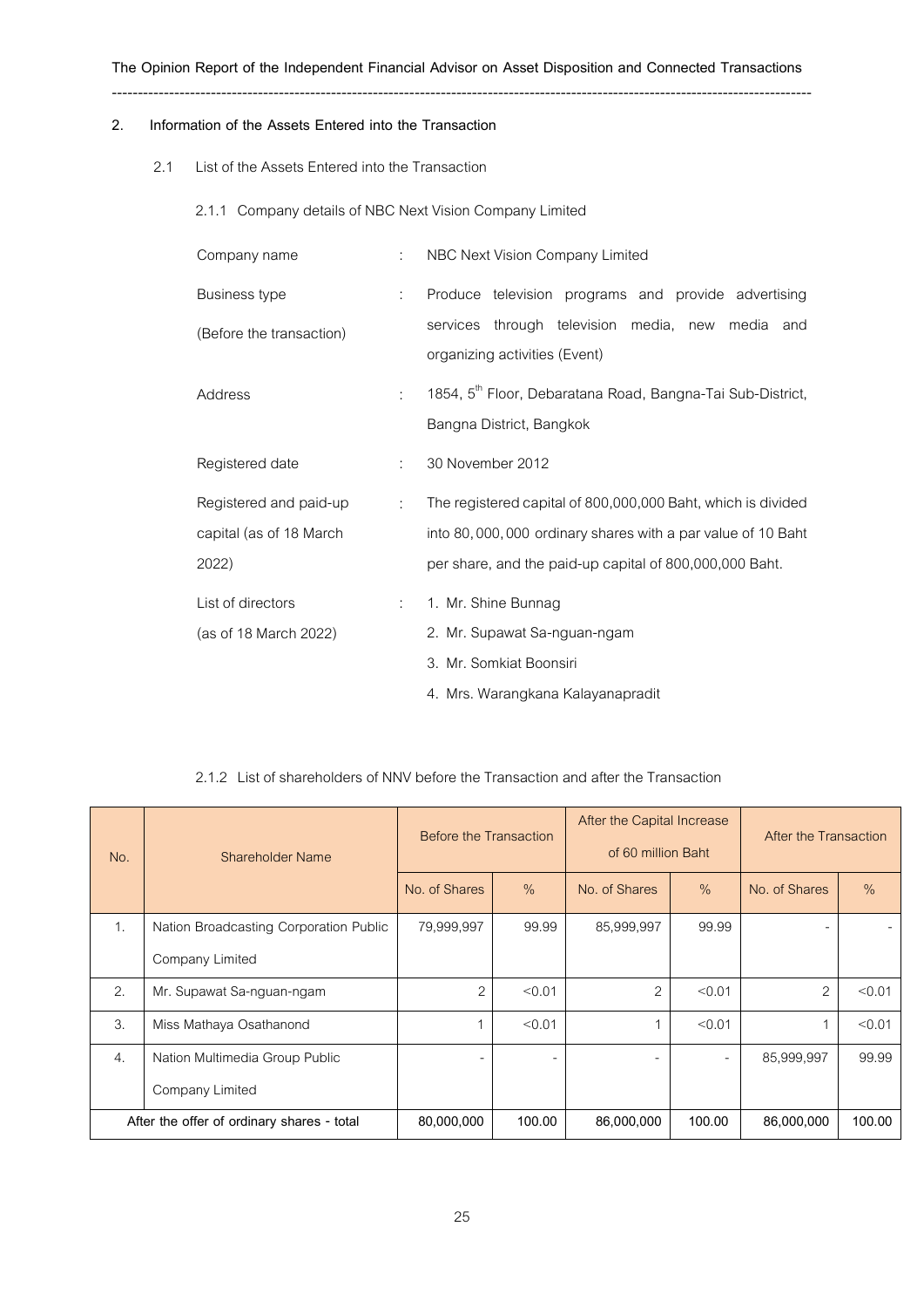## 2. Information of the Assets Entered into the Transaction

### 2.1 List of the Assets Entered into the Transaction

#### 2.1.1 Company details of NBC Next Vision Company Limited

| | | |
|---|---|---|
| Company name | : | NBC Next Vision Company Limited |
| Business type (Before the transaction) | : | Produce television programs and provide advertising services through television media, new media and organizing activities (Event) |
| Address | : | 1854, 5th Floor, Debaratana Road, Bangna-Tai Sub-District, Bangna District, Bangkok |
| Registered date | : | 30 November 2012 |
| Registered and paid-up capital (as of 18 March 2022) | : | The registered capital of 800,000,000 Baht, which is divided into 80,000,000 ordinary shares with a par value of 10 Baht per share, and the paid-up capital of 800,000,000 Baht. |
| List of directors (as of 18 March 2022) | : | 1. Mr. Shine Bunnag<br>2. Mr. Supawat Sa-nguan-ngam<br>3. Mr. Somkiat Boonsiri<br>4. Mrs. Warangkana Kalayanapradit |

#### 2.1.2 List of shareholders of NNV before the Transaction and after the Transaction

| No. | Shareholder Name | Before the Transaction | | After the Capital Increase of 60 million Baht | | After the Transaction | |
|---|---|---|---|---|---|---|---|
| | | No. of Shares | % | No. of Shares | % | No. of Shares | % |
| 1. | Nation Broadcasting Corporation Public Company Limited | 79,999,997 | 99.99 | 85,999,997 | 99.99 | - | - |
| 2. | Mr. Supawat Sa-nguan-ngam | 2 | <0.01 | 2 | <0.01 | 2 | <0.01 |
| 3. | Miss Mathaya Osathanond | 1 | <0.01 | 1 | <0.01 | 1 | <0.01 |
| 4. | Nation Multimedia Group Public Company Limited | - | - | - | - | 85,999,997 | 99.99 |
| | After the offer of ordinary shares - total | 80,000,000 | 100.00 | 86,000,000 | 100.00 | 86,000,000 | 100.00 |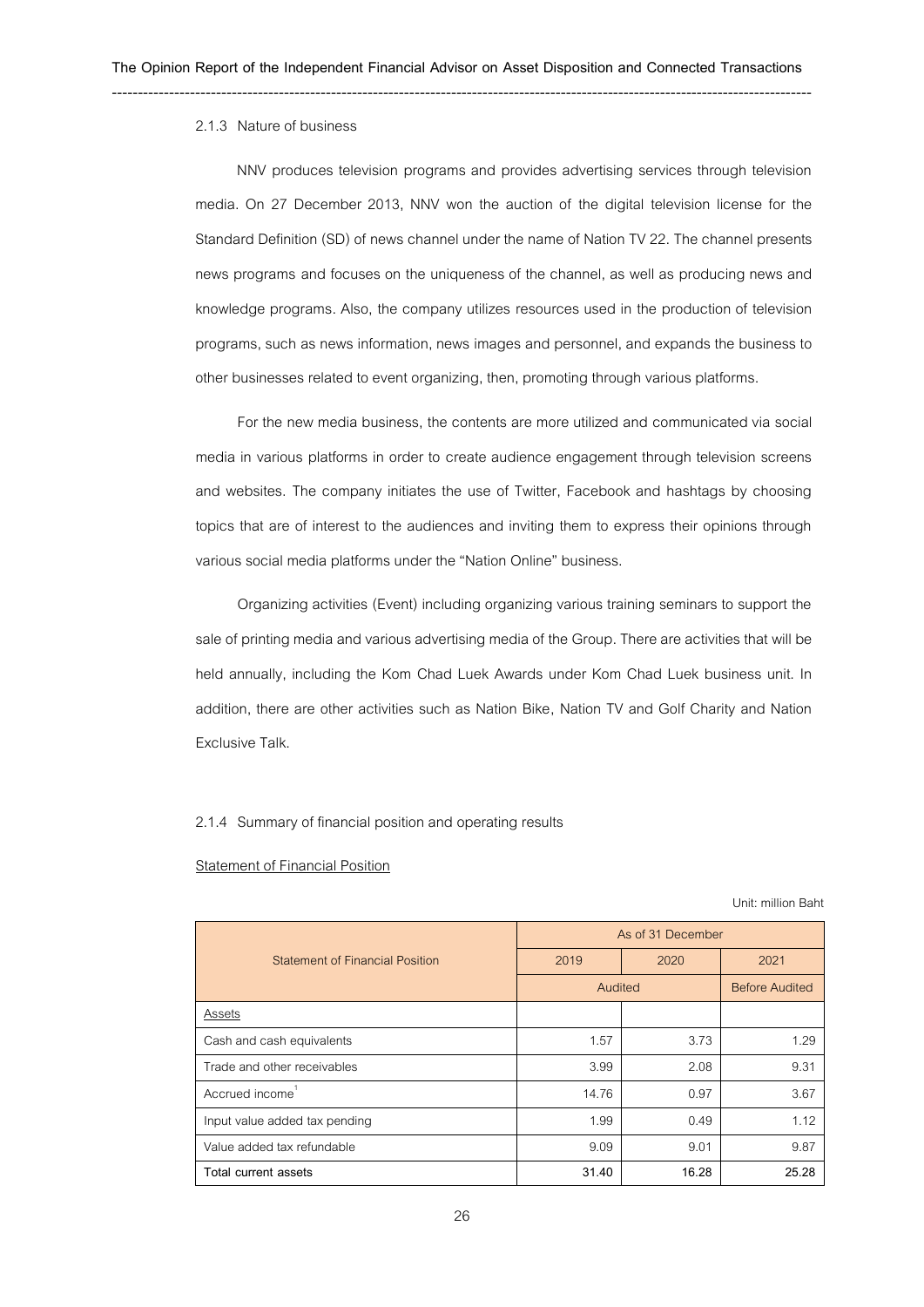### 2.1.3 Nature of business

NNV produces television programs and provides advertising services through television media. On 27 December 2013, NNV won the auction of the digital television license for the Standard Definition (SD) of news channel under the name of Nation TV 22. The channel presents news programs and focuses on the uniqueness of the channel, as well as producing news and knowledge programs. Also, the company utilizes resources used in the production of television programs, such as news information, news images and personnel, and expands the business to other businesses related to event organizing, then, promoting through various platforms.

For the new media business, the contents are more utilized and communicated via social media in various platforms in order to create audience engagement through television screens and websites. The company initiates the use of Twitter, Facebook and hashtags by choosing topics that are of interest to the audiences and inviting them to express their opinions through various social media platforms under the "Nation Online" business.

Organizing activities (Event) including organizing various training seminars to support the sale of printing media and various advertising media of the Group. There are activities that will be held annually, including the Kom Chad Luek Awards under Kom Chad Luek business unit. In addition, there are other activities such as Nation Bike, Nation TV and Golf Charity and Nation Exclusive Talk.

### 2.1.4 Summary of financial position and operating results

<u>Statement of Financial Position</u>

Unit: million Baht

| Statement of Financial Position | As of 31 December | | |
|---|---|---|---|
| | 2019 | 2020 | 2021 |
| | Audited | | Before Audited |
| <u>Assets</u> | | | |
| Cash and cash equivalents | 1.57 | 3.73 | 1.29 |
| Trade and other receivables | 3.99 | 2.08 | 9.31 |
| Accrued income[1] | 14.76 | 0.97 | 3.67 |
| Input value added tax pending | 1.99 | 0.49 | 1.12 |
| Value added tax refundable | 9.09 | 9.01 | 9.87 |
| **Total current assets** | **31.40** | **16.28** | **25.28** |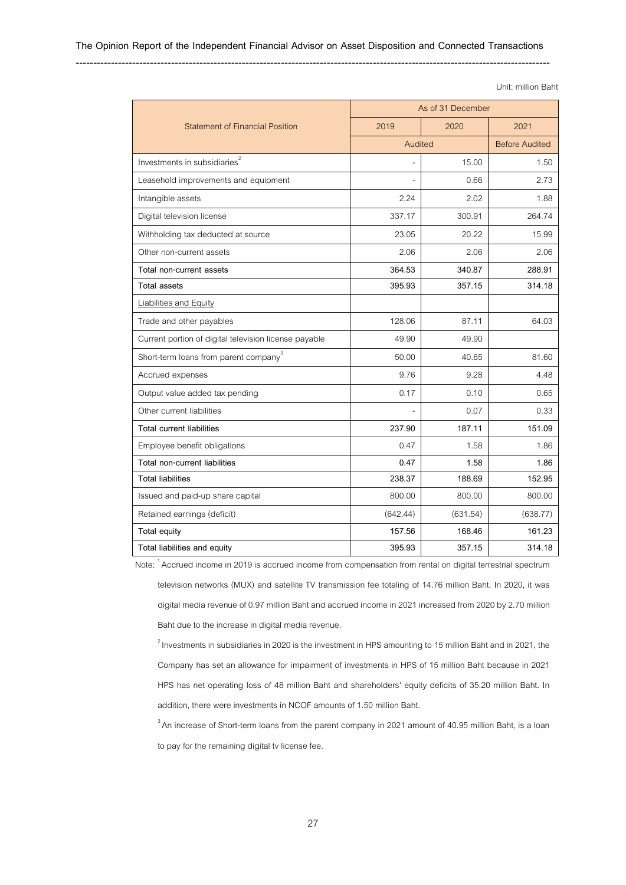Unit: million Baht

| Statement of Financial Position | As of 31 December | | |
|---|---|---|---|
| | 2019 | 2020 | 2021 |
| | Audited | | Before Audited |
| Investments in subsidiaries[2] | - | 15.00 | 1.50 |
| Leasehold improvements and equipment | - | 0.66 | 2.73 |
| Intangible assets | 2.24 | 2.02 | 1.88 |
| Digital television license | 337.17 | 300.91 | 264.74 |
| Withholding tax deducted at source | 23.05 | 20.22 | 15.99 |
| Other non-current assets | 2.06 | 2.06 | 2.06 |
| **Total non-current assets** | **364.53** | **340.87** | **288.91** |
| **Total assets** | **395.93** | **357.15** | **314.18** |
| Liabilities and Equity | | | |
| Trade and other payables | 128.06 | 87.11 | 64.03 |
| Current portion of digital television license payable | 49.90 | 49.90 | |
| Short-term loans from parent company[3] | 50.00 | 40.65 | 81.60 |
| Accrued expenses | 9.76 | 9.28 | 4.48 |
| Output value added tax pending | 0.17 | 0.10 | 0.65 |
| Other current liabilities | - | 0.07 | 0.33 |
| **Total current liabilities** | **237.90** | **187.11** | **151.09** |
| Employee benefit obligations | 0.47 | 1.58 | 1.86 |
| **Total non-current liabilities** | **0.47** | **1.58** | **1.86** |
| **Total liabilities** | **238.37** | **188.69** | **152.95** |
| Issued and paid-up share capital | 800.00 | 800.00 | 800.00 |
| Retained earnings (deficit) | (642.44) | (631.54) | (638.77) |
| **Total equity** | **157.56** | **168.46** | **161.23** |
| **Total liabilities and equity** | **395.93** | **357.15** | **314.18** |

Note: [1] Accrued income in 2019 is accrued income from compensation from rental on digital terrestrial spectrum television networks (MUX) and satellite TV transmission fee totaling of 14.76 million Baht. In 2020, it was digital media revenue of 0.97 million Baht and accrued income in 2021 increased from 2020 by 2.70 million Baht due to the increase in digital media revenue.

[2] Investments in subsidiaries in 2020 is the investment in HPS amounting to 15 million Baht and in 2021, the Company has set an allowance for impairment of investments in HPS of 15 million Baht because in 2021 HPS has net operating loss of 48 million Baht and shareholders' equity deficits of 35.20 million Baht. In addition, there were investments in NCOF amounts of 1.50 million Baht.

[3] An increase of Short-term loans from the parent company in 2021 amount of 40.95 million Baht, is a loan to pay for the remaining digital tv license fee.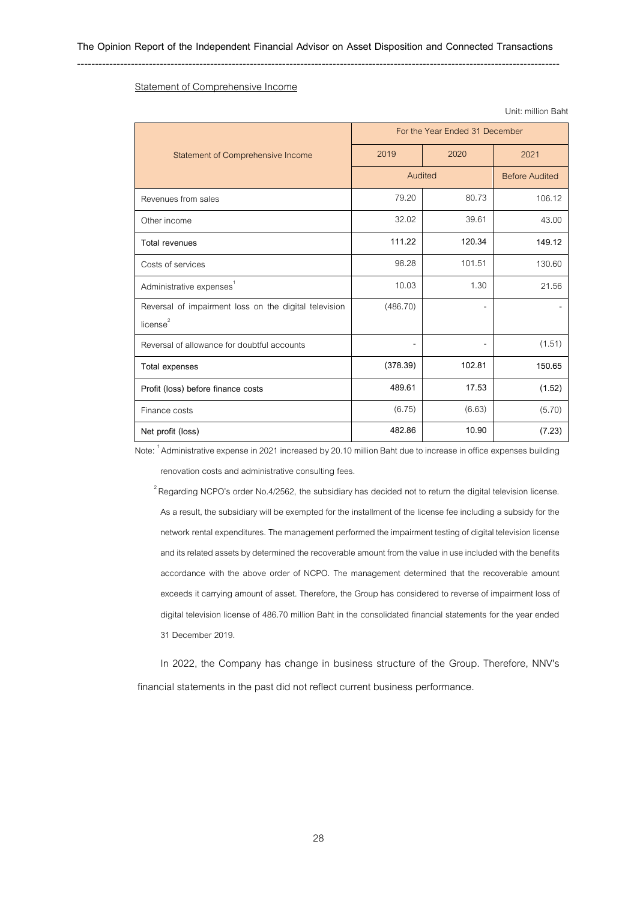Statement of Comprehensive Income

Unit: million Baht

| Statement of Comprehensive Income | For the Year Ended 31 December | | |
|---|---|---|---|
| | 2019 | 2020 | 2021 |
| | Audited | | Before Audited |
| Revenues from sales | 79.20 | 80.73 | 106.12 |
| Other income | 32.02 | 39.61 | 43.00 |
| **Total revenues** | **111.22** | **120.34** | **149.12** |
| Costs of services | 98.28 | 101.51 | 130.60 |
| Administrative expenses[1] | 10.03 | 1.30 | 21.56 |
| Reversal of impairment loss on the digital television license[2] | (486.70) | - | - |
| Reversal of allowance for doubtful accounts | - | - | (1.51) |
| **Total expenses** | **(378.39)** | **102.81** | **150.65** |
| **Profit (loss) before finance costs** | **489.61** | **17.53** | **(1.52)** |
| Finance costs | (6.75) | (6.63) | (5.70) |
| **Net profit (loss)** | **482.86** | **10.90** | **(7.23)** |

Note: [1] Administrative expense in 2021 increased by 20.10 million Baht due to increase in office expenses building renovation costs and administrative consulting fees.

[2] Regarding NCPO's order No.4/2562, the subsidiary has decided not to return the digital television license. As a result, the subsidiary will be exempted for the installment of the license fee including a subsidy for the network rental expenditures. The management performed the impairment testing of digital television license and its related assets by determined the recoverable amount from the value in use included with the benefits accordance with the above order of NCPO. The management determined that the recoverable amount exceeds it carrying amount of asset. Therefore, the Group has considered to reverse of impairment loss of digital television license of 486.70 million Baht in the consolidated financial statements for the year ended 31 December 2019.

In 2022, the Company has change in business structure of the Group. Therefore, NNV's financial statements in the past did not reflect current business performance.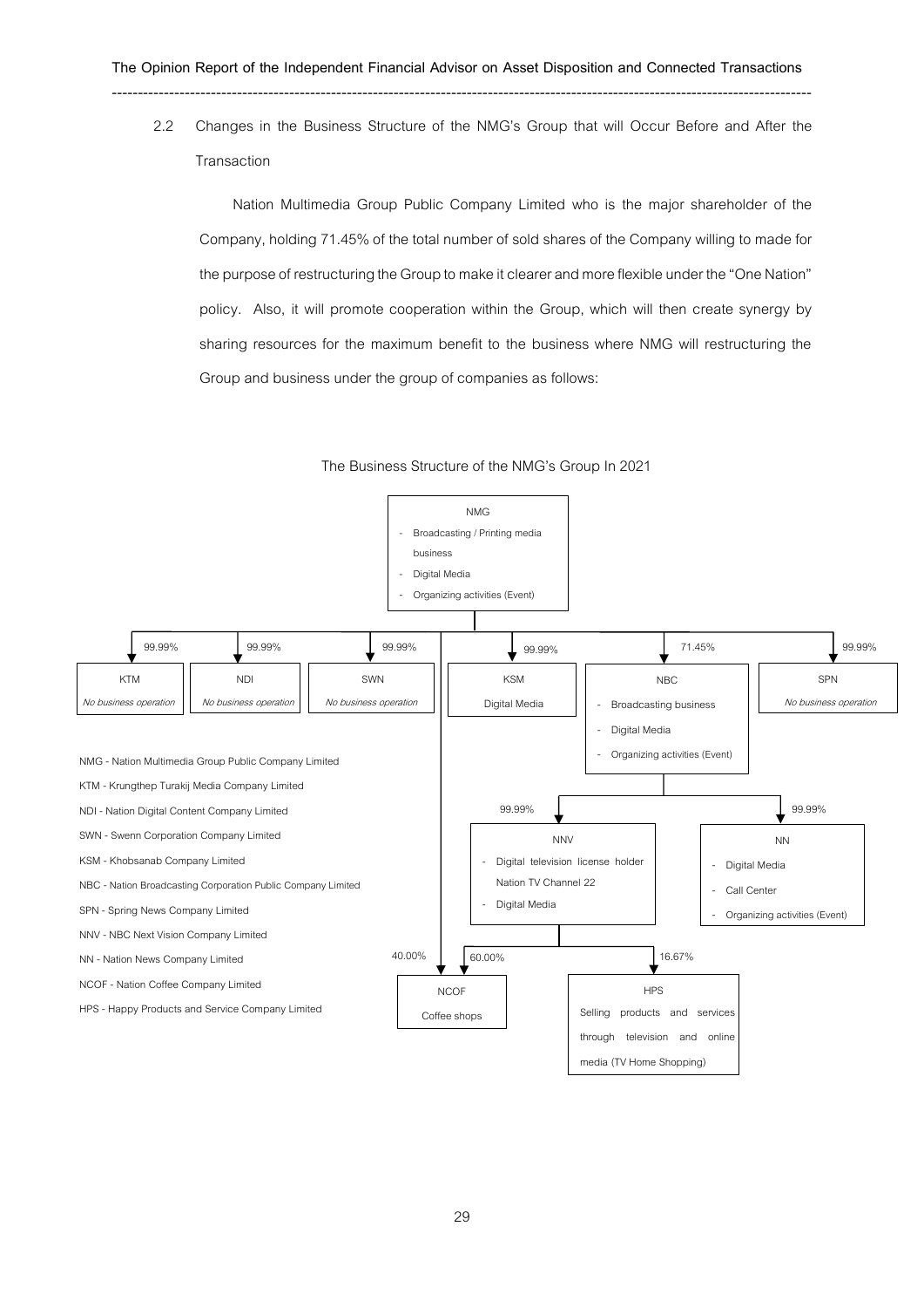### 2.2 Changes in the Business Structure of the NMG's Group that will Occur Before and After the Transaction

Nation Multimedia Group Public Company Limited who is the major shareholder of the Company, holding 71.45% of the total number of sold shares of the Company willing to made for the purpose of restructuring the Group to make it clearer and more flexible under the "One Nation" policy. Also, it will promote cooperation within the Group, which will then create synergy by sharing resources for the maximum benefit to the business where NMG will restructuring the Group and business under the group of companies as follows:

The Business Structure of the NMG's Group In 2021

**NMG**
- Broadcasting / Printing media business
- Digital Media
- Organizing activities (Event)

NMG holds:
- 99.99% – KTM: *No business operation*
- 99.99% – NDI: *No business operation*
- 99.99% – SWN: *No business operation*
- 99.99% – KSM: Digital Media
- 71.45% – NBC:
  - Broadcasting business
  - Digital Media
  - Organizing activities (Event)
- 99.99% – SPN: *No business operation*
- 40.00% – NCOF: Coffee shops

NBC holds:
- 99.99% – NNV:
  - Digital television license holder Nation TV Channel 22
  - Digital Media
- 99.99% – NN:
  - Digital Media
  - Call Center
  - Organizing activities (Event)

NNV holds:
- 60.00% – NCOF: Coffee shops
- 16.67% – HPS: Selling products and services through television and online media (TV Home Shopping)

NMG - Nation Multimedia Group Public Company Limited
KTM - Krungthep Turakij Media Company Limited
NDI - Nation Digital Content Company Limited
SWN - Swenn Corporation Company Limited
KSM - Khobsanab Company Limited
NBC - Nation Broadcasting Corporation Public Company Limited
SPN - Spring News Company Limited
NNV - NBC Next Vision Company Limited
NN - Nation News Company Limited
NCOF - Nation Coffee Company Limited
HPS - Happy Products and Service Company Limited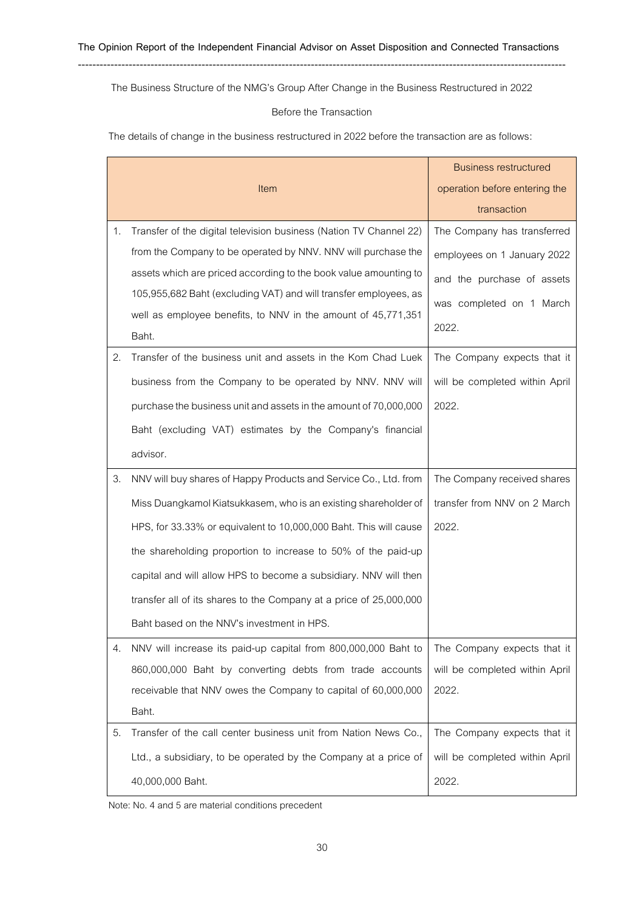The Business Structure of the NMG's Group After Change in the Business Restructured in 2022

Before the Transaction

The details of change in the business restructured in 2022 before the transaction are as follows:

| Item | Business restructured operation before entering the transaction |
|---|---|
| 1. Transfer of the digital television business (Nation TV Channel 22) from the Company to be operated by NNV. NNV will purchase the assets which are priced according to the book value amounting to 105,955,682 Baht (excluding VAT) and will transfer employees, as well as employee benefits, to NNV in the amount of 45,771,351 Baht. | The Company has transferred employees on 1 January 2022 and the purchase of assets was completed on 1 March 2022. |
| 2. Transfer of the business unit and assets in the Kom Chad Luek business from the Company to be operated by NNV. NNV will purchase the business unit and assets in the amount of 70,000,000 Baht (excluding VAT) estimates by the Company's financial advisor. | The Company expects that it will be completed within April 2022. |
| 3. NNV will buy shares of Happy Products and Service Co., Ltd. from Miss Duangkamol Kiatsukkasem, who is an existing shareholder of HPS, for 33.33% or equivalent to 10,000,000 Baht. This will cause the shareholding proportion to increase to 50% of the paid-up capital and will allow HPS to become a subsidiary. NNV will then transfer all of its shares to the Company at a price of 25,000,000 Baht based on the NNV's investment in HPS. | The Company received shares transfer from NNV on 2 March 2022. |
| 4. NNV will increase its paid-up capital from 800,000,000 Baht to 860,000,000 Baht by converting debts from trade accounts receivable that NNV owes the Company to capital of 60,000,000 Baht. | The Company expects that it will be completed within April 2022. |
| 5. Transfer of the call center business unit from Nation News Co., Ltd., a subsidiary, to be operated by the Company at a price of 40,000,000 Baht. | The Company expects that it will be completed within April 2022. |

Note: No. 4 and 5 are material conditions precedent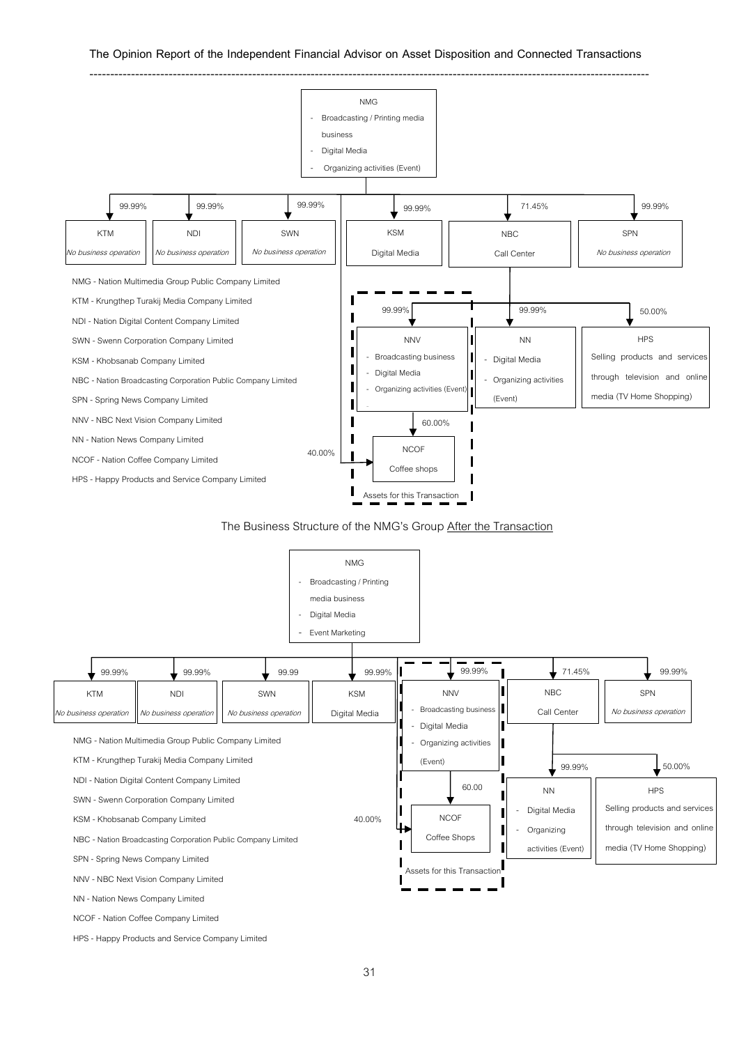NMG
- Broadcasting / Printing media business
- Digital Media
- Organizing activities (Event)

| Shareholding | Company | Business |
|---|---|---|
| 99.99% | KTM | *No business operation* |
| 99.99% | NDI | *No business operation* |
| 99.99% | SWN | *No business operation* |
| 99.99% | KSM | Digital Media |
| 71.45% | NBC | Call Center |
| 99.99% | SPN | *No business operation* |

NBC:
- 99.99% NNV – Broadcasting business; Digital Media; Organizing activities (Event)
- 99.99% NN – Digital Media; Organizing activities (Event)
- 50.00% HPS – Selling products and services through television and online media (TV Home Shopping)

NNV: 60.00% NCOF – Coffee shops

NMG: 40.00% NCOF

Assets for this Transaction: NNV, NCOF

- NMG - Nation Multimedia Group Public Company Limited
- KTM - Krungthep Turakij Media Company Limited
- NDI - Nation Digital Content Company Limited
- SWN - Swenn Corporation Company Limited
- KSM - Khobsanab Company Limited
- NBC - Nation Broadcasting Corporation Public Company Limited
- SPN - Spring News Company Limited
- NNV - NBC Next Vision Company Limited
- NN - Nation News Company Limited
- NCOF - Nation Coffee Company Limited
- HPS - Happy Products and Service Company Limited

## The Business Structure of the NMG's Group After the Transaction

NMG
- Broadcasting / Printing media business
- Digital Media
- Event Marketing

| Shareholding | Company | Business |
|---|---|---|
| 99.99% | KTM | *No business operation* |
| 99.99% | NDI | *No business operation* |
| 99.99 | SWN | *No business operation* |
| 99.99% | KSM | Digital Media |
| 99.99% | NNV | Broadcasting business; Digital Media; Organizing activities (Event) |
| 71.45% | NBC | Call Center |
| 99.99% | SPN | *No business operation* |

NNV: 60.00 NCOF – Coffee Shops

NMG: 40.00% NCOF

Assets for this Transaction: NNV, NCOF

NBC:
- 99.99% NN – Digital Media; Organizing activities (Event)
- 50.00% HPS – Selling products and services through television and online media (TV Home Shopping)

- NMG - Nation Multimedia Group Public Company Limited
- KTM - Krungthep Turakij Media Company Limited
- NDI - Nation Digital Content Company Limited
- SWN - Swenn Corporation Company Limited
- KSM - Khobsanab Company Limited
- NBC - Nation Broadcasting Corporation Public Company Limited
- SPN - Spring News Company Limited
- NNV - NBC Next Vision Company Limited
- NN - Nation News Company Limited
- NCOF - Nation Coffee Company Limited
- HPS - Happy Products and Service Company Limited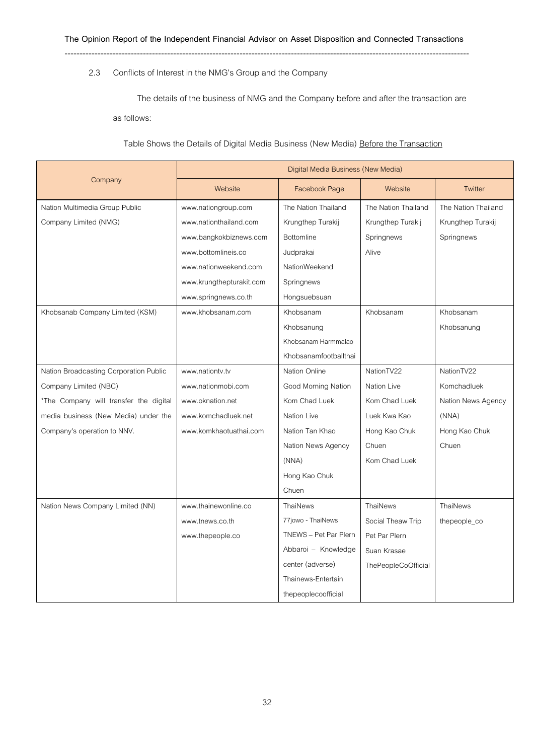2.3 Conflicts of Interest in the NMG's Group and the Company

The details of the business of NMG and the Company before and after the transaction are as follows:

Table Shows the Details of Digital Media Business (New Media) Before the Transaction

| Company | Digital Media Business (New Media) | | | |
|---|---|---|---|---|
| | Website | Facebook Page | Website | Twitter |
| Nation Multimedia Group Public Company Limited (NMG) | www.nationgroup.com<br>www.nationthailand.com<br>www.bangkokbiznews.com<br>www.bottomlineis.co<br>www.nationweekend.com<br>www.krungthepturakit.com<br>www.springnews.co.th | The Nation Thailand<br>Krungthep Turakij<br>Bottomline<br>Judprakai<br>NationWeekend<br>Springnews<br>Hongsuebsuan | The Nation Thailand<br>Krungthep Turakij<br>Springnews<br>Alive | The Nation Thailand<br>Krungthep Turakij<br>Springnews |
| Khobsanab Company Limited (KSM) | www.khobsanam.com | Khobsanam<br>Khobsanung<br>Khobsanam Harmmalao<br>Khobsanamfootballthai | Khobsanam | Khobsanam<br>Khobsanung |
| Nation Broadcasting Corporation Public Company Limited (NBC)<br>*The Company will transfer the digital media business (New Media) under the Company's operation to NNV. | www.nationtv.tv<br>www.nationmobi.com<br>www.oknation.net<br>www.komchadluek.net<br>www.komkhaotuathai.com | Nation Online<br>Good Morning Nation<br>Kom Chad Luek<br>Nation Live<br>Nation Tan Khao<br>Nation News Agency (NNA)<br>Hong Kao Chuk<br>Chuen | NationTV22<br>Nation Live<br>Kom Chad Luek<br>Luek Kwa Kao<br>Hong Kao Chuk<br>Chuen<br>Kom Chad Luek | NationTV22<br>Komchadluek<br>Nation News Agency (NNA)<br>Hong Kao Chuk<br>Chuen |
| Nation News Company Limited (NN) | www.thainewonline.co<br>www.tnews.co.th<br>www.thepeople.co | ThaiNews<br>77jowo - ThaiNews<br>TNEWS – Pet Par Plern<br>Abbaroi – Knowledge center (adverse)<br>Thainews-Entertain<br>thepeoplecoofficial | ThaiNews<br>Social Theaw Trip<br>Pet Par Plern<br>Suan Krasae<br>ThePeopleCoOfficial | ThaiNews<br>thepeople_co |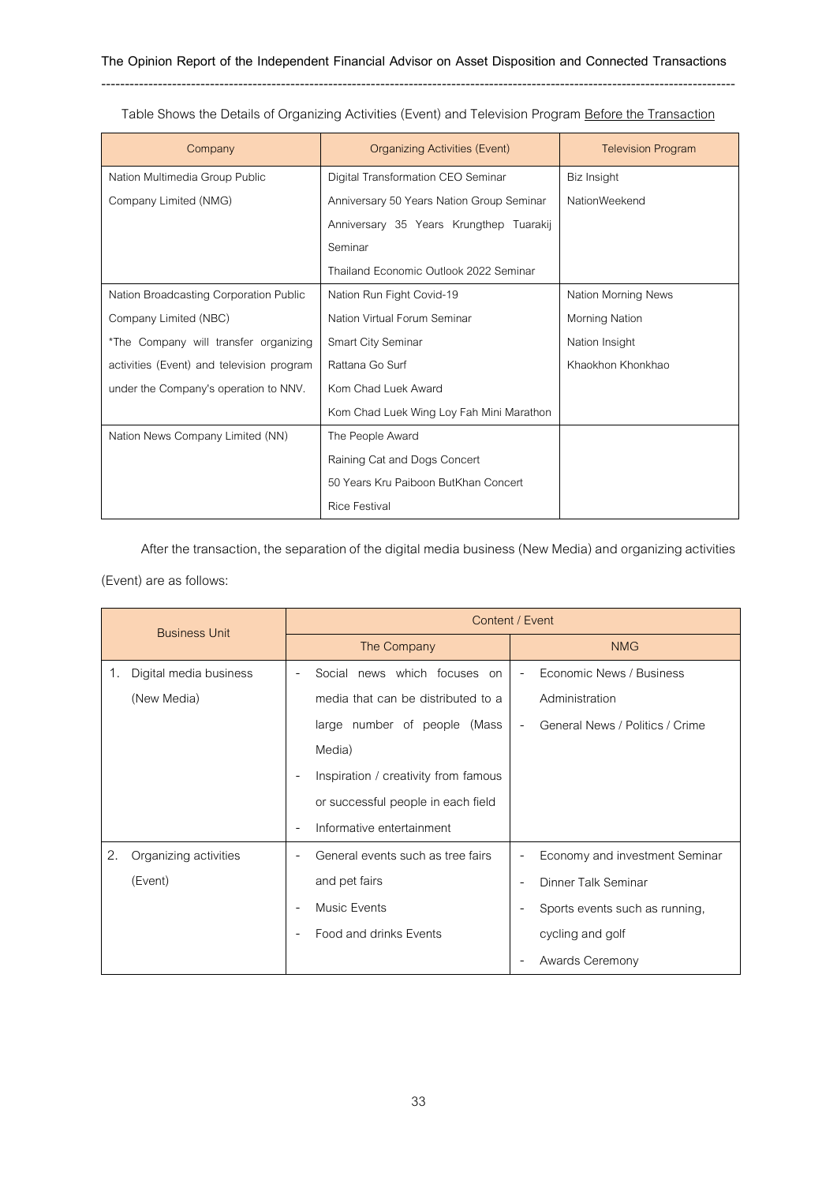Table Shows the Details of Organizing Activities (Event) and Television Program Before the Transaction

| Company | Organizing Activities (Event) | Television Program |
|---|---|---|
| Nation Multimedia Group Public Company Limited (NMG) | Digital Transformation CEO Seminar<br>Anniversary 50 Years Nation Group Seminar<br>Anniversary 35 Years Krungthep Tuarakij Seminar<br>Thailand Economic Outlook 2022 Seminar | Biz Insight<br>NationWeekend |
| Nation Broadcasting Corporation Public Company Limited (NBC)<br>*The Company will transfer organizing activities (Event) and television program under the Company's operation to NNV. | Nation Run Fight Covid-19<br>Nation Virtual Forum Seminar<br>Smart City Seminar<br>Rattana Go Surf<br>Kom Chad Luek Award<br>Kom Chad Luek Wing Loy Fah Mini Marathon | Nation Morning News<br>Morning Nation<br>Nation Insight<br>Khaokhon Khonkhao |
| Nation News Company Limited (NN) | The People Award<br>Raining Cat and Dogs Concert<br>50 Years Kru Paiboon ButKhan Concert<br>Rice Festival | |

After the transaction, the separation of the digital media business (New Media) and organizing activities (Event) are as follows:

| Business Unit | Content / Event | |
|---|---|---|
| | The Company | NMG |
| 1. Digital media business (New Media) | - Social news which focuses on media that can be distributed to a large number of people (Mass Media)<br>- Inspiration / creativity from famous or successful people in each field<br>- Informative entertainment | - Economic News / Business Administration<br>- General News / Politics / Crime |
| 2. Organizing activities (Event) | - General events such as tree fairs and pet fairs<br>- Music Events<br>- Food and drinks Events | - Economy and investment Seminar<br>- Dinner Talk Seminar<br>- Sports events such as running, cycling and golf<br>- Awards Ceremony |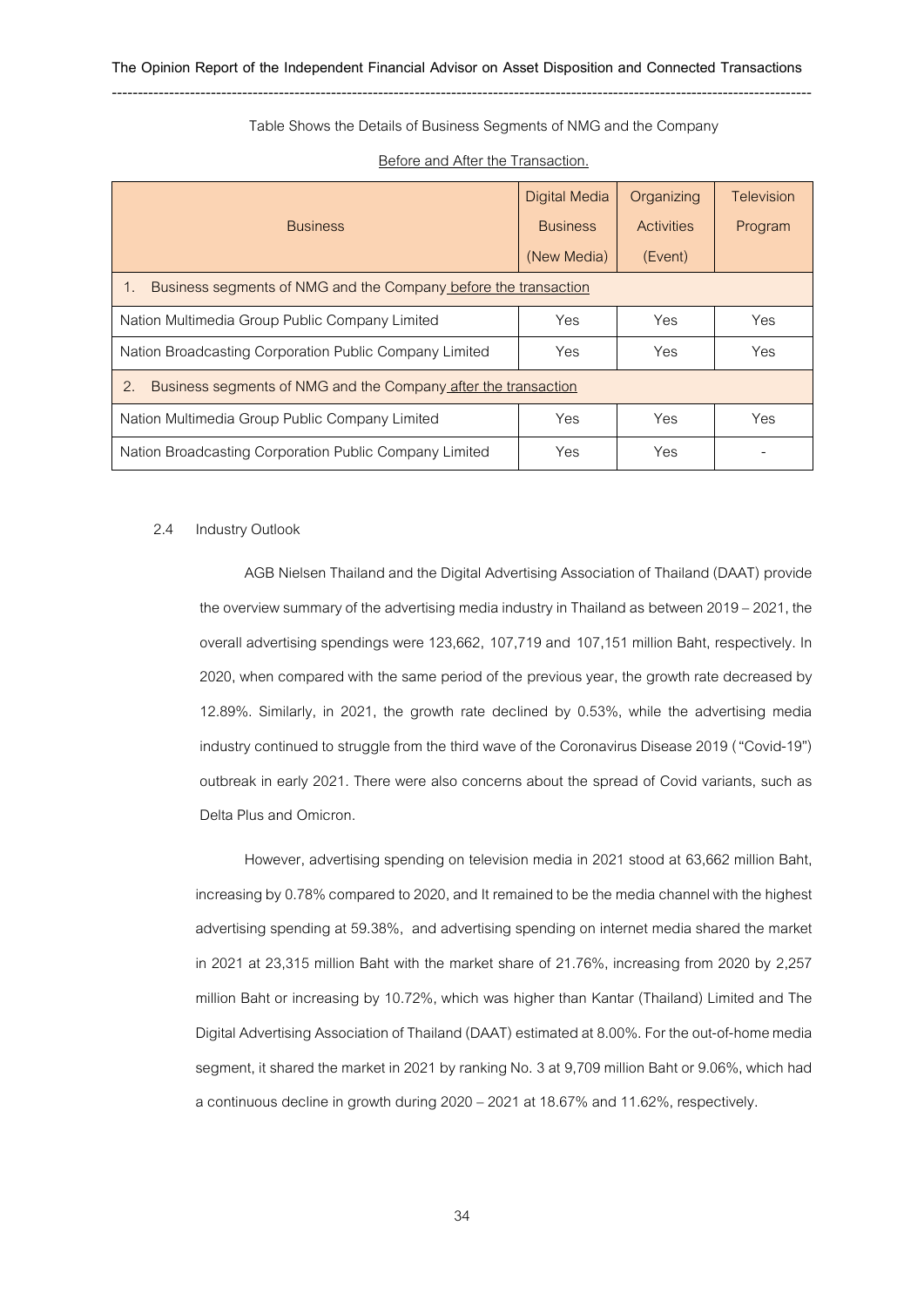Table Shows the Details of Business Segments of NMG and the Company

Before and After the Transaction.

| Business | Digital Media Business (New Media) | Organizing Activities (Event) | Television Program |
|---|---|---|---|
| 1. Business segments of NMG and the Company before the transaction | | | |
| Nation Multimedia Group Public Company Limited | Yes | Yes | Yes |
| Nation Broadcasting Corporation Public Company Limited | Yes | Yes | Yes |
| 2. Business segments of NMG and the Company after the transaction | | | |
| Nation Multimedia Group Public Company Limited | Yes | Yes | Yes |
| Nation Broadcasting Corporation Public Company Limited | Yes | Yes | - |

### 2.4 Industry Outlook

AGB Nielsen Thailand and the Digital Advertising Association of Thailand (DAAT) provide the overview summary of the advertising media industry in Thailand as between 2019 – 2021, the overall advertising spendings were 123,662, 107,719 and 107,151 million Baht, respectively. In 2020, when compared with the same period of the previous year, the growth rate decreased by 12.89%. Similarly, in 2021, the growth rate declined by 0.53%, while the advertising media industry continued to struggle from the third wave of the Coronavirus Disease 2019 ("Covid-19") outbreak in early 2021. There were also concerns about the spread of Covid variants, such as Delta Plus and Omicron.

However, advertising spending on television media in 2021 stood at 63,662 million Baht, increasing by 0.78% compared to 2020, and It remained to be the media channel with the highest advertising spending at 59.38%, and advertising spending on internet media shared the market in 2021 at 23,315 million Baht with the market share of 21.76%, increasing from 2020 by 2,257 million Baht or increasing by 10.72%, which was higher than Kantar (Thailand) Limited and The Digital Advertising Association of Thailand (DAAT) estimated at 8.00%. For the out-of-home media segment, it shared the market in 2021 by ranking No. 3 at 9,709 million Baht or 9.06%, which had a continuous decline in growth during 2020 – 2021 at 18.67% and 11.62%, respectively.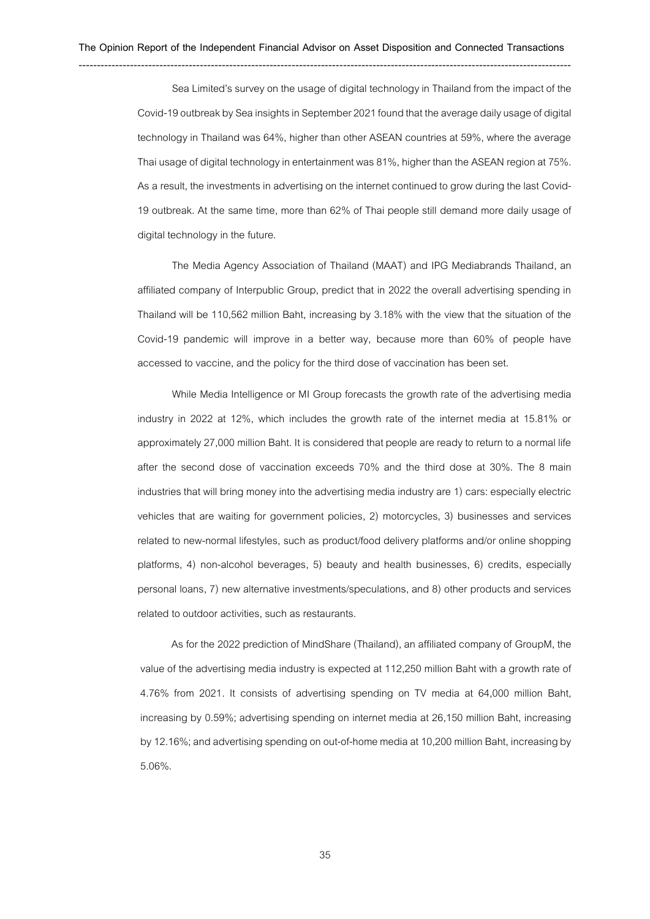Sea Limited's survey on the usage of digital technology in Thailand from the impact of the Covid-19 outbreak by Sea insights in September 2021 found that the average daily usage of digital technology in Thailand was 64%, higher than other ASEAN countries at 59%, where the average Thai usage of digital technology in entertainment was 81%, higher than the ASEAN region at 75%. As a result, the investments in advertising on the internet continued to grow during the last Covid-19 outbreak. At the same time, more than 62% of Thai people still demand more daily usage of digital technology in the future.

The Media Agency Association of Thailand (MAAT) and IPG Mediabrands Thailand, an affiliated company of Interpublic Group, predict that in 2022 the overall advertising spending in Thailand will be 110,562 million Baht, increasing by 3.18% with the view that the situation of the Covid-19 pandemic will improve in a better way, because more than 60% of people have accessed to vaccine, and the policy for the third dose of vaccination has been set.

While Media Intelligence or MI Group forecasts the growth rate of the advertising media industry in 2022 at 12%, which includes the growth rate of the internet media at 15.81% or approximately 27,000 million Baht. It is considered that people are ready to return to a normal life after the second dose of vaccination exceeds 70% and the third dose at 30%. The 8 main industries that will bring money into the advertising media industry are 1) cars: especially electric vehicles that are waiting for government policies, 2) motorcycles, 3) businesses and services related to new-normal lifestyles, such as product/food delivery platforms and/or online shopping platforms, 4) non-alcohol beverages, 5) beauty and health businesses, 6) credits, especially personal loans, 7) new alternative investments/speculations, and 8) other products and services related to outdoor activities, such as restaurants.

As for the 2022 prediction of MindShare (Thailand), an affiliated company of GroupM, the value of the advertising media industry is expected at 112,250 million Baht with a growth rate of 4.76% from 2021. It consists of advertising spending on TV media at 64,000 million Baht, increasing by 0.59%; advertising spending on internet media at 26,150 million Baht, increasing by 12.16%; and advertising spending on out-of-home media at 10,200 million Baht, increasing by 5.06%.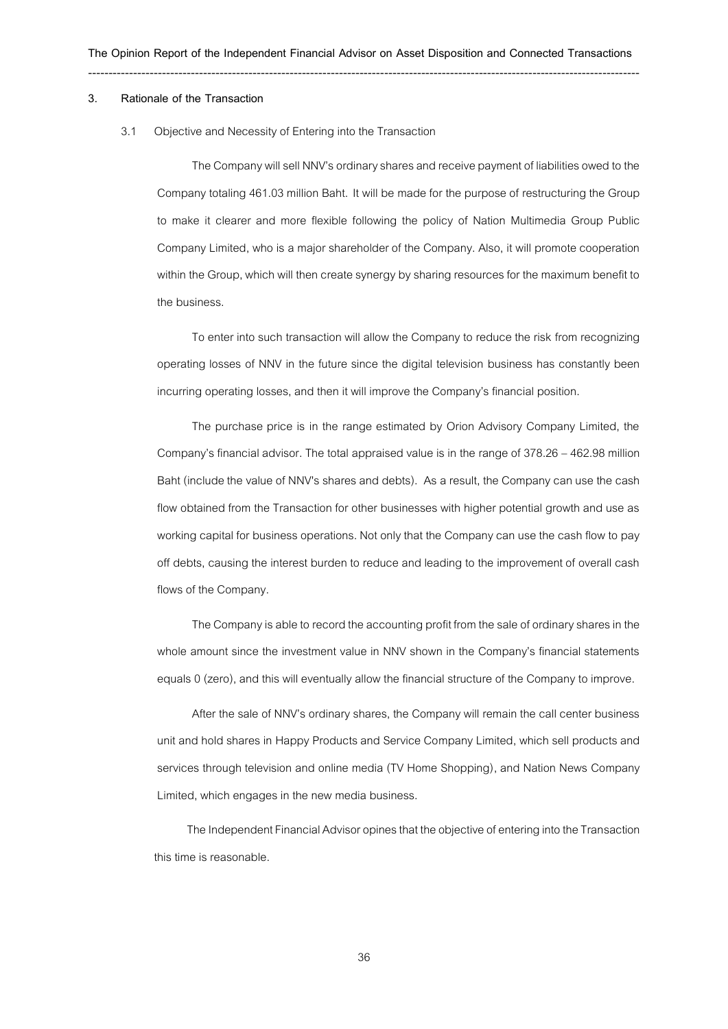## 3. Rationale of the Transaction

### 3.1 Objective and Necessity of Entering into the Transaction

The Company will sell NNV's ordinary shares and receive payment of liabilities owed to the Company totaling 461.03 million Baht. It will be made for the purpose of restructuring the Group to make it clearer and more flexible following the policy of Nation Multimedia Group Public Company Limited, who is a major shareholder of the Company. Also, it will promote cooperation within the Group, which will then create synergy by sharing resources for the maximum benefit to the business.

To enter into such transaction will allow the Company to reduce the risk from recognizing operating losses of NNV in the future since the digital television business has constantly been incurring operating losses, and then it will improve the Company's financial position.

The purchase price is in the range estimated by Orion Advisory Company Limited, the Company's financial advisor. The total appraised value is in the range of 378.26 – 462.98 million Baht (include the value of NNV's shares and debts). As a result, the Company can use the cash flow obtained from the Transaction for other businesses with higher potential growth and use as working capital for business operations. Not only that the Company can use the cash flow to pay off debts, causing the interest burden to reduce and leading to the improvement of overall cash flows of the Company.

The Company is able to record the accounting profit from the sale of ordinary shares in the whole amount since the investment value in NNV shown in the Company's financial statements equals 0 (zero), and this will eventually allow the financial structure of the Company to improve.

After the sale of NNV's ordinary shares, the Company will remain the call center business unit and hold shares in Happy Products and Service Company Limited, which sell products and services through television and online media (TV Home Shopping), and Nation News Company Limited, which engages in the new media business.

The Independent Financial Advisor opines that the objective of entering into the Transaction this time is reasonable.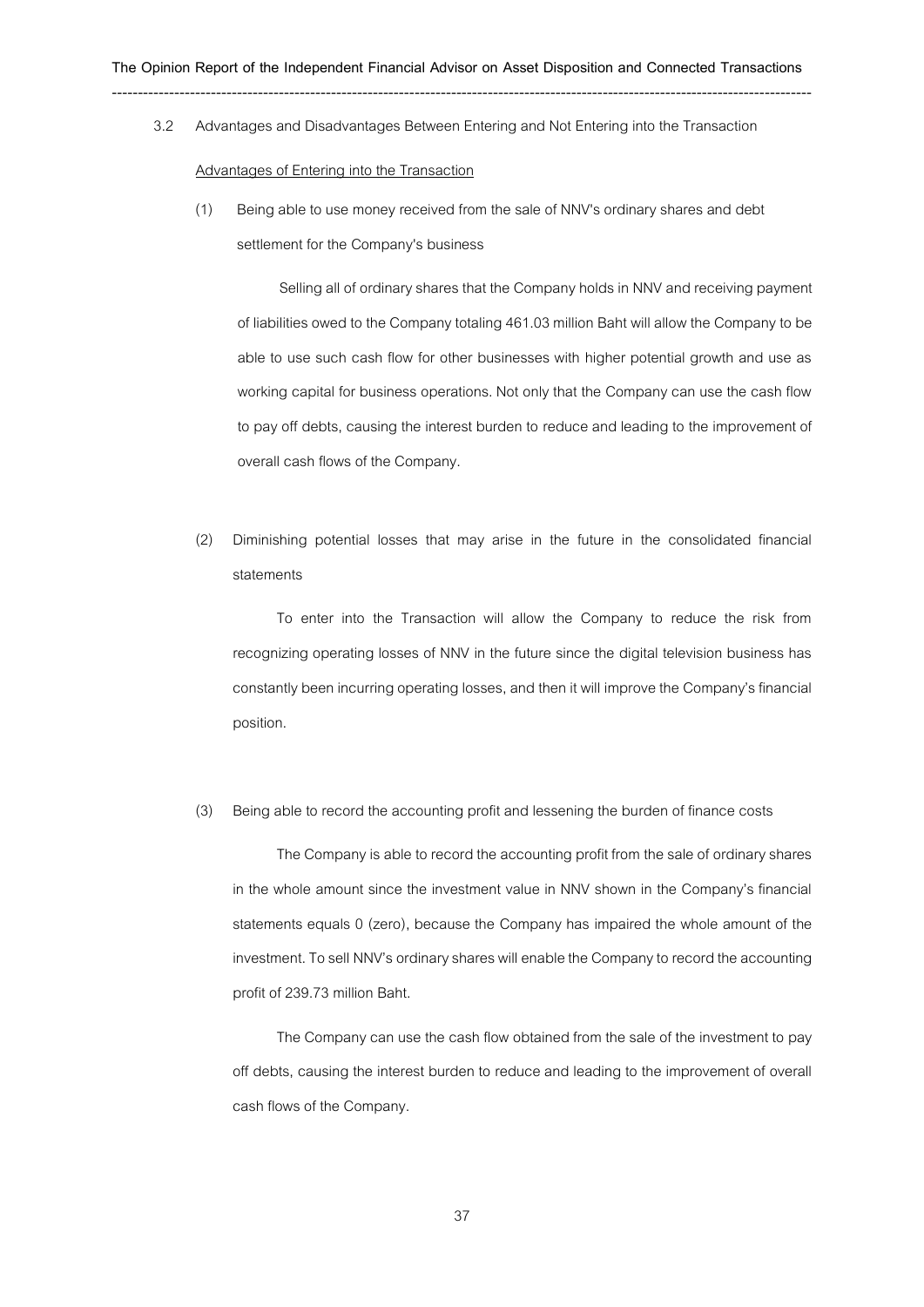### 3.2 Advantages and Disadvantages Between Entering and Not Entering into the Transaction

Advantages of Entering into the Transaction

(1) Being able to use money received from the sale of NNV's ordinary shares and debt settlement for the Company's business

Selling all of ordinary shares that the Company holds in NNV and receiving payment of liabilities owed to the Company totaling 461.03 million Baht will allow the Company to be able to use such cash flow for other businesses with higher potential growth and use as working capital for business operations. Not only that the Company can use the cash flow to pay off debts, causing the interest burden to reduce and leading to the improvement of overall cash flows of the Company.

(2) Diminishing potential losses that may arise in the future in the consolidated financial statements

To enter into the Transaction will allow the Company to reduce the risk from recognizing operating losses of NNV in the future since the digital television business has constantly been incurring operating losses, and then it will improve the Company's financial position.

(3) Being able to record the accounting profit and lessening the burden of finance costs

The Company is able to record the accounting profit from the sale of ordinary shares in the whole amount since the investment value in NNV shown in the Company's financial statements equals 0 (zero), because the Company has impaired the whole amount of the investment. To sell NNV's ordinary shares will enable the Company to record the accounting profit of 239.73 million Baht.

The Company can use the cash flow obtained from the sale of the investment to pay off debts, causing the interest burden to reduce and leading to the improvement of overall cash flows of the Company.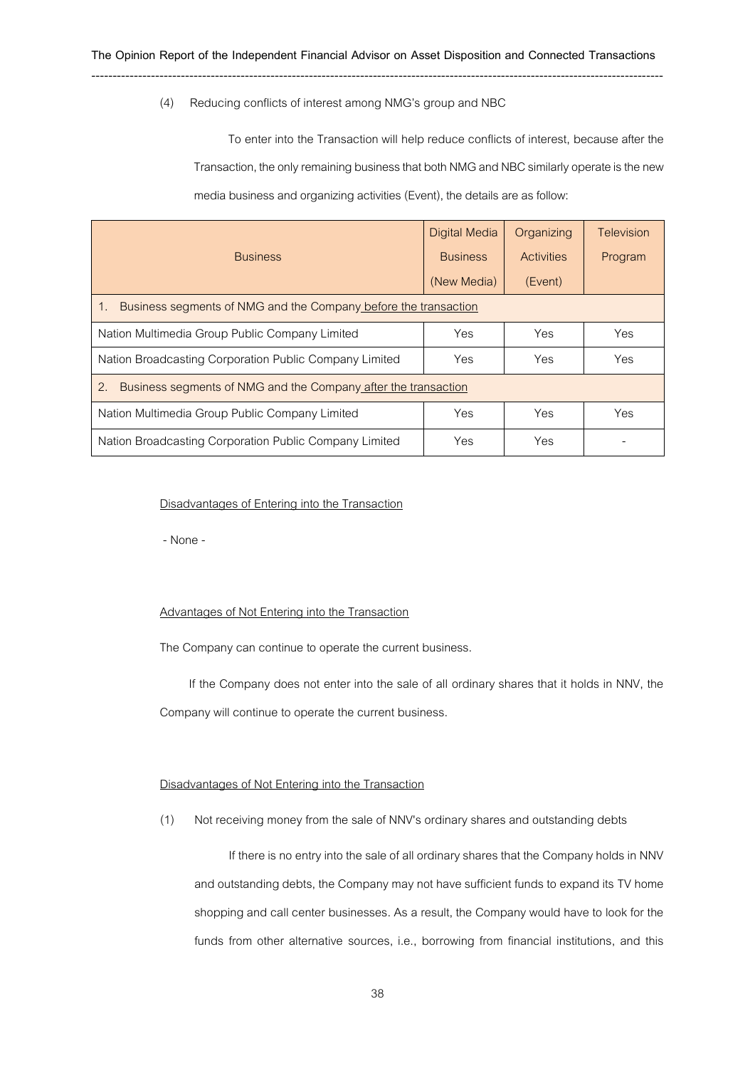(4) Reducing conflicts of interest among NMG's group and NBC

To enter into the Transaction will help reduce conflicts of interest, because after the Transaction, the only remaining business that both NMG and NBC similarly operate is the new media business and organizing activities (Event), the details are as follow:

| Business | Digital Media Business (New Media) | Organizing Activities (Event) | Television Program |
|---|---|---|---|
| 1. Business segments of NMG and the Company before the transaction | | | |
| Nation Multimedia Group Public Company Limited | Yes | Yes | Yes |
| Nation Broadcasting Corporation Public Company Limited | Yes | Yes | Yes |
| 2. Business segments of NMG and the Company after the transaction | | | |
| Nation Multimedia Group Public Company Limited | Yes | Yes | Yes |
| Nation Broadcasting Corporation Public Company Limited | Yes | Yes | - |

Disadvantages of Entering into the Transaction

- None -

Advantages of Not Entering into the Transaction

The Company can continue to operate the current business.

If the Company does not enter into the sale of all ordinary shares that it holds in NNV, the Company will continue to operate the current business.

Disadvantages of Not Entering into the Transaction

(1) Not receiving money from the sale of NNV's ordinary shares and outstanding debts

If there is no entry into the sale of all ordinary shares that the Company holds in NNV and outstanding debts, the Company may not have sufficient funds to expand its TV home shopping and call center businesses. As a result, the Company would have to look for the funds from other alternative sources, i.e., borrowing from financial institutions, and this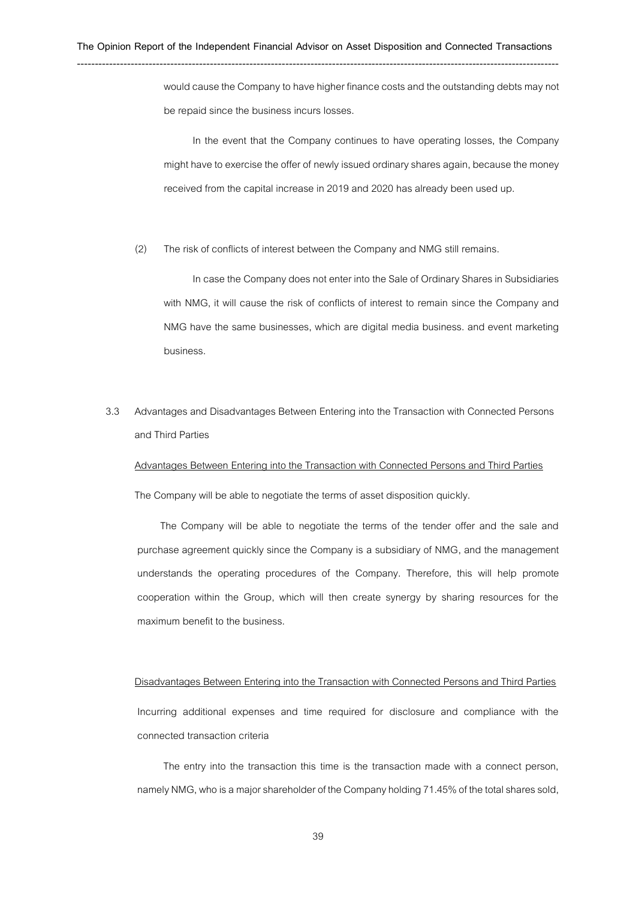would cause the Company to have higher finance costs and the outstanding debts may not be repaid since the business incurs losses.

In the event that the Company continues to have operating losses, the Company might have to exercise the offer of newly issued ordinary shares again, because the money received from the capital increase in 2019 and 2020 has already been used up.

(2) The risk of conflicts of interest between the Company and NMG still remains.

In case the Company does not enter into the Sale of Ordinary Shares in Subsidiaries with NMG, it will cause the risk of conflicts of interest to remain since the Company and NMG have the same businesses, which are digital media business. and event marketing business.

3.3 Advantages and Disadvantages Between Entering into the Transaction with Connected Persons and Third Parties

<u>Advantages Between Entering into the Transaction with Connected Persons and Third Parties</u>

The Company will be able to negotiate the terms of asset disposition quickly.

The Company will be able to negotiate the terms of the tender offer and the sale and purchase agreement quickly since the Company is a subsidiary of NMG, and the management understands the operating procedures of the Company. Therefore, this will help promote cooperation within the Group, which will then create synergy by sharing resources for the maximum benefit to the business.

<u>Disadvantages Between Entering into the Transaction with Connected Persons and Third Parties</u>

Incurring additional expenses and time required for disclosure and compliance with the connected transaction criteria

The entry into the transaction this time is the transaction made with a connect person, namely NMG, who is a major shareholder of the Company holding 71.45% of the total shares sold,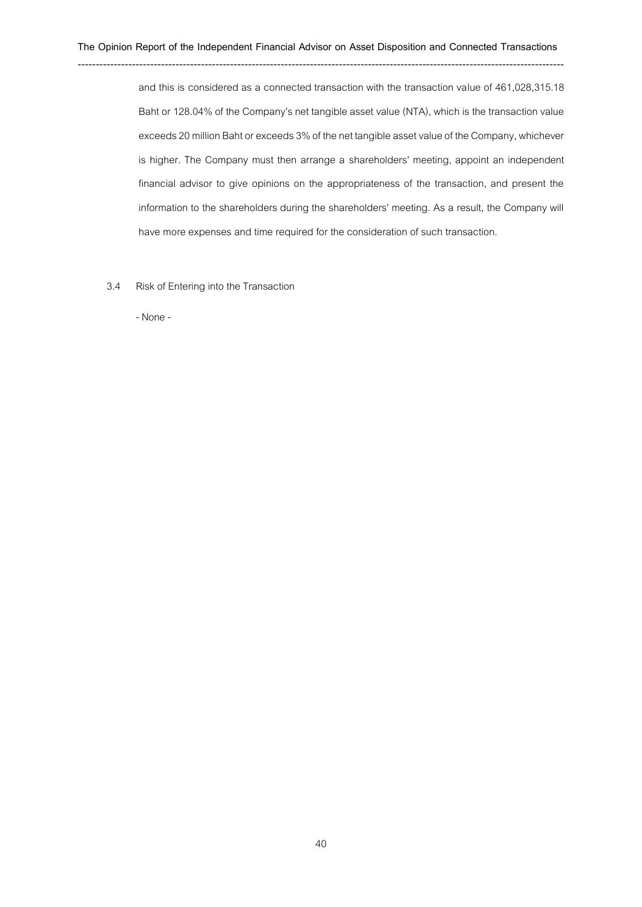and this is considered as a connected transaction with the transaction value of 461,028,315.18 Baht or 128.04% of the Company's net tangible asset value (NTA), which is the transaction value exceeds 20 million Baht or exceeds 3% of the net tangible asset value of the Company, whichever is higher. The Company must then arrange a shareholders' meeting, appoint an independent financial advisor to give opinions on the appropriateness of the transaction, and present the information to the shareholders during the shareholders' meeting. As a result, the Company will have more expenses and time required for the consideration of such transaction.

3.4 Risk of Entering into the Transaction

- None -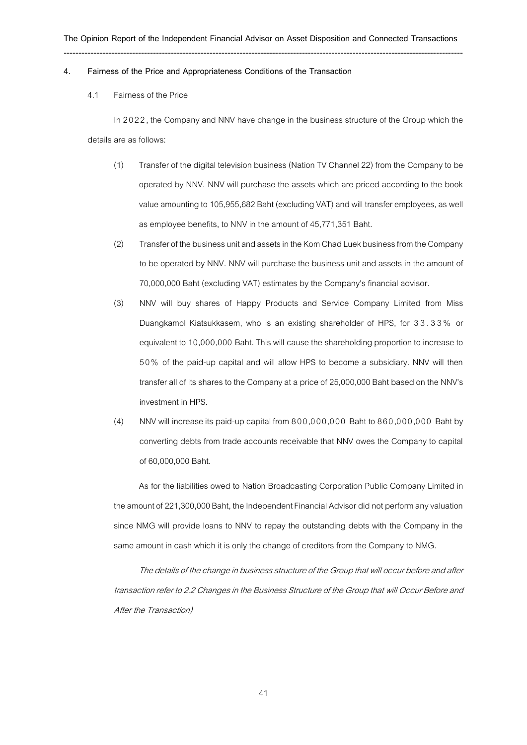## 4. Fairness of the Price and Appropriateness Conditions of the Transaction

### 4.1 Fairness of the Price

In 2022, the Company and NNV have change in the business structure of the Group which the details are as follows:

(1) Transfer of the digital television business (Nation TV Channel 22) from the Company to be operated by NNV. NNV will purchase the assets which are priced according to the book value amounting to 105,955,682 Baht (excluding VAT) and will transfer employees, as well as employee benefits, to NNV in the amount of 45,771,351 Baht.

(2) Transfer of the business unit and assets in the Kom Chad Luek business from the Company to be operated by NNV. NNV will purchase the business unit and assets in the amount of 70,000,000 Baht (excluding VAT) estimates by the Company's financial advisor.

(3) NNV will buy shares of Happy Products and Service Company Limited from Miss Duangkamol Kiatsukkasem, who is an existing shareholder of HPS, for 33.33% or equivalent to 10,000,000 Baht. This will cause the shareholding proportion to increase to 50% of the paid-up capital and will allow HPS to become a subsidiary. NNV will then transfer all of its shares to the Company at a price of 25,000,000 Baht based on the NNV's investment in HPS.

(4) NNV will increase its paid-up capital from 800,000,000 Baht to 860,000,000 Baht by converting debts from trade accounts receivable that NNV owes the Company to capital of 60,000,000 Baht.

As for the liabilities owed to Nation Broadcasting Corporation Public Company Limited in the amount of 221,300,000 Baht, the Independent Financial Advisor did not perform any valuation since NMG will provide loans to NNV to repay the outstanding debts with the Company in the same amount in cash which it is only the change of creditors from the Company to NMG.

*The details of the change in business structure of the Group that will occur before and after transaction refer to 2.2 Changes in the Business Structure of the Group that will Occur Before and After the Transaction)*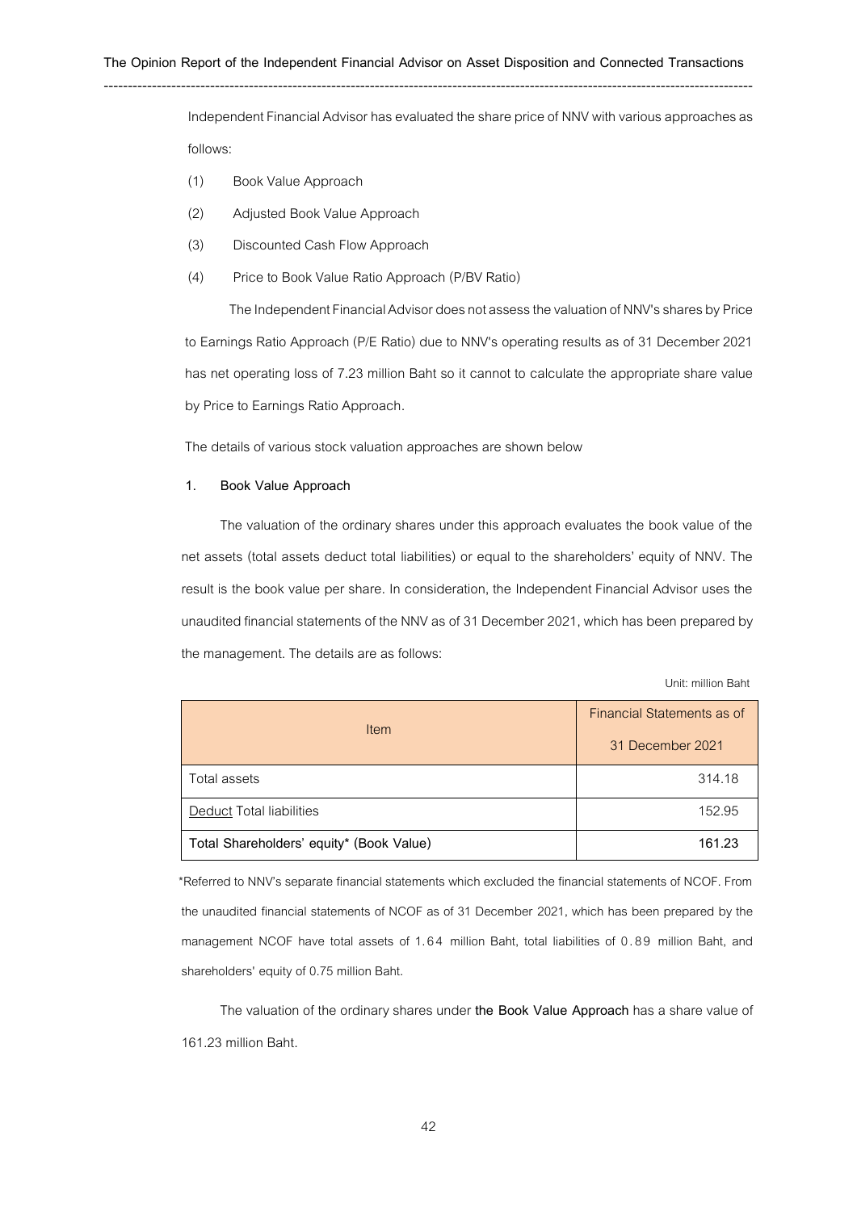Independent Financial Advisor has evaluated the share price of NNV with various approaches as follows:

(1) Book Value Approach

(2) Adjusted Book Value Approach

(3) Discounted Cash Flow Approach

(4) Price to Book Value Ratio Approach (P/BV Ratio)

The Independent Financial Advisor does not assess the valuation of NNV's shares by Price to Earnings Ratio Approach (P/E Ratio) due to NNV's operating results as of 31 December 2021 has net operating loss of 7.23 million Baht so it cannot to calculate the appropriate share value by Price to Earnings Ratio Approach.

The details of various stock valuation approaches are shown below

**1. Book Value Approach**

The valuation of the ordinary shares under this approach evaluates the book value of the net assets (total assets deduct total liabilities) or equal to the shareholders' equity of NNV. The result is the book value per share. In consideration, the Independent Financial Advisor uses the unaudited financial statements of the NNV as of 31 December 2021, which has been prepared by the management. The details are as follows:

Unit: million Baht

| Item | Financial Statements as of 31 December 2021 |
|---|---|
| Total assets | 314.18 |
| Deduct Total liabilities | 152.95 |
| **Total Shareholders' equity* (Book Value)** | **161.23** |

*Referred to NNV's separate financial statements which excluded the financial statements of NCOF. From the unaudited financial statements of NCOF as of 31 December 2021, which has been prepared by the management NCOF have total assets of 1.64 million Baht, total liabilities of 0.89 million Baht, and shareholders' equity of 0.75 million Baht.

The valuation of the ordinary shares under **the Book Value Approach** has a share value of 161.23 million Baht.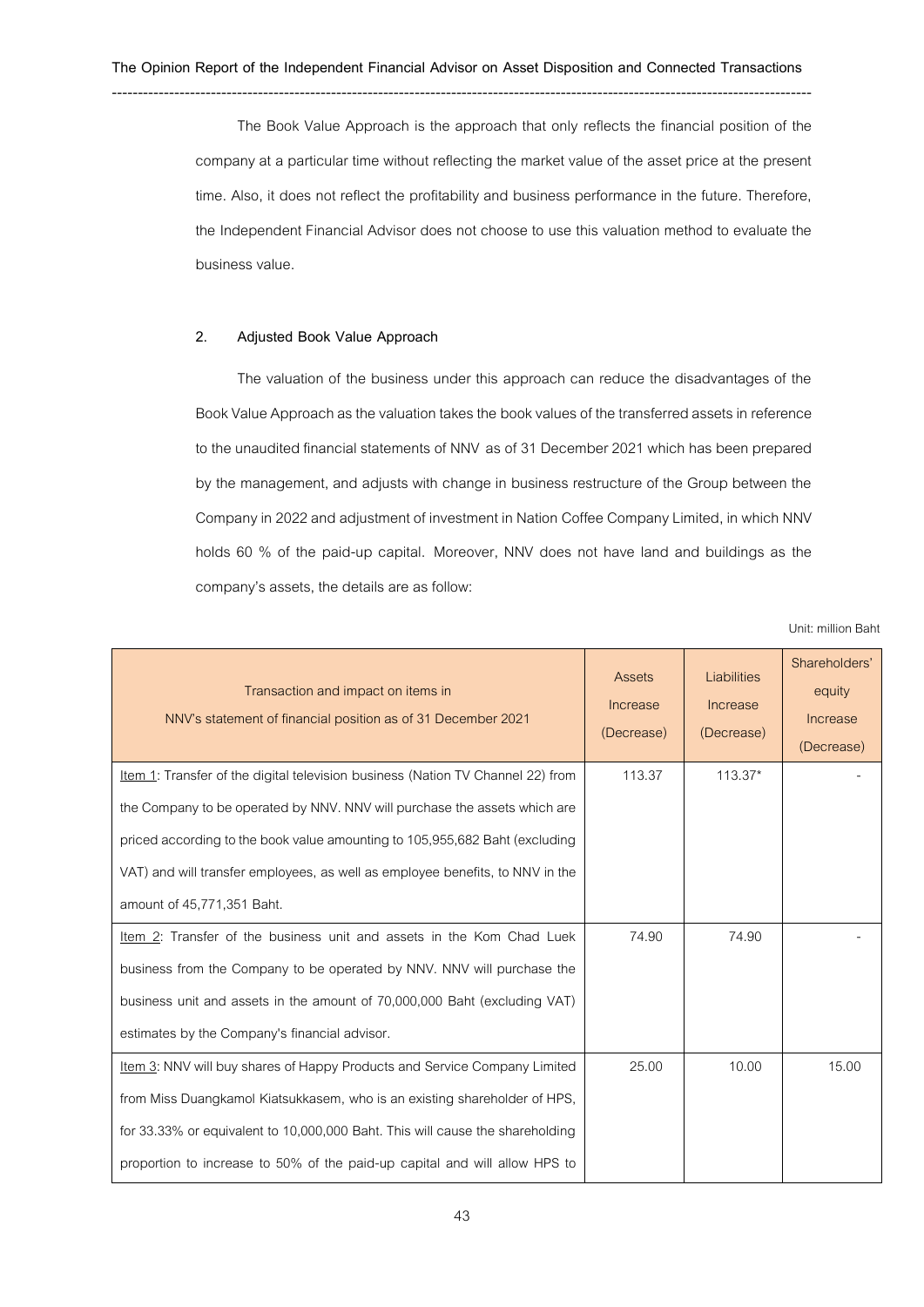The Book Value Approach is the approach that only reflects the financial position of the company at a particular time without reflecting the market value of the asset price at the present time. Also, it does not reflect the profitability and business performance in the future. Therefore, the Independent Financial Advisor does not choose to use this valuation method to evaluate the business value.

## 2. Adjusted Book Value Approach

The valuation of the business under this approach can reduce the disadvantages of the Book Value Approach as the valuation takes the book values of the transferred assets in reference to the unaudited financial statements of NNV as of 31 December 2021 which has been prepared by the management, and adjusts with change in business restructure of the Group between the Company in 2022 and adjustment of investment in Nation Coffee Company Limited, in which NNV holds 60 % of the paid-up capital. Moreover, NNV does not have land and buildings as the company's assets, the details are as follow:

Unit: million Baht

| Transaction and impact on items in NNV's statement of financial position as of 31 December 2021 | Assets Increase (Decrease) | Liabilities Increase (Decrease) | Shareholders' equity Increase (Decrease) |
|---|---|---|---|
| Item 1: Transfer of the digital television business (Nation TV Channel 22) from the Company to be operated by NNV. NNV will purchase the assets which are priced according to the book value amounting to 105,955,682 Baht (excluding VAT) and will transfer employees, as well as employee benefits, to NNV in the amount of 45,771,351 Baht. | 113.37 | 113.37* | - |
| Item 2: Transfer of the business unit and assets in the Kom Chad Luek business from the Company to be operated by NNV. NNV will purchase the business unit and assets in the amount of 70,000,000 Baht (excluding VAT) estimates by the Company's financial advisor. | 74.90 | 74.90 | - |
| Item 3: NNV will buy shares of Happy Products and Service Company Limited from Miss Duangkamol Kiatsukkasem, who is an existing shareholder of HPS, for 33.33% or equivalent to 10,000,000 Baht. This will cause the shareholding proportion to increase to 50% of the paid-up capital and will allow HPS to | 25.00 | 10.00 | 15.00 |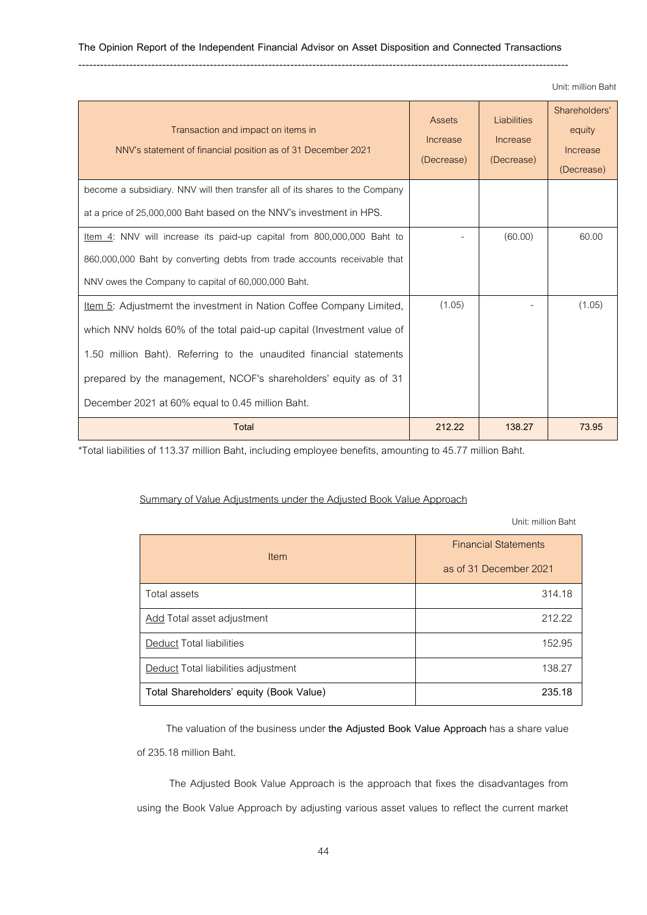Unit: million Baht

| Transaction and impact on items in NNV's statement of financial position as of 31 December 2021 | Assets Increase (Decrease) | Liabilities Increase (Decrease) | Shareholders' equity Increase (Decrease) |
|---|---|---|---|
| become a subsidiary. NNV will then transfer all of its shares to the Company at a price of 25,000,000 Baht based on the NNV's investment in HPS. | | | |
| Item 4: NNV will increase its paid-up capital from 800,000,000 Baht to 860,000,000 Baht by converting debts from trade accounts receivable that NNV owes the Company to capital of 60,000,000 Baht. | - | (60.00) | 60.00 |
| Item 5: Adjustmemt the investment in Nation Coffee Company Limited, which NNV holds 60% of the total paid-up capital (Investment value of 1.50 million Baht). Referring to the unaudited financial statements prepared by the management, NCOF's shareholders' equity as of 31 December 2021 at 60% equal to 0.45 million Baht. | (1.05) | - | (1.05) |
| **Total** | **212.22** | **138.27** | **73.95** |

*Total liabilities of 113.37 million Baht, including employee benefits, amounting to 45.77 million Baht.

Summary of Value Adjustments under the Adjusted Book Value Approach

Unit: million Baht

| Item | Financial Statements as of 31 December 2021 |
|---|---|
| Total assets | 314.18 |
| Add Total asset adjustment | 212.22 |
| Deduct Total liabilities | 152.95 |
| Deduct Total liabilities adjustment | 138.27 |
| **Total Shareholders' equity (Book Value)** | **235.18** |

The valuation of the business under **the Adjusted Book Value Approach** has a share value of 235.18 million Baht.

The Adjusted Book Value Approach is the approach that fixes the disadvantages from using the Book Value Approach by adjusting various asset values to reflect the current market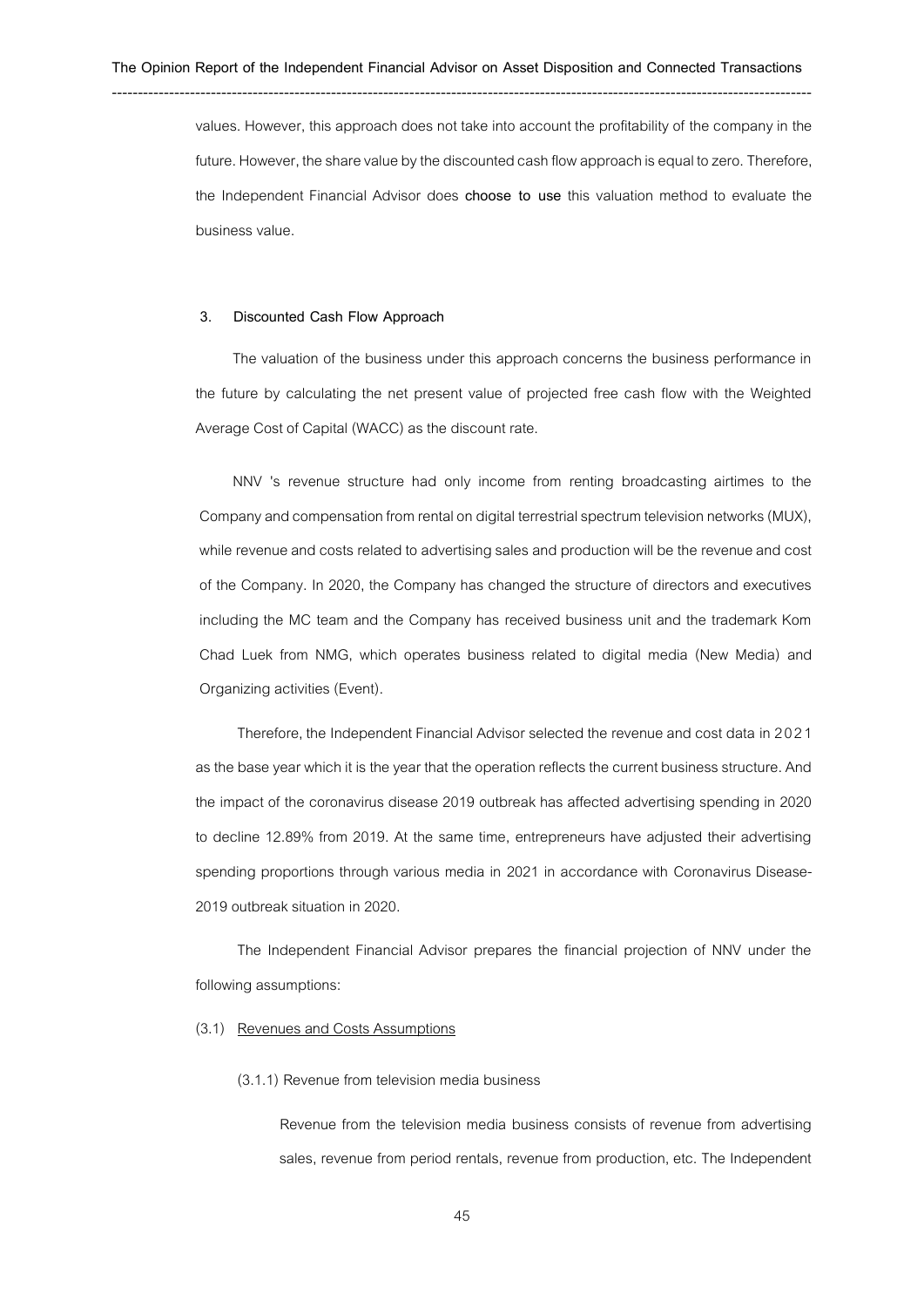values. However, this approach does not take into account the profitability of the company in the future. However, the share value by the discounted cash flow approach is equal to zero. Therefore, the Independent Financial Advisor does **choose to use** this valuation method to evaluate the business value.

### 3. Discounted Cash Flow Approach

The valuation of the business under this approach concerns the business performance in the future by calculating the net present value of projected free cash flow with the Weighted Average Cost of Capital (WACC) as the discount rate.

NNV 's revenue structure had only income from renting broadcasting airtimes to the Company and compensation from rental on digital terrestrial spectrum television networks (MUX), while revenue and costs related to advertising sales and production will be the revenue and cost of the Company. In 2020, the Company has changed the structure of directors and executives including the MC team and the Company has received business unit and the trademark Kom Chad Luek from NMG, which operates business related to digital media (New Media) and Organizing activities (Event).

Therefore, the Independent Financial Advisor selected the revenue and cost data in 2021 as the base year which it is the year that the operation reflects the current business structure. And the impact of the coronavirus disease 2019 outbreak has affected advertising spending in 2020 to decline 12.89% from 2019. At the same time, entrepreneurs have adjusted their advertising spending proportions through various media in 2021 in accordance with Coronavirus Disease-2019 outbreak situation in 2020.

The Independent Financial Advisor prepares the financial projection of NNV under the following assumptions:

(3.1) <u>Revenues and Costs Assumptions</u>

(3.1.1) Revenue from television media business

Revenue from the television media business consists of revenue from advertising sales, revenue from period rentals, revenue from production, etc. The Independent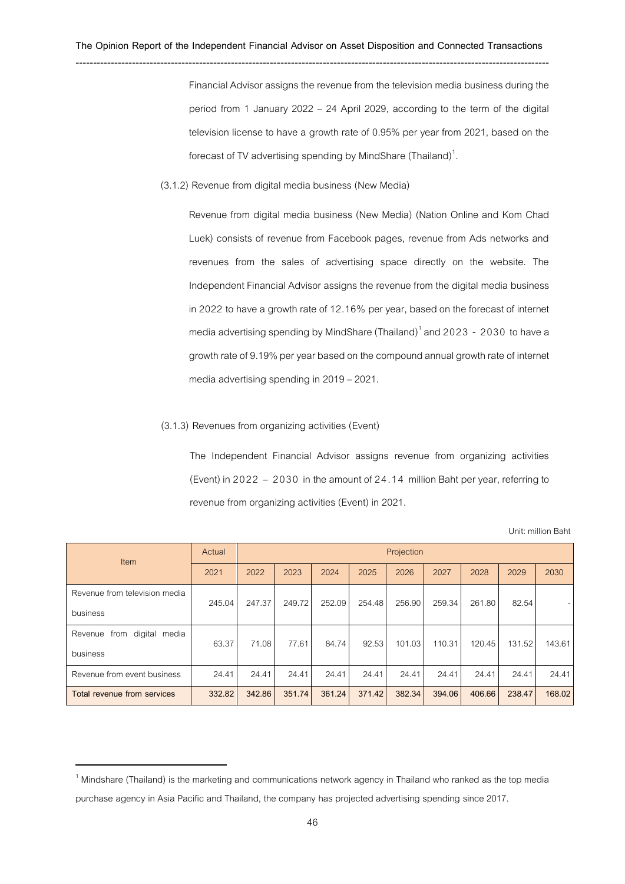Financial Advisor assigns the revenue from the television media business during the period from 1 January 2022 – 24 April 2029, according to the term of the digital television license to have a growth rate of 0.95% per year from 2021, based on the forecast of TV advertising spending by MindShare (Thailand)[1].

(3.1.2) Revenue from digital media business (New Media)

Revenue from digital media business (New Media) (Nation Online and Kom Chad Luek) consists of revenue from Facebook pages, revenue from Ads networks and revenues from the sales of advertising space directly on the website. The Independent Financial Advisor assigns the revenue from the digital media business in 2022 to have a growth rate of 12.16% per year, based on the forecast of internet media advertising spending by MindShare (Thailand)[1] and 2023 - 2030 to have a growth rate of 9.19% per year based on the compound annual growth rate of internet media advertising spending in 2019 – 2021.

(3.1.3) Revenues from organizing activities (Event)

The Independent Financial Advisor assigns revenue from organizing activities (Event) in 2022 – 2030 in the amount of 24.14 million Baht per year, referring to revenue from organizing activities (Event) in 2021.

Unit: million Baht

| Item | Actual | Projection | | | | | | | | |
|---|---|---|---|---|---|---|---|---|---|---|
| | 2021 | 2022 | 2023 | 2024 | 2025 | 2026 | 2027 | 2028 | 2029 | 2030 |
| Revenue from television media business | 245.04 | 247.37 | 249.72 | 252.09 | 254.48 | 256.90 | 259.34 | 261.80 | 82.54 | - |
| Revenue from digital media business | 63.37 | 71.08 | 77.61 | 84.74 | 92.53 | 101.03 | 110.31 | 120.45 | 131.52 | 143.61 |
| Revenue from event business | 24.41 | 24.41 | 24.41 | 24.41 | 24.41 | 24.41 | 24.41 | 24.41 | 24.41 | 24.41 |
| **Total revenue from services** | **332.82** | **342.86** | **351.74** | **361.24** | **371.42** | **382.34** | **394.06** | **406.66** | **238.47** | **168.02** |

[1] Mindshare (Thailand) is the marketing and communications network agency in Thailand who ranked as the top media purchase agency in Asia Pacific and Thailand, the company has projected advertising spending since 2017.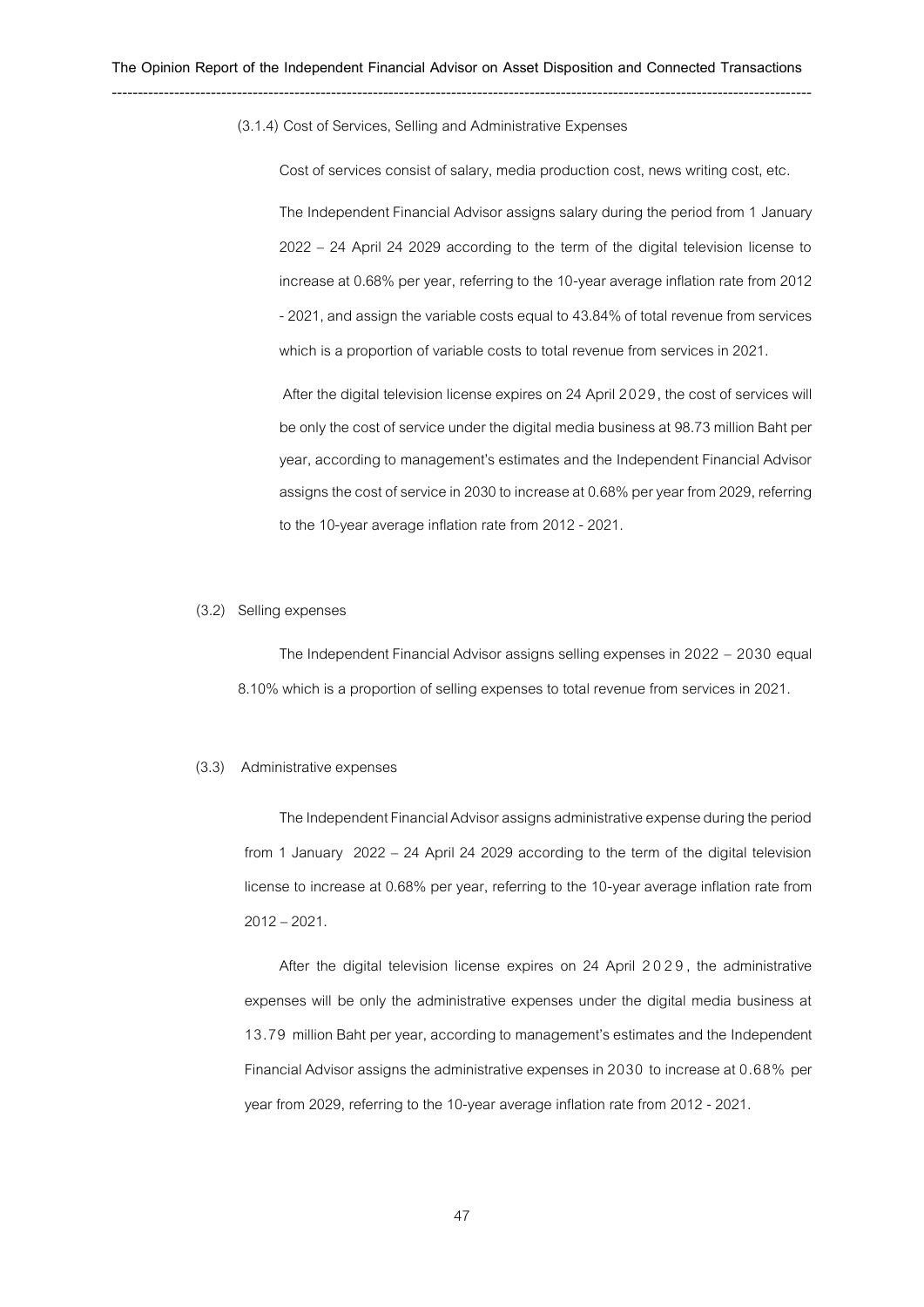(3.1.4) Cost of Services, Selling and Administrative Expenses

Cost of services consist of salary, media production cost, news writing cost, etc.

The Independent Financial Advisor assigns salary during the period from 1 January 2022 – 24 April 24 2029 according to the term of the digital television license to increase at 0.68% per year, referring to the 10-year average inflation rate from 2012 - 2021, and assign the variable costs equal to 43.84% of total revenue from services which is a proportion of variable costs to total revenue from services in 2021.

After the digital television license expires on 24 April 2029, the cost of services will be only the cost of service under the digital media business at 98.73 million Baht per year, according to management's estimates and the Independent Financial Advisor assigns the cost of service in 2030 to increase at 0.68% per year from 2029, referring to the 10-year average inflation rate from 2012 - 2021.

(3.2) Selling expenses

The Independent Financial Advisor assigns selling expenses in 2022 – 2030 equal 8.10% which is a proportion of selling expenses to total revenue from services in 2021.

(3.3) Administrative expenses

The Independent Financial Advisor assigns administrative expense during the period from 1 January 2022 – 24 April 24 2029 according to the term of the digital television license to increase at 0.68% per year, referring to the 10-year average inflation rate from 2012 – 2021.

After the digital television license expires on 24 April 2029, the administrative expenses will be only the administrative expenses under the digital media business at 13.79 million Baht per year, according to management's estimates and the Independent Financial Advisor assigns the administrative expenses in 2030 to increase at 0.68% per year from 2029, referring to the 10-year average inflation rate from 2012 - 2021.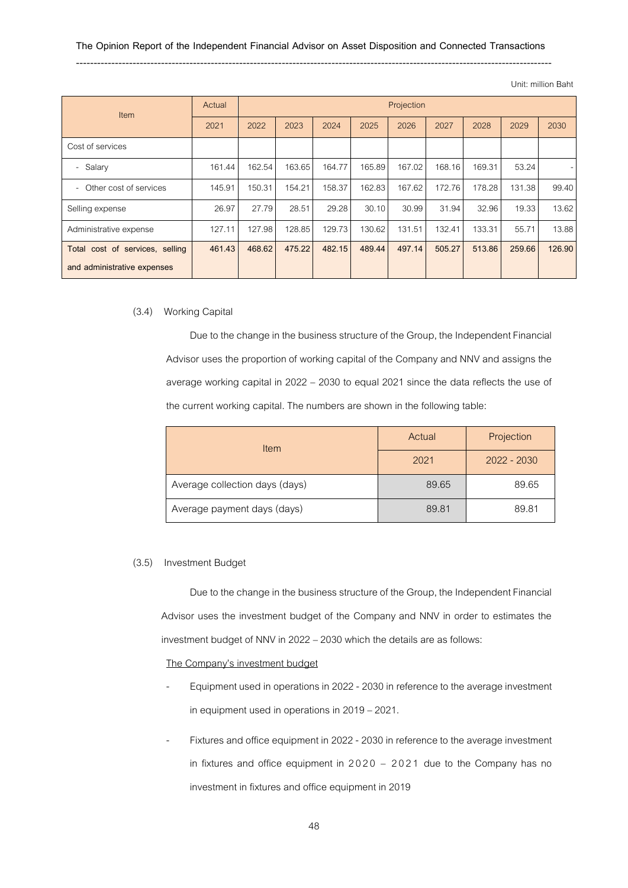Unit: million Baht

| Item | Actual | Projection | | | | | | | | |
|---|---|---|---|---|---|---|---|---|---|---|
| | 2021 | 2022 | 2023 | 2024 | 2025 | 2026 | 2027 | 2028 | 2029 | 2030 |
| Cost of services | | | | | | | | | | |
| - Salary | 161.44 | 162.54 | 163.65 | 164.77 | 165.89 | 167.02 | 168.16 | 169.31 | 53.24 | - |
| - Other cost of services | 145.91 | 150.31 | 154.21 | 158.37 | 162.83 | 167.62 | 172.76 | 178.28 | 131.38 | 99.40 |
| Selling expense | 26.97 | 27.79 | 28.51 | 29.28 | 30.10 | 30.99 | 31.94 | 32.96 | 19.33 | 13.62 |
| Administrative expense | 127.11 | 127.98 | 128.85 | 129.73 | 130.62 | 131.51 | 132.41 | 133.31 | 55.71 | 13.88 |
| **Total cost of services, selling and administrative expenses** | **461.43** | **468.62** | **475.22** | **482.15** | **489.44** | **497.14** | **505.27** | **513.86** | **259.66** | **126.90** |

(3.4) Working Capital

Due to the change in the business structure of the Group, the Independent Financial Advisor uses the proportion of working capital of the Company and NNV and assigns the average working capital in 2022 – 2030 to equal 2021 since the data reflects the use of the current working capital. The numbers are shown in the following table:

| Item | Actual | Projection |
|---|---|---|
| | 2021 | 2022 - 2030 |
| Average collection days (days) | 89.65 | 89.65 |
| Average payment days (days) | 89.81 | 89.81 |

(3.5) Investment Budget

Due to the change in the business structure of the Group, the Independent Financial Advisor uses the investment budget of the Company and NNV in order to estimates the investment budget of NNV in 2022 – 2030 which the details are as follows:

The Company's investment budget

- Equipment used in operations in 2022 - 2030 in reference to the average investment in equipment used in operations in 2019 – 2021.
- Fixtures and office equipment in 2022 - 2030 in reference to the average investment in fixtures and office equipment in 2020 – 2021 due to the Company has no investment in fixtures and office equipment in 2019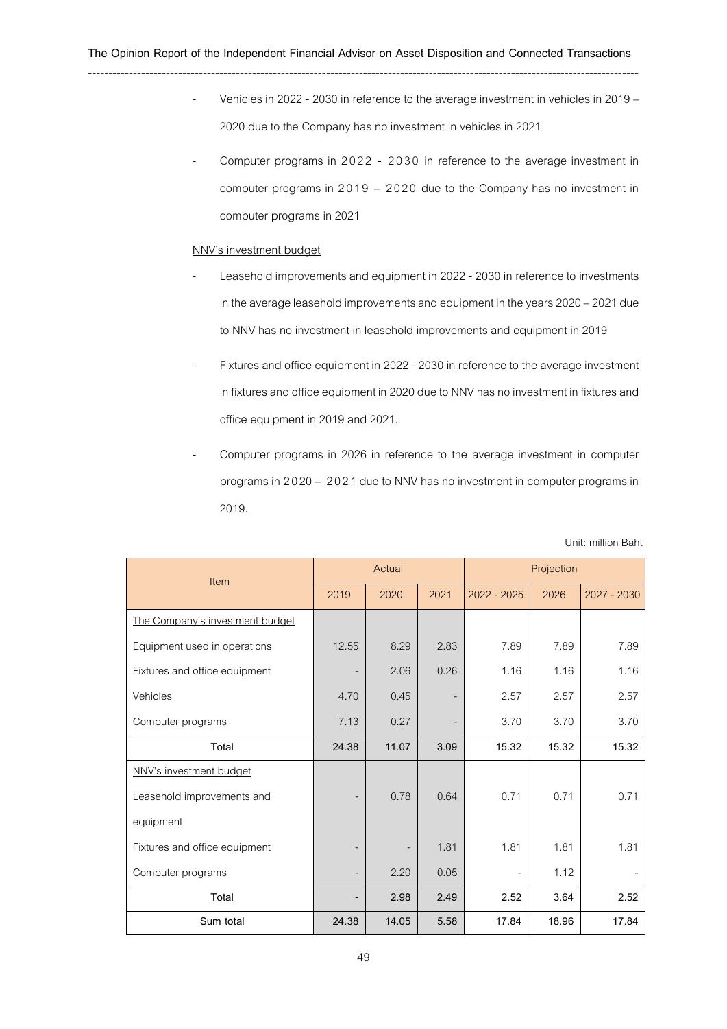- Vehicles in 2022 - 2030 in reference to the average investment in vehicles in 2019 – 2020 due to the Company has no investment in vehicles in 2021
- Computer programs in 2022 - 2030 in reference to the average investment in computer programs in 2019 – 2020 due to the Company has no investment in computer programs in 2021

<u>NNV's investment budget</u>

- Leasehold improvements and equipment in 2022 - 2030 in reference to investments in the average leasehold improvements and equipment in the years 2020 – 2021 due to NNV has no investment in leasehold improvements and equipment in 2019
- Fixtures and office equipment in 2022 - 2030 in reference to the average investment in fixtures and office equipment in 2020 due to NNV has no investment in fixtures and office equipment in 2019 and 2021.
- Computer programs in 2026 in reference to the average investment in computer programs in 2020 – 2021 due to NNV has no investment in computer programs in 2019.

Unit: million Baht

| Item | Actual | | | Projection | | |
|---|---|---|---|---|---|---|
| | 2019 | 2020 | 2021 | 2022 - 2025 | 2026 | 2027 - 2030 |
| <u>The Company's investment budget</u> | | | | | | |
| Equipment used in operations | 12.55 | 8.29 | 2.83 | 7.89 | 7.89 | 7.89 |
| Fixtures and office equipment | - | 2.06 | 0.26 | 1.16 | 1.16 | 1.16 |
| Vehicles | 4.70 | 0.45 | - | 2.57 | 2.57 | 2.57 |
| Computer programs | 7.13 | 0.27 | - | 3.70 | 3.70 | 3.70 |
| **Total** | **24.38** | **11.07** | **3.09** | **15.32** | **15.32** | **15.32** |
| <u>NNV's investment budget</u> | | | | | | |
| Leasehold improvements and equipment | - | 0.78 | 0.64 | 0.71 | 0.71 | 0.71 |
| Fixtures and office equipment | - | - | 1.81 | 1.81 | 1.81 | 1.81 |
| Computer programs | - | 2.20 | 0.05 | - | 1.12 | - |
| **Total** | **-** | **2.98** | **2.49** | **2.52** | **3.64** | **2.52** |
| **Sum total** | **24.38** | **14.05** | **5.58** | **17.84** | **18.96** | **17.84** |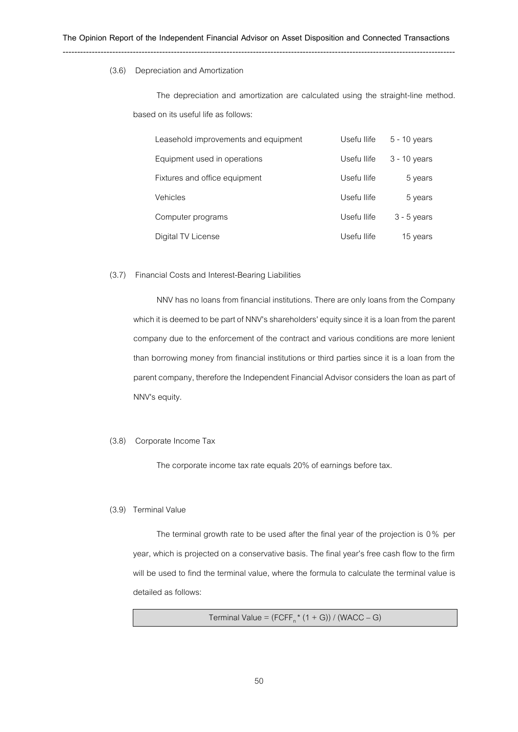(3.6) Depreciation and Amortization

The depreciation and amortization are calculated using the straight-line method. based on its useful life as follows:

| | | |
|---|---|---|
| Leasehold improvements and equipment | Usefu llife | 5 - 10 years |
| Equipment used in operations | Usefu llife | 3 - 10 years |
| Fixtures and office equipment | Usefu llife | 5 years |
| Vehicles | Usefu llife | 5 years |
| Computer programs | Usefu llife | 3 - 5 years |
| Digital TV License | Usefu llife | 15 years |

(3.7) Financial Costs and Interest-Bearing Liabilities

NNV has no loans from financial institutions. There are only loans from the Company which it is deemed to be part of NNV's shareholders' equity since it is a loan from the parent company due to the enforcement of the contract and various conditions are more lenient than borrowing money from financial institutions or third parties since it is a loan from the parent company, therefore the Independent Financial Advisor considers the loan as part of NNV's equity.

(3.8) Corporate Income Tax

The corporate income tax rate equals 20% of earnings before tax.

(3.9) Terminal Value

The terminal growth rate to be used after the final year of the projection is 0% per year, which is projected on a conservative basis. The final year's free cash flow to the firm will be used to find the terminal value, where the formula to calculate the terminal value is detailed as follows:

$$\text{Terminal Value} = (FCFF_n * (1 + G)) / (WACC - G)$$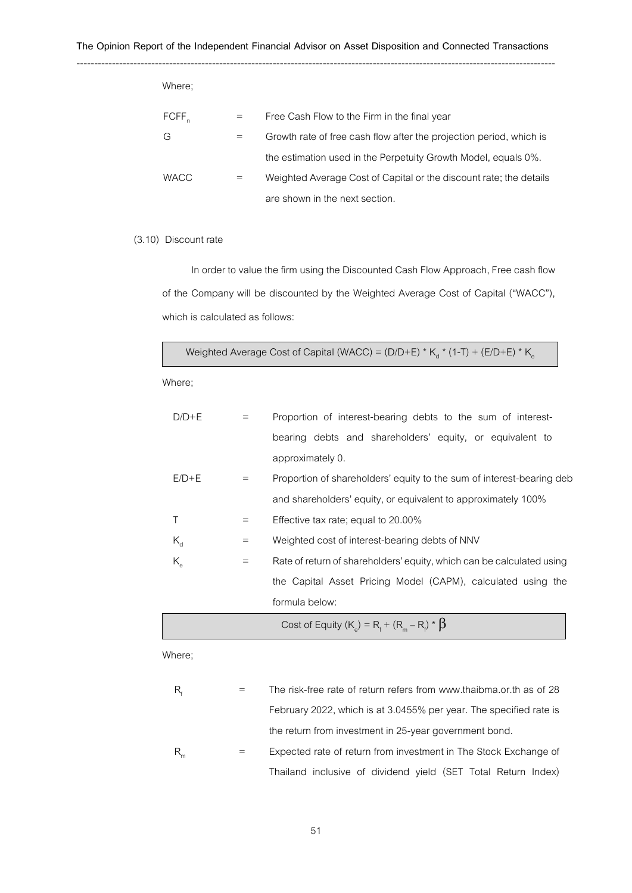Where;

| | | |
|---|---|---|
| $FCFF_n$ | = | Free Cash Flow to the Firm in the final year |
| G | = | Growth rate of free cash flow after the projection period, which is the estimation used in the Perpetuity Growth Model, equals 0%. |
| WACC | = | Weighted Average Cost of Capital or the discount rate; the details are shown in the next section. |

(3.10) Discount rate

In order to value the firm using the Discounted Cash Flow Approach, Free cash flow of the Company will be discounted by the Weighted Average Cost of Capital ("WACC"), which is calculated as follows:

$$\text{Weighted Average Cost of Capital (WACC)} = (D/D+E) * K_d * (1-T) + (E/D+E) * K_e$$

Where;

| | | |
|---|---|---|
| D/D+E | = | Proportion of interest-bearing debts to the sum of interest-bearing debts and shareholders' equity, or equivalent to approximately 0. |
| E/D+E | = | Proportion of shareholders' equity to the sum of interest-bearing deb and shareholders' equity, or equivalent to approximately 100% |
| T | = | Effective tax rate; equal to 20.00% |
| $K_d$ | = | Weighted cost of interest-bearing debts of NNV |
| $K_e$ | = | Rate of return of shareholders' equity, which can be calculated using the Capital Asset Pricing Model (CAPM), calculated using the formula below: |

$$\text{Cost of Equity } (K_e) = R_f + (R_m - R_f) * \beta$$

Where;

| | | |
|---|---|---|
| $R_f$ | = | The risk-free rate of return refers from www.thaibma.or.th as of 28 February 2022, which is at 3.0455% per year. The specified rate is the return from investment in 25-year government bond. |
| $R_m$ | = | Expected rate of return from investment in The Stock Exchange of Thailand inclusive of dividend yield (SET Total Return Index) |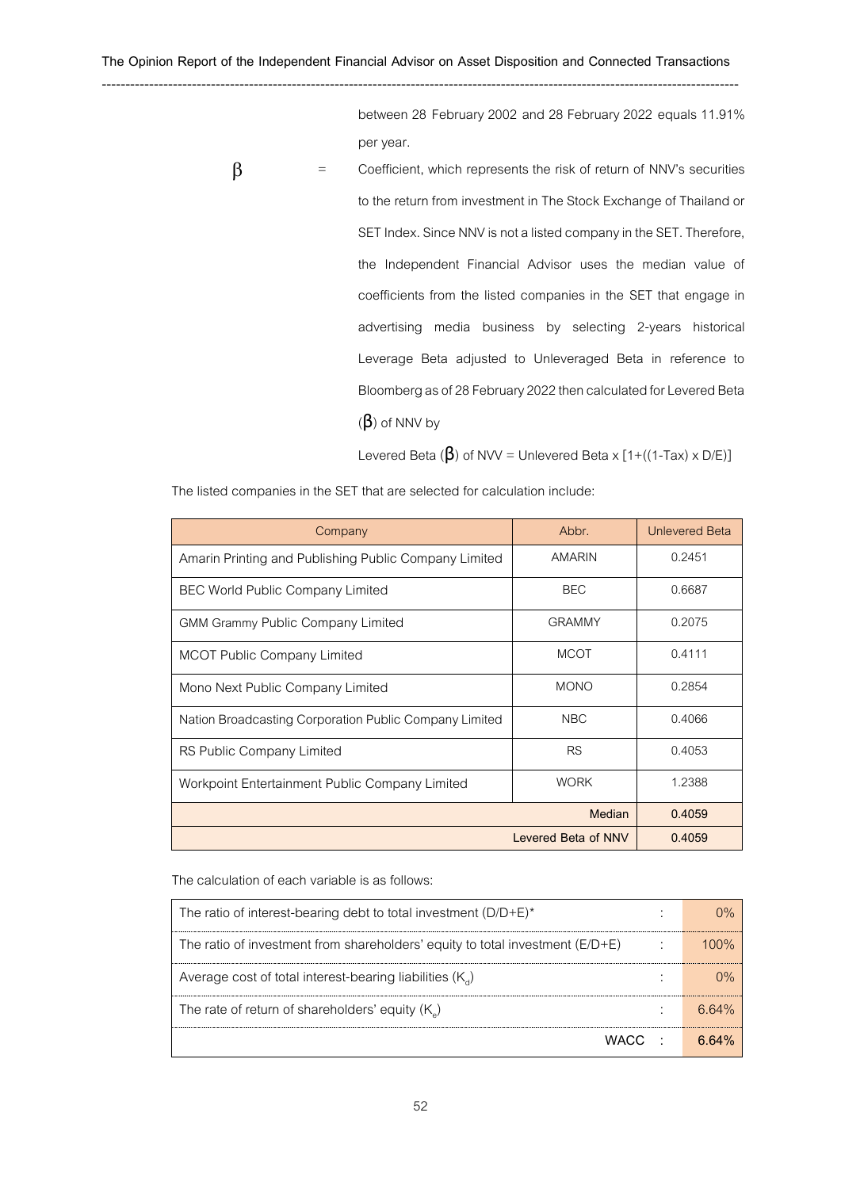between 28 February 2002 and 28 February 2022 equals 11.91% per year.

$\beta$ = Coefficient, which represents the risk of return of NNV's securities to the return from investment in The Stock Exchange of Thailand or SET Index. Since NNV is not a listed company in the SET. Therefore, the Independent Financial Advisor uses the median value of coefficients from the listed companies in the SET that engage in advertising media business by selecting 2-years historical Leverage Beta adjusted to Unleveraged Beta in reference to Bloomberg as of 28 February 2022 then calculated for Levered Beta ($\beta$) of NNV by

Levered Beta ($\beta$) of NVV = Unlevered Beta x [1+((1-Tax) x D/E)]

The listed companies in the SET that are selected for calculation include:

| Company | Abbr. | Unlevered Beta |
|---|---|---|
| Amarin Printing and Publishing Public Company Limited | AMARIN | 0.2451 |
| BEC World Public Company Limited | BEC | 0.6687 |
| GMM Grammy Public Company Limited | GRAMMY | 0.2075 |
| MCOT Public Company Limited | MCOT | 0.4111 |
| Mono Next Public Company Limited | MONO | 0.2854 |
| Nation Broadcasting Corporation Public Company Limited | NBC | 0.4066 |
| RS Public Company Limited | RS | 0.4053 |
| Workpoint Entertainment Public Company Limited | WORK | 1.2388 |
| | Median | 0.4059 |
| | Levered Beta of NNV | 0.4059 |

The calculation of each variable is as follows:

| | | |
|---|---|---|
| The ratio of interest-bearing debt to total investment (D/D+E)* | : | 0% |
| The ratio of investment from shareholders' equity to total investment (E/D+E) | : | 100% |
| Average cost of total interest-bearing liabilities ($K_d$) | : | 0% |
| The rate of return of shareholders' equity ($K_e$) | : | 6.64% |
| **WACC** | : | **6.64%** |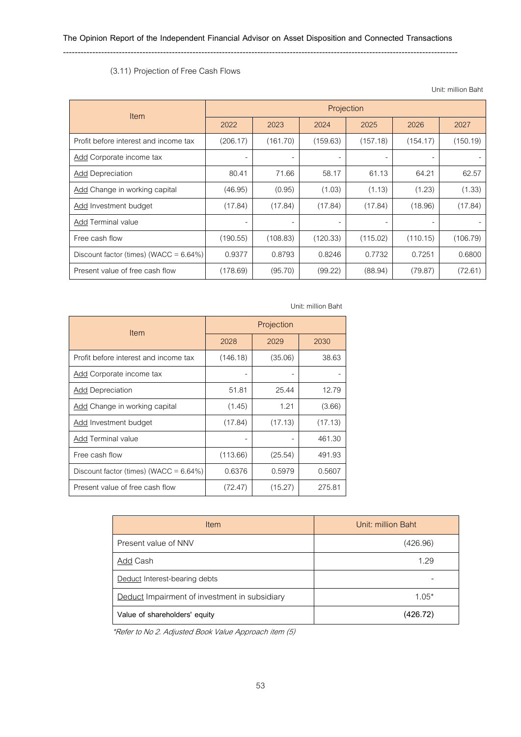(3.11) Projection of Free Cash Flows

Unit: million Baht

| Item | Projection | | | | | |
|---|---|---|---|---|---|---|
| | 2022 | 2023 | 2024 | 2025 | 2026 | 2027 |
| Profit before interest and income tax | (206.17) | (161.70) | (159.63) | (157.18) | (154.17) | (150.19) |
| Add Corporate income tax | - | - | - | - | - | - |
| Add Depreciation | 80.41 | 71.66 | 58.17 | 61.13 | 64.21 | 62.57 |
| Add Change in working capital | (46.95) | (0.95) | (1.03) | (1.13) | (1.23) | (1.33) |
| Add Investment budget | (17.84) | (17.84) | (17.84) | (17.84) | (18.96) | (17.84) |
| Add Terminal value | - | - | - | - | - | - |
| Free cash flow | (190.55) | (108.83) | (120.33) | (115.02) | (110.15) | (106.79) |
| Discount factor (times) (WACC = 6.64%) | 0.9377 | 0.8793 | 0.8246 | 0.7732 | 0.7251 | 0.6800 |
| Present value of free cash flow | (178.69) | (95.70) | (99.22) | (88.94) | (79.87) | (72.61) |

Unit: million Baht

| Item | Projection | | |
|---|---|---|---|
| | 2028 | 2029 | 2030 |
| Profit before interest and income tax | (146.18) | (35.06) | 38.63 |
| Add Corporate income tax | - | - | - |
| Add Depreciation | 51.81 | 25.44 | 12.79 |
| Add Change in working capital | (1.45) | 1.21 | (3.66) |
| Add Investment budget | (17.84) | (17.13) | (17.13) |
| Add Terminal value | - | - | 461.30 |
| Free cash flow | (113.66) | (25.54) | 491.93 |
| Discount factor (times) (WACC = 6.64%) | 0.6376 | 0.5979 | 0.5607 |
| Present value of free cash flow | (72.47) | (15.27) | 275.81 |

| Item | Unit: million Baht |
|---|---|
| Present value of NNV | (426.96) |
| Add Cash | 1.29 |
| Deduct Interest-bearing debts | - |
| Deduct Impairment of investment in subsidiary | 1.05* |
| **Value of shareholders' equity** | **(426.72)** |

*\*Refer to No 2. Adjusted Book Value Approach item (5)*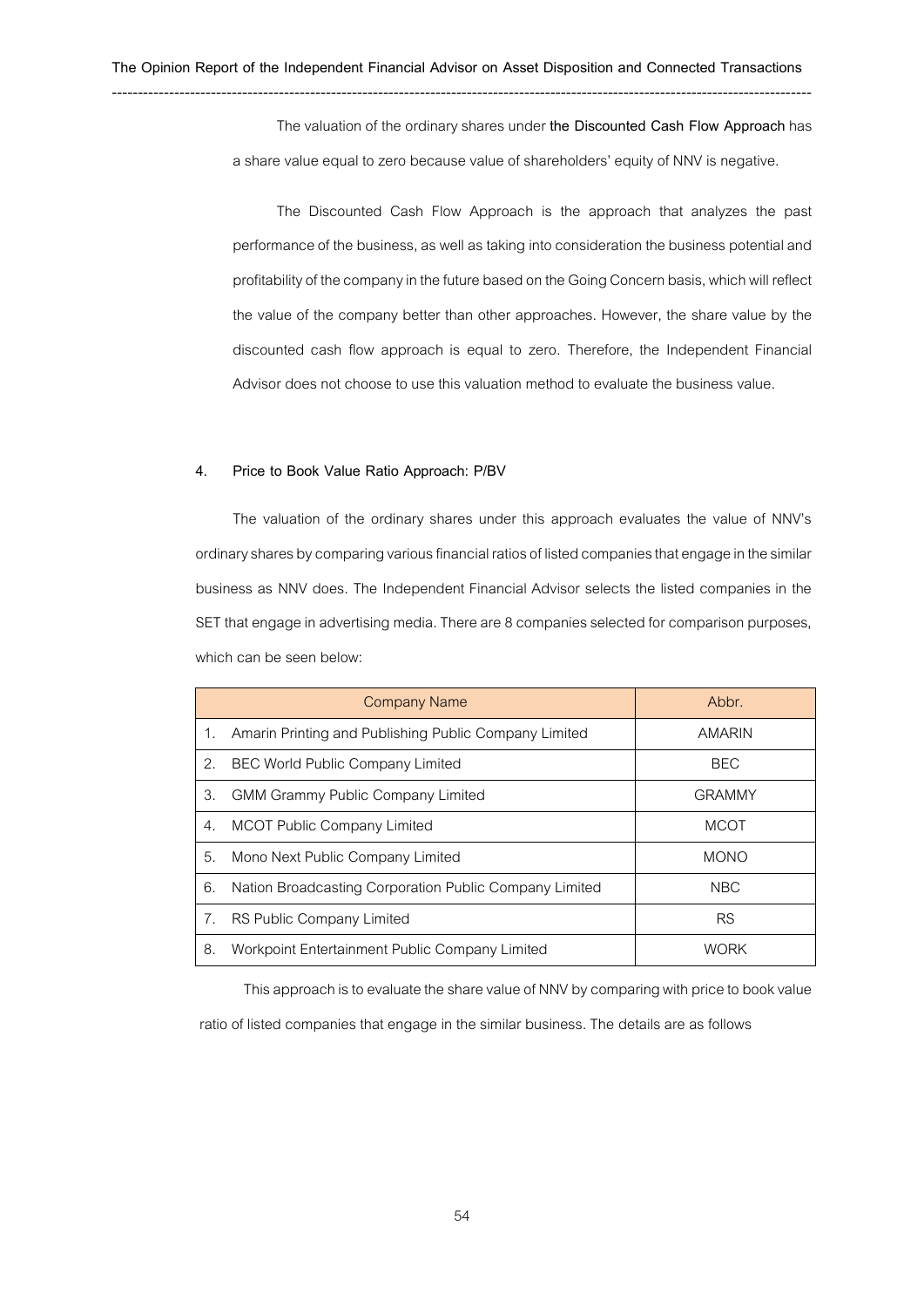The valuation of the ordinary shares under **the Discounted Cash Flow Approach** has a share value equal to zero because value of shareholders' equity of NNV is negative.

The Discounted Cash Flow Approach is the approach that analyzes the past performance of the business, as well as taking into consideration the business potential and profitability of the company in the future based on the Going Concern basis, which will reflect the value of the company better than other approaches. However, the share value by the discounted cash flow approach is equal to zero. Therefore, the Independent Financial Advisor does not choose to use this valuation method to evaluate the business value.

**4. Price to Book Value Ratio Approach: P/BV**

The valuation of the ordinary shares under this approach evaluates the value of NNV's ordinary shares by comparing various financial ratios of listed companies that engage in the similar business as NNV does. The Independent Financial Advisor selects the listed companies in the SET that engage in advertising media. There are 8 companies selected for comparison purposes, which can be seen below:

| Company Name | Abbr. |
|---|---|
| 1. Amarin Printing and Publishing Public Company Limited | AMARIN |
| 2. BEC World Public Company Limited | BEC |
| 3. GMM Grammy Public Company Limited | GRAMMY |
| 4. MCOT Public Company Limited | MCOT |
| 5. Mono Next Public Company Limited | MONO |
| 6. Nation Broadcasting Corporation Public Company Limited | NBC |
| 7. RS Public Company Limited | RS |
| 8. Workpoint Entertainment Public Company Limited | WORK |

This approach is to evaluate the share value of NNV by comparing with price to book value ratio of listed companies that engage in the similar business. The details are as follows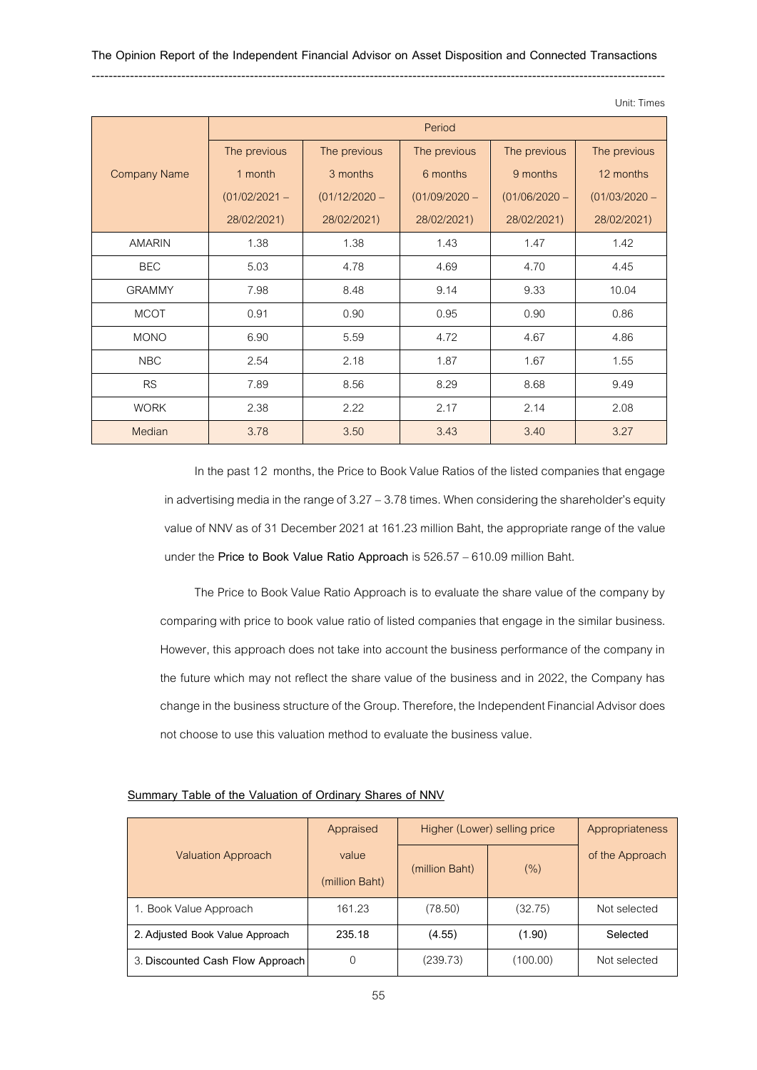Unit: Times

| Company Name | Period | | | | |
|---|---|---|---|---|---|
| | The previous 1 month (01/02/2021 – 28/02/2021) | The previous 3 months (01/12/2020 – 28/02/2021) | The previous 6 months (01/09/2020 – 28/02/2021) | The previous 9 months (01/06/2020 – 28/02/2021) | The previous 12 months (01/03/2020 – 28/02/2021) |
| AMARIN | 1.38 | 1.38 | 1.43 | 1.47 | 1.42 |
| BEC | 5.03 | 4.78 | 4.69 | 4.70 | 4.45 |
| GRAMMY | 7.98 | 8.48 | 9.14 | 9.33 | 10.04 |
| MCOT | 0.91 | 0.90 | 0.95 | 0.90 | 0.86 |
| MONO | 6.90 | 5.59 | 4.72 | 4.67 | 4.86 |
| NBC | 2.54 | 2.18 | 1.87 | 1.67 | 1.55 |
| RS | 7.89 | 8.56 | 8.29 | 8.68 | 9.49 |
| WORK | 2.38 | 2.22 | 2.17 | 2.14 | 2.08 |
| Median | 3.78 | 3.50 | 3.43 | 3.40 | 3.27 |

In the past 12 months, the Price to Book Value Ratios of the listed companies that engage in advertising media in the range of 3.27 – 3.78 times. When considering the shareholder's equity value of NNV as of 31 December 2021 at 161.23 million Baht, the appropriate range of the value under the **Price to Book Value Ratio Approach** is 526.57 – 610.09 million Baht.

The Price to Book Value Ratio Approach is to evaluate the share value of the company by comparing with price to book value ratio of listed companies that engage in the similar business. However, this approach does not take into account the business performance of the company in the future which may not reflect the share value of the business and in 2022, the Company has change in the business structure of the Group. Therefore, the Independent Financial Advisor does not choose to use this valuation method to evaluate the business value.

**Summary Table of the Valuation of Ordinary Shares of NNV**

| Valuation Approach | Appraised value (million Baht) | Higher (Lower) selling price | | Appropriateness of the Approach |
|---|---|---|---|---|
| | | (million Baht) | (%) | |
| 1. Book Value Approach | 161.23 | (78.50) | (32.75) | Not selected |
| **2. Adjusted Book Value Approach** | **235.18** | **(4.55)** | **(1.90)** | **Selected** |
| 3. **Discounted Cash Flow Approach** | 0 | (239.73) | (100.00) | Not selected |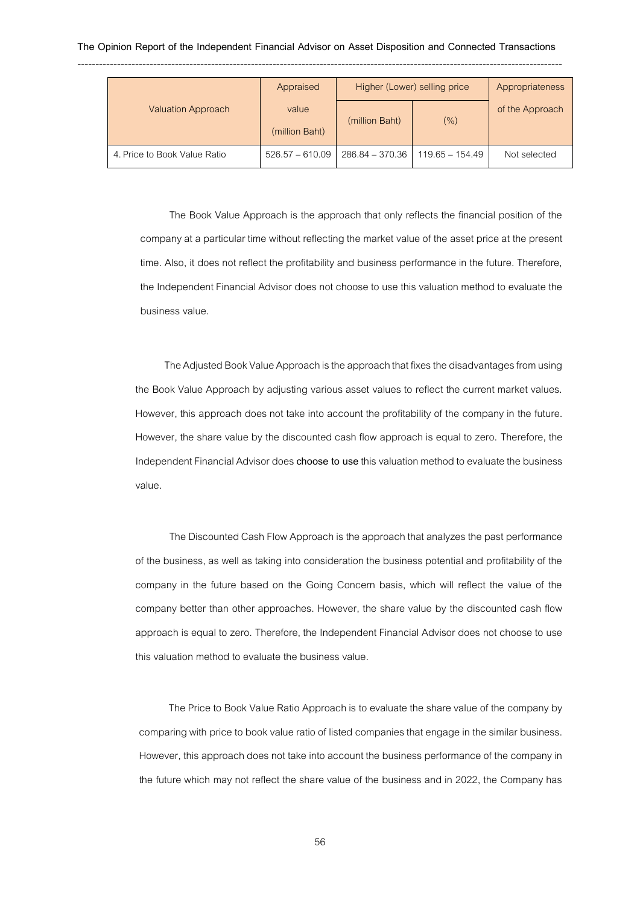| Valuation Approach | Appraised value (million Baht) | Higher (Lower) selling price | | Appropriateness of the Approach |
|---|---|---|---|---|
| | | (million Baht) | (%) | |
| 4. Price to Book Value Ratio | 526.57 – 610.09 | 286.84 – 370.36 | 119.65 – 154.49 | Not selected |

The Book Value Approach is the approach that only reflects the financial position of the company at a particular time without reflecting the market value of the asset price at the present time. Also, it does not reflect the profitability and business performance in the future. Therefore, the Independent Financial Advisor does not choose to use this valuation method to evaluate the business value.

The Adjusted Book Value Approach is the approach that fixes the disadvantages from using the Book Value Approach by adjusting various asset values to reflect the current market values. However, this approach does not take into account the profitability of the company in the future. However, the share value by the discounted cash flow approach is equal to zero. Therefore, the Independent Financial Advisor does **choose to use** this valuation method to evaluate the business value.

The Discounted Cash Flow Approach is the approach that analyzes the past performance of the business, as well as taking into consideration the business potential and profitability of the company in the future based on the Going Concern basis, which will reflect the value of the company better than other approaches. However, the share value by the discounted cash flow approach is equal to zero. Therefore, the Independent Financial Advisor does not choose to use this valuation method to evaluate the business value.

The Price to Book Value Ratio Approach is to evaluate the share value of the company by comparing with price to book value ratio of listed companies that engage in the similar business. However, this approach does not take into account the business performance of the company in the future which may not reflect the share value of the business and in 2022, the Company has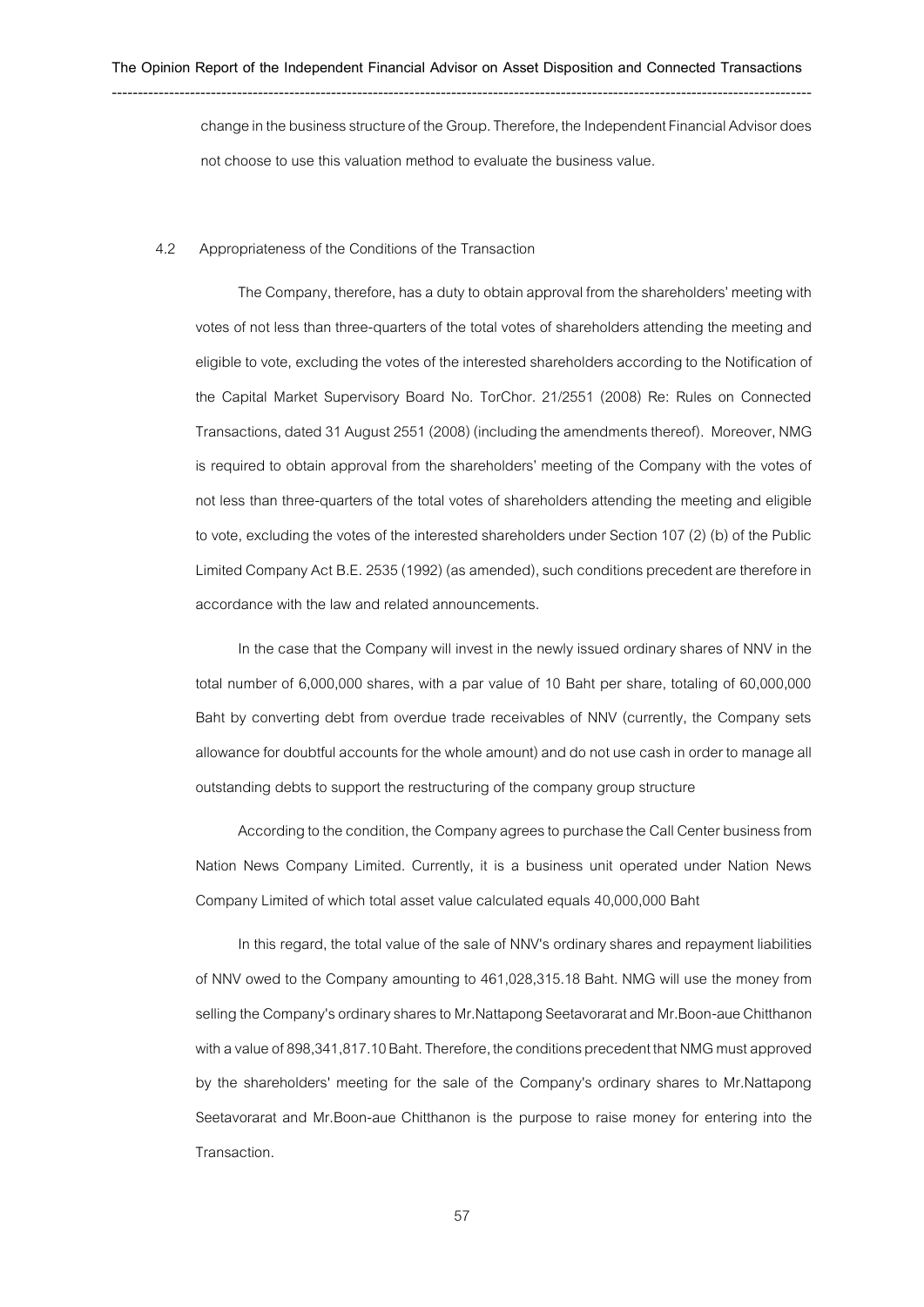change in the business structure of the Group. Therefore, the Independent Financial Advisor does not choose to use this valuation method to evaluate the business value.

4.2 Appropriateness of the Conditions of the Transaction

The Company, therefore, has a duty to obtain approval from the shareholders' meeting with votes of not less than three-quarters of the total votes of shareholders attending the meeting and eligible to vote, excluding the votes of the interested shareholders according to the Notification of the Capital Market Supervisory Board No. TorChor. 21/2551 (2008) Re: Rules on Connected Transactions, dated 31 August 2551 (2008) (including the amendments thereof). Moreover, NMG is required to obtain approval from the shareholders' meeting of the Company with the votes of not less than three-quarters of the total votes of shareholders attending the meeting and eligible to vote, excluding the votes of the interested shareholders under Section 107 (2) (b) of the Public Limited Company Act B.E. 2535 (1992) (as amended), such conditions precedent are therefore in accordance with the law and related announcements.

In the case that the Company will invest in the newly issued ordinary shares of NNV in the total number of 6,000,000 shares, with a par value of 10 Baht per share, totaling of 60,000,000 Baht by converting debt from overdue trade receivables of NNV (currently, the Company sets allowance for doubtful accounts for the whole amount) and do not use cash in order to manage all outstanding debts to support the restructuring of the company group structure

According to the condition, the Company agrees to purchase the Call Center business from Nation News Company Limited. Currently, it is a business unit operated under Nation News Company Limited of which total asset value calculated equals 40,000,000 Baht

In this regard, the total value of the sale of NNV's ordinary shares and repayment liabilities of NNV owed to the Company amounting to 461,028,315.18 Baht. NMG will use the money from selling the Company's ordinary shares to Mr.Nattapong Seetavorarat and Mr.Boon-aue Chitthanon with a value of 898,341,817.10 Baht. Therefore, the conditions precedent that NMG must approved by the shareholders' meeting for the sale of the Company's ordinary shares to Mr.Nattapong Seetavorarat and Mr.Boon-aue Chitthanon is the purpose to raise money for entering into the Transaction.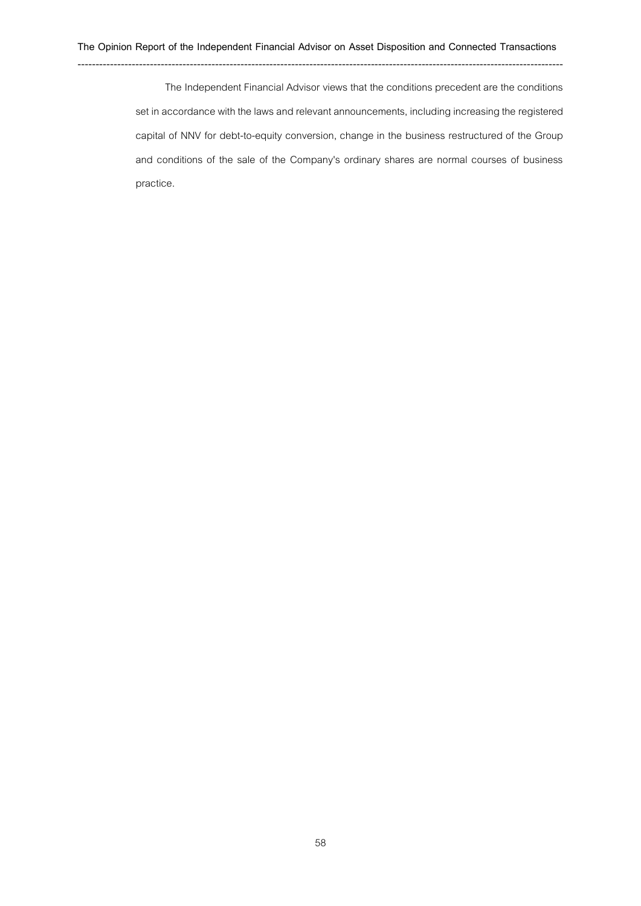The Independent Financial Advisor views that the conditions precedent are the conditions set in accordance with the laws and relevant announcements, including increasing the registered capital of NNV for debt-to-equity conversion, change in the business restructured of the Group and conditions of the sale of the Company's ordinary shares are normal courses of business practice.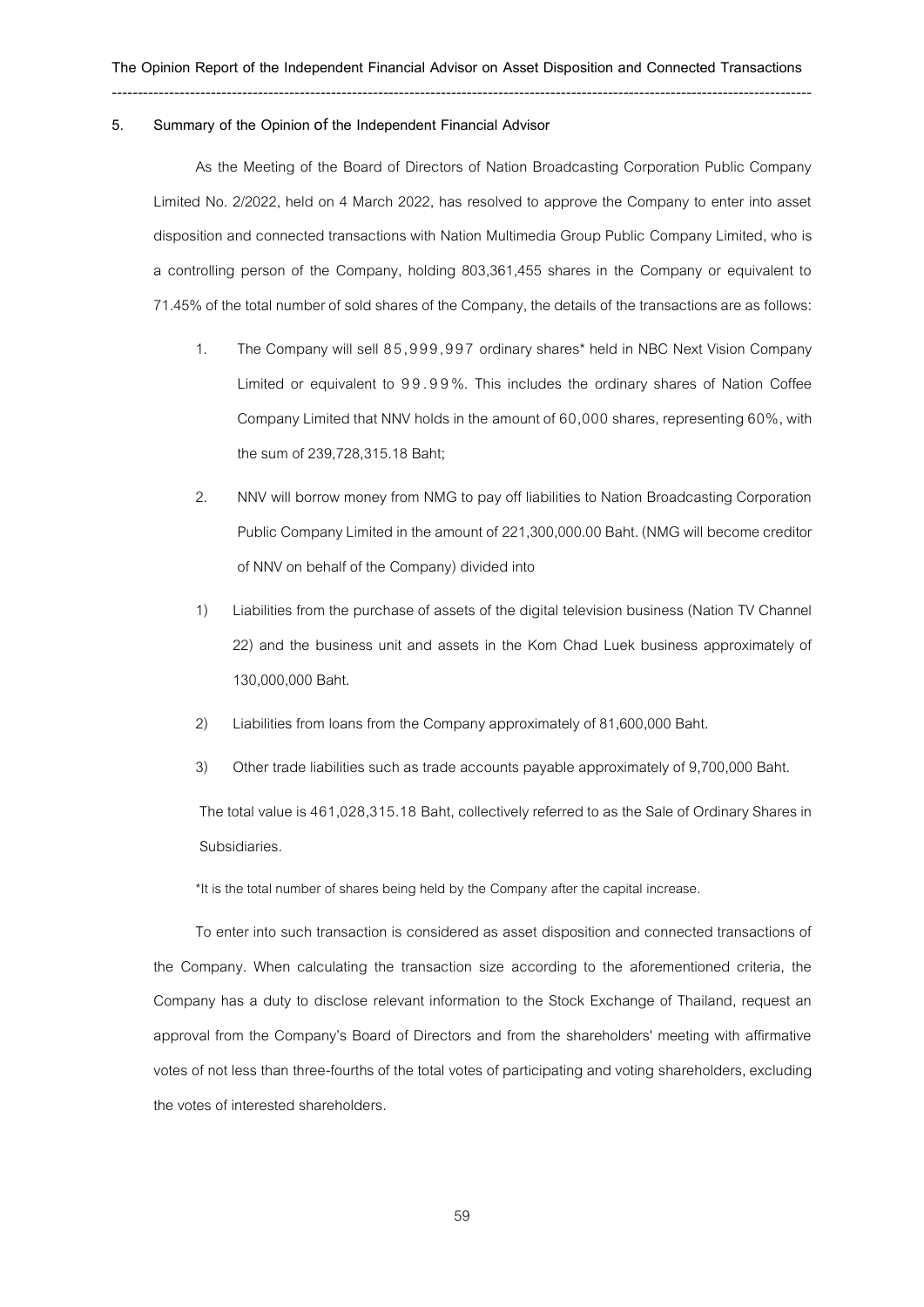## 5. Summary of the Opinion of the Independent Financial Advisor

As the Meeting of the Board of Directors of Nation Broadcasting Corporation Public Company Limited No. 2/2022, held on 4 March 2022, has resolved to approve the Company to enter into asset disposition and connected transactions with Nation Multimedia Group Public Company Limited, who is a controlling person of the Company, holding 803,361,455 shares in the Company or equivalent to 71.45% of the total number of sold shares of the Company, the details of the transactions are as follows:

1. The Company will sell 85,999,997 ordinary shares* held in NBC Next Vision Company Limited or equivalent to 99.99%. This includes the ordinary shares of Nation Coffee Company Limited that NNV holds in the amount of 60,000 shares, representing 60%, with the sum of 239,728,315.18 Baht;
2. NNV will borrow money from NMG to pay off liabilities to Nation Broadcasting Corporation Public Company Limited in the amount of 221,300,000.00 Baht. (NMG will become creditor of NNV on behalf of the Company) divided into

1) Liabilities from the purchase of assets of the digital television business (Nation TV Channel 22) and the business unit and assets in the Kom Chad Luek business approximately of 130,000,000 Baht.
2) Liabilities from loans from the Company approximately of 81,600,000 Baht.
3) Other trade liabilities such as trade accounts payable approximately of 9,700,000 Baht.

The total value is 461,028,315.18 Baht, collectively referred to as the Sale of Ordinary Shares in Subsidiaries.

*It is the total number of shares being held by the Company after the capital increase.

To enter into such transaction is considered as asset disposition and connected transactions of the Company. When calculating the transaction size according to the aforementioned criteria, the Company has a duty to disclose relevant information to the Stock Exchange of Thailand, request an approval from the Company's Board of Directors and from the shareholders' meeting with affirmative votes of not less than three-fourths of the total votes of participating and voting shareholders, excluding the votes of interested shareholders.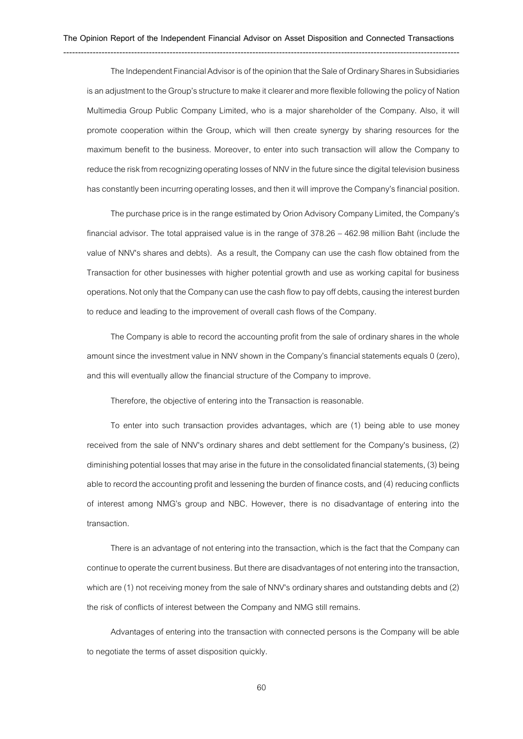The Independent Financial Advisor is of the opinion that the Sale of Ordinary Shares in Subsidiaries is an adjustment to the Group's structure to make it clearer and more flexible following the policy of Nation Multimedia Group Public Company Limited, who is a major shareholder of the Company. Also, it will promote cooperation within the Group, which will then create synergy by sharing resources for the maximum benefit to the business. Moreover, to enter into such transaction will allow the Company to reduce the risk from recognizing operating losses of NNV in the future since the digital television business has constantly been incurring operating losses, and then it will improve the Company's financial position.

The purchase price is in the range estimated by Orion Advisory Company Limited, the Company's financial advisor. The total appraised value is in the range of 378.26 – 462.98 million Baht (include the value of NNV's shares and debts). As a result, the Company can use the cash flow obtained from the Transaction for other businesses with higher potential growth and use as working capital for business operations. Not only that the Company can use the cash flow to pay off debts, causing the interest burden to reduce and leading to the improvement of overall cash flows of the Company.

The Company is able to record the accounting profit from the sale of ordinary shares in the whole amount since the investment value in NNV shown in the Company's financial statements equals 0 (zero), and this will eventually allow the financial structure of the Company to improve.

Therefore, the objective of entering into the Transaction is reasonable.

To enter into such transaction provides advantages, which are (1) being able to use money received from the sale of NNV's ordinary shares and debt settlement for the Company's business, (2) diminishing potential losses that may arise in the future in the consolidated financial statements, (3) being able to record the accounting profit and lessening the burden of finance costs, and (4) reducing conflicts of interest among NMG's group and NBC. However, there is no disadvantage of entering into the transaction.

There is an advantage of not entering into the transaction, which is the fact that the Company can continue to operate the current business. But there are disadvantages of not entering into the transaction, which are (1) not receiving money from the sale of NNV's ordinary shares and outstanding debts and (2) the risk of conflicts of interest between the Company and NMG still remains.

Advantages of entering into the transaction with connected persons is the Company will be able to negotiate the terms of asset disposition quickly.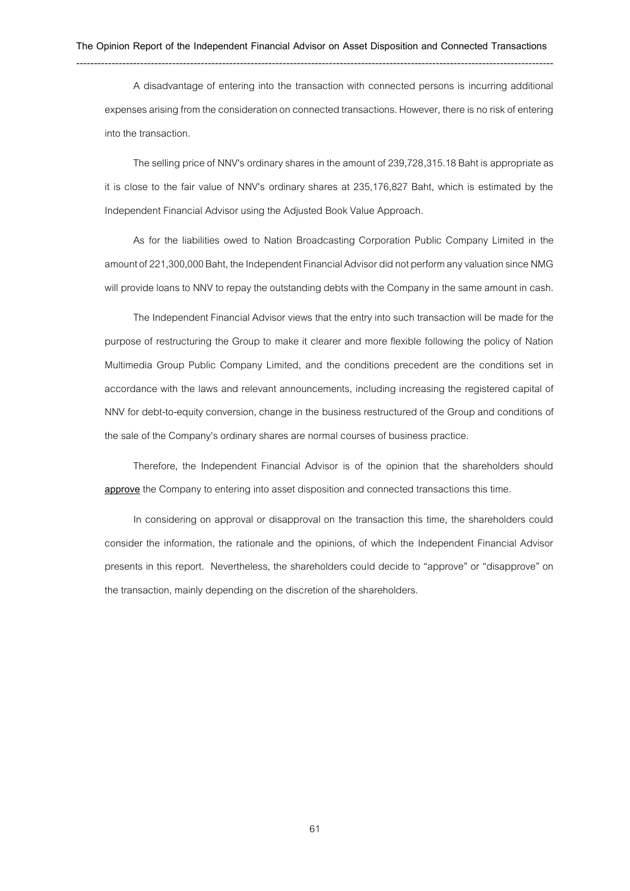A disadvantage of entering into the transaction with connected persons is incurring additional expenses arising from the consideration on connected transactions. However, there is no risk of entering into the transaction.

The selling price of NNV's ordinary shares in the amount of 239,728,315.18 Baht is appropriate as it is close to the fair value of NNV's ordinary shares at 235,176,827 Baht, which is estimated by the Independent Financial Advisor using the Adjusted Book Value Approach.

As for the liabilities owed to Nation Broadcasting Corporation Public Company Limited in the amount of 221,300,000 Baht, the Independent Financial Advisor did not perform any valuation since NMG will provide loans to NNV to repay the outstanding debts with the Company in the same amount in cash.

The Independent Financial Advisor views that the entry into such transaction will be made for the purpose of restructuring the Group to make it clearer and more flexible following the policy of Nation Multimedia Group Public Company Limited, and the conditions precedent are the conditions set in accordance with the laws and relevant announcements, including increasing the registered capital of NNV for debt-to-equity conversion, change in the business restructured of the Group and conditions of the sale of the Company's ordinary shares are normal courses of business practice.

Therefore, the Independent Financial Advisor is of the opinion that the shareholders should **approve** the Company to entering into asset disposition and connected transactions this time.

In considering on approval or disapproval on the transaction this time, the shareholders could consider the information, the rationale and the opinions, of which the Independent Financial Advisor presents in this report. Nevertheless, the shareholders could decide to "approve" or "disapprove" on the transaction, mainly depending on the discretion of the shareholders.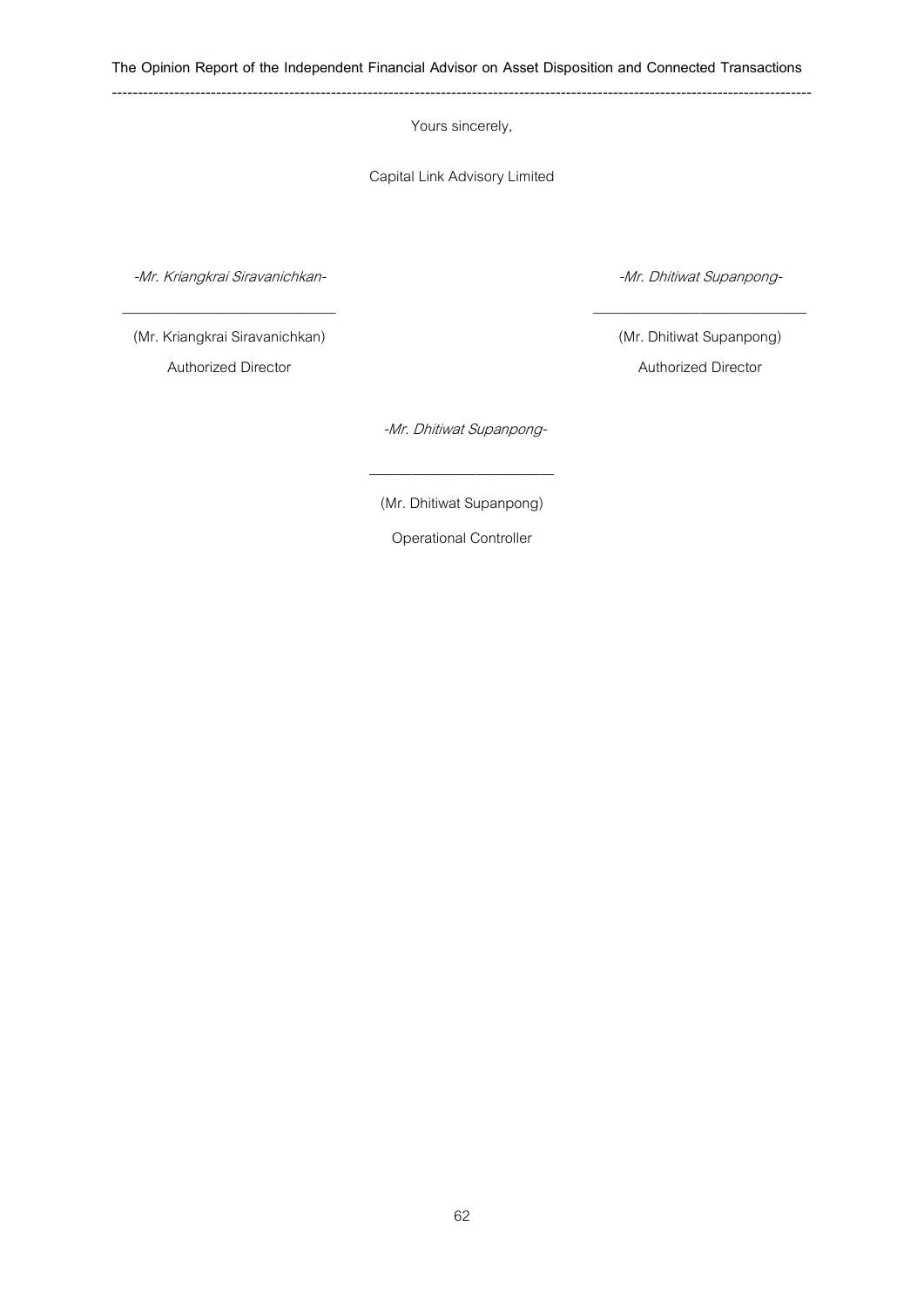Yours sincerely,

Capital Link Advisory Limited

*-Mr. Kriangkrai Siravanichkan-*

(Mr. Kriangkrai Siravanichkan)

Authorized Director

*-Mr. Dhitiwat Supanpong-*

(Mr. Dhitiwat Supanpong)

Authorized Director

*-Mr. Dhitiwat Supanpong-*

(Mr. Dhitiwat Supanpong)

Operational Controller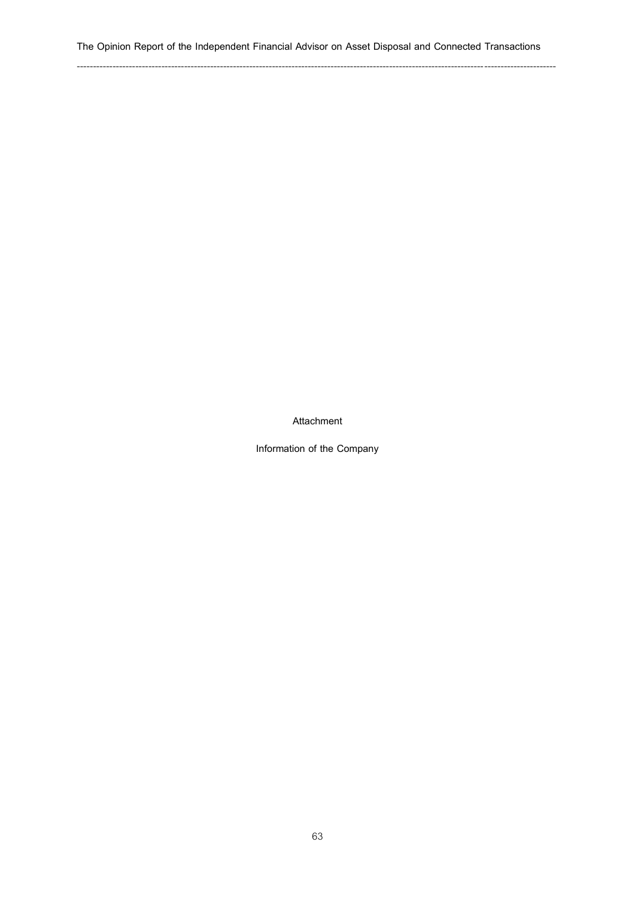Attachment

Information of the Company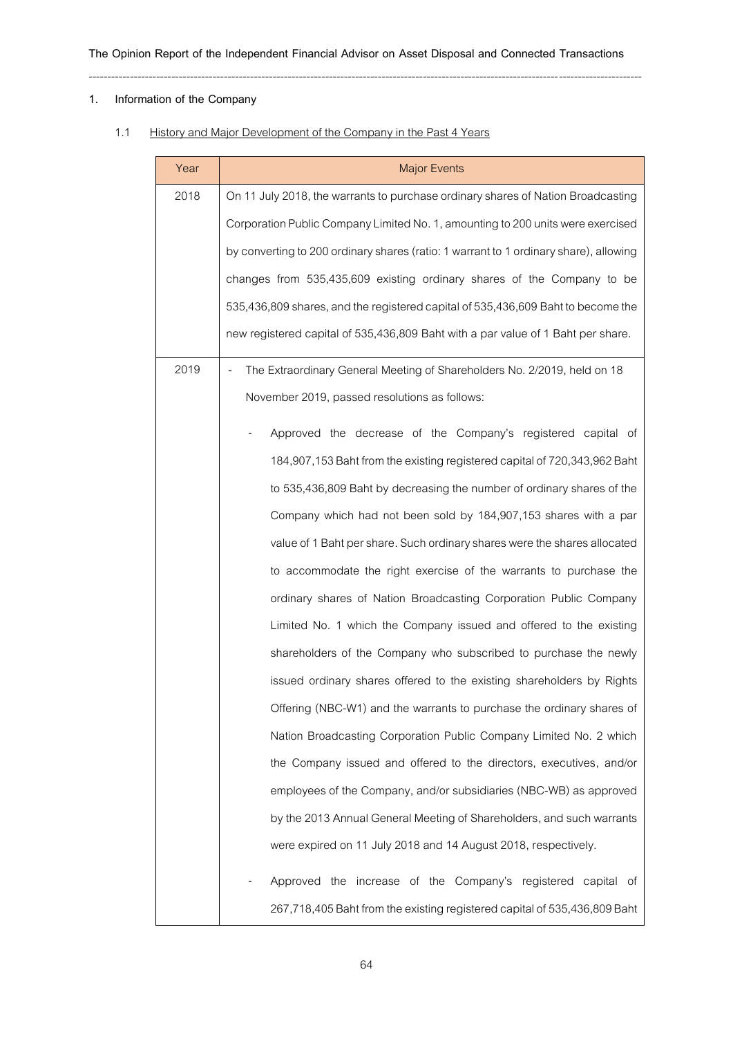## 1. Information of the Company

### 1.1 History and Major Development of the Company in the Past 4 Years

| Year | Major Events |
|---|---|
| 2018 | On 11 July 2018, the warrants to purchase ordinary shares of Nation Broadcasting Corporation Public Company Limited No. 1, amounting to 200 units were exercised by converting to 200 ordinary shares (ratio: 1 warrant to 1 ordinary share), allowing changes from 535,435,609 existing ordinary shares of the Company to be 535,436,809 shares, and the registered capital of 535,436,609 Baht to become the new registered capital of 535,436,809 Baht with a par value of 1 Baht per share. |
| 2019 | - The Extraordinary General Meeting of Shareholders No. 2/2019, held on 18 November 2019, passed resolutions as follows:<br>- Approved the decrease of the Company's registered capital of 184,907,153 Baht from the existing registered capital of 720,343,962 Baht to 535,436,809 Baht by decreasing the number of ordinary shares of the Company which had not been sold by 184,907,153 shares with a par value of 1 Baht per share. Such ordinary shares were the shares allocated to accommodate the right exercise of the warrants to purchase the ordinary shares of Nation Broadcasting Corporation Public Company Limited No. 1 which the Company issued and offered to the existing shareholders of the Company who subscribed to purchase the newly issued ordinary shares offered to the existing shareholders by Rights Offering (NBC-W1) and the warrants to purchase the ordinary shares of Nation Broadcasting Corporation Public Company Limited No. 2 which the Company issued and offered to the directors, executives, and/or employees of the Company, and/or subsidiaries (NBC-WB) as approved by the 2013 Annual General Meeting of Shareholders, and such warrants were expired on 11 July 2018 and 14 August 2018, respectively.<br>- Approved the increase of the Company's registered capital of 267,718,405 Baht from the existing registered capital of 535,436,809 Baht |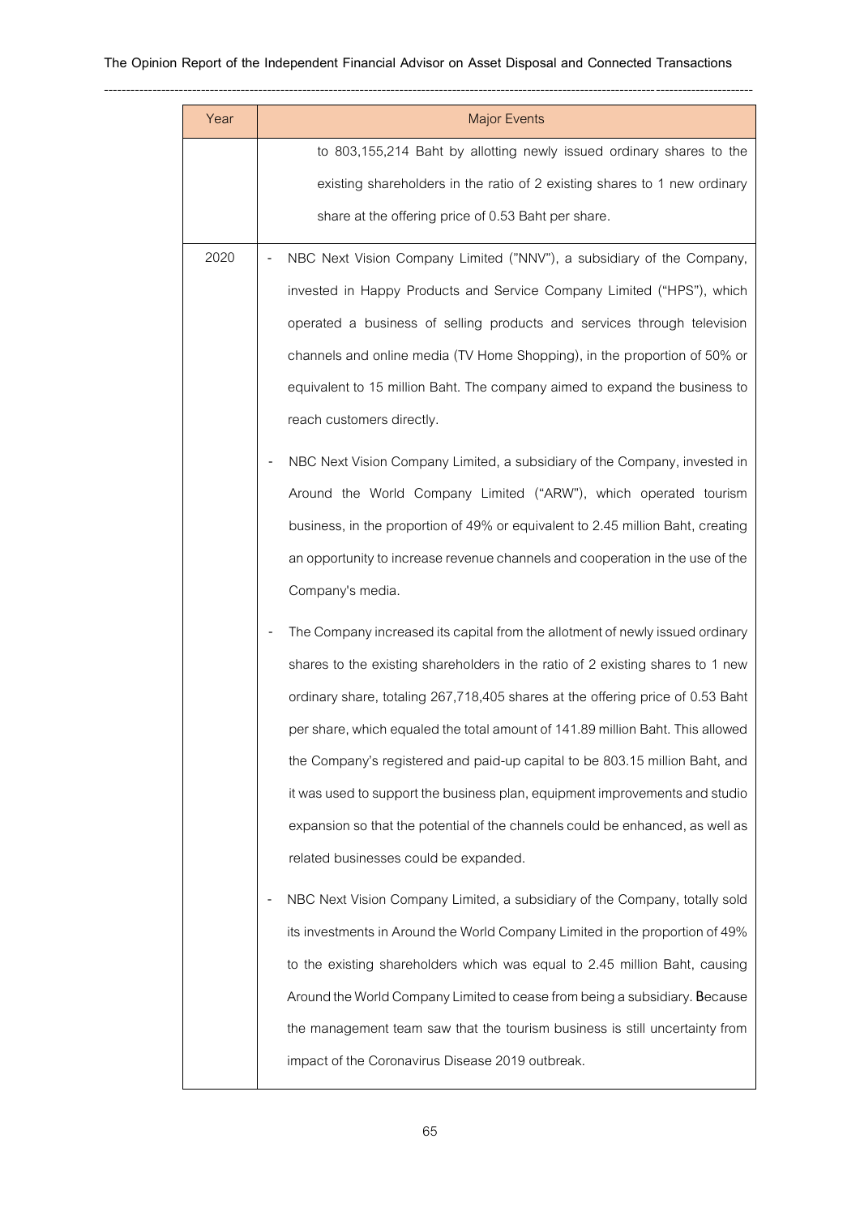| Year | Major Events |
| --- | --- |
| | to 803,155,214 Baht by allotting newly issued ordinary shares to the existing shareholders in the ratio of 2 existing shares to 1 new ordinary share at the offering price of 0.53 Baht per share. |
| 2020 | - NBC Next Vision Company Limited ("NNV"), a subsidiary of the Company, invested in Happy Products and Service Company Limited ("HPS"), which operated a business of selling products and services through television channels and online media (TV Home Shopping), in the proportion of 50% or equivalent to 15 million Baht. The company aimed to expand the business to reach customers directly.<br>- NBC Next Vision Company Limited, a subsidiary of the Company, invested in Around the World Company Limited ("ARW"), which operated tourism business, in the proportion of 49% or equivalent to 2.45 million Baht, creating an opportunity to increase revenue channels and cooperation in the use of the Company's media.<br>- The Company increased its capital from the allotment of newly issued ordinary shares to the existing shareholders in the ratio of 2 existing shares to 1 new ordinary share, totaling 267,718,405 shares at the offering price of 0.53 Baht per share, which equaled the total amount of 141.89 million Baht. This allowed the Company's registered and paid-up capital to be 803.15 million Baht, and it was used to support the business plan, equipment improvements and studio expansion so that the potential of the channels could be enhanced, as well as related businesses could be expanded.<br>- NBC Next Vision Company Limited, a subsidiary of the Company, totally sold its investments in Around the World Company Limited in the proportion of 49% to the existing shareholders which was equal to 2.45 million Baht, causing Around the World Company Limited to cease from being a subsidiary. Because the management team saw that the tourism business is still uncertainty from impact of the Coronavirus Disease 2019 outbreak. |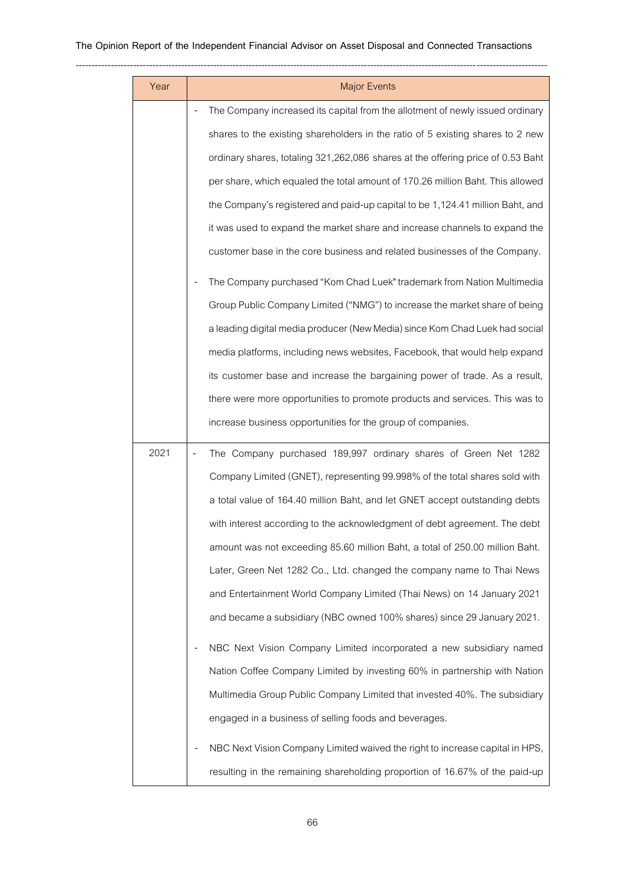| Year | Major Events |
|---|---|
| | - The Company increased its capital from the allotment of newly issued ordinary shares to the existing shareholders in the ratio of 5 existing shares to 2 new ordinary shares, totaling 321,262,086 shares at the offering price of 0.53 Baht per share, which equaled the total amount of 170.26 million Baht. This allowed the Company's registered and paid-up capital to be 1,124.41 million Baht, and it was used to expand the market share and increase channels to expand the customer base in the core business and related businesses of the Company.<br>- The Company purchased "Kom Chad Luek" trademark from Nation Multimedia Group Public Company Limited ("NMG") to increase the market share of being a leading digital media producer (New Media) since Kom Chad Luek had social media platforms, including news websites, Facebook, that would help expand its customer base and increase the bargaining power of trade. As a result, there were more opportunities to promote products and services. This was to increase business opportunities for the group of companies. |
| 2021 | - The Company purchased 189,997 ordinary shares of Green Net 1282 Company Limited (GNET), representing 99.998% of the total shares sold with a total value of 164.40 million Baht, and let GNET accept outstanding debts with interest according to the acknowledgment of debt agreement. The debt amount was not exceeding 85.60 million Baht, a total of 250.00 million Baht. Later, Green Net 1282 Co., Ltd. changed the company name to Thai News and Entertainment World Company Limited (Thai News) on 14 January 2021 and became a subsidiary (NBC owned 100% shares) since 29 January 2021.<br>- NBC Next Vision Company Limited incorporated a new subsidiary named Nation Coffee Company Limited by investing 60% in partnership with Nation Multimedia Group Public Company Limited that invested 40%. The subsidiary engaged in a business of selling foods and beverages.<br>- NBC Next Vision Company Limited waived the right to increase capital in HPS, resulting in the remaining shareholding proportion of 16.67% of the paid-up |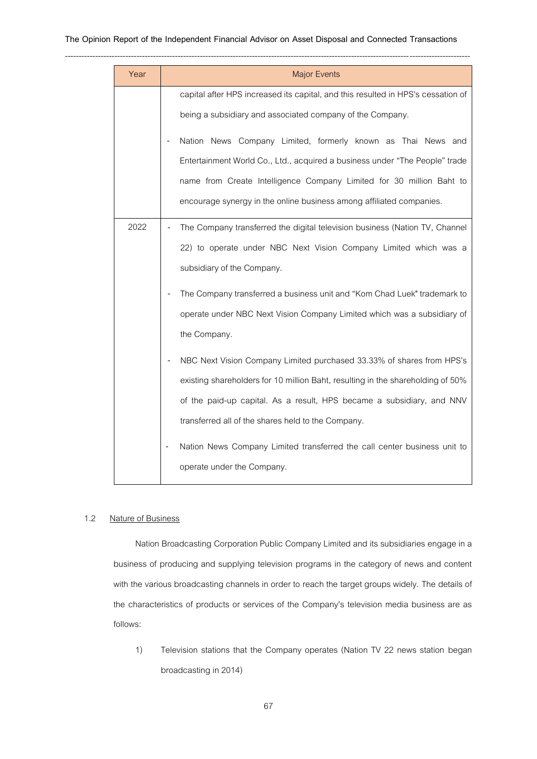| Year | Major Events |
|---|---|
| | capital after HPS increased its capital, and this resulted in HPS's cessation of being a subsidiary and associated company of the Company.<br>- Nation News Company Limited, formerly known as Thai News and Entertainment World Co., Ltd., acquired a business under "The People" trade name from Create Intelligence Company Limited for 30 million Baht to encourage synergy in the online business among affiliated companies. |
| 2022 | - The Company transferred the digital television business (Nation TV, Channel 22) to operate under NBC Next Vision Company Limited which was a subsidiary of the Company.<br>- The Company transferred a business unit and "Kom Chad Luek" trademark to operate under NBC Next Vision Company Limited which was a subsidiary of the Company.<br>- NBC Next Vision Company Limited purchased 33.33% of shares from HPS's existing shareholders for 10 million Baht, resulting in the shareholding of 50% of the paid-up capital. As a result, HPS became a subsidiary, and NNV transferred all of the shares held to the Company.<br>- Nation News Company Limited transferred the call center business unit to operate under the Company. |

### 1.2 Nature of Business

Nation Broadcasting Corporation Public Company Limited and its subsidiaries engage in a business of producing and supplying television programs in the category of news and content with the various broadcasting channels in order to reach the target groups widely. The details of the characteristics of products or services of the Company's television media business are as follows:

1) Television stations that the Company operates (Nation TV 22 news station began broadcasting in 2014)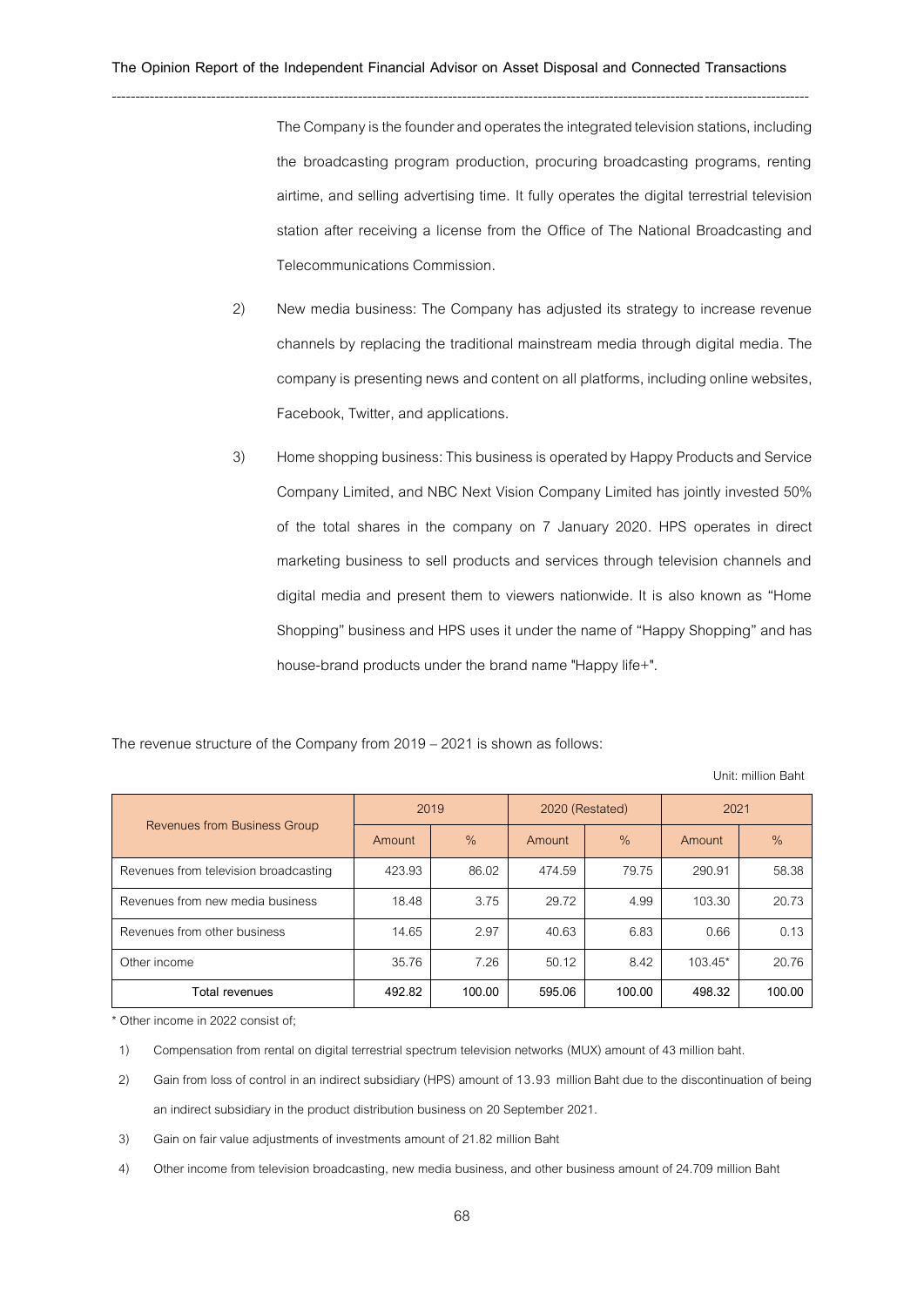The Company is the founder and operates the integrated television stations, including the broadcasting program production, procuring broadcasting programs, renting airtime, and selling advertising time. It fully operates the digital terrestrial television station after receiving a license from the Office of The National Broadcasting and Telecommunications Commission.

2) New media business: The Company has adjusted its strategy to increase revenue channels by replacing the traditional mainstream media through digital media. The company is presenting news and content on all platforms, including online websites, Facebook, Twitter, and applications.

3) Home shopping business: This business is operated by Happy Products and Service Company Limited, and NBC Next Vision Company Limited has jointly invested 50% of the total shares in the company on 7 January 2020. HPS operates in direct marketing business to sell products and services through television channels and digital media and present them to viewers nationwide. It is also known as "Home Shopping" business and HPS uses it under the name of "Happy Shopping" and has house-brand products under the brand name "Happy life+".

The revenue structure of the Company from 2019 – 2021 is shown as follows:

Unit: million Baht

| Revenues from Business Group | 2019 | | 2020 (Restated) | | 2021 | |
|---|---|---|---|---|---|---|
| | Amount | % | Amount | % | Amount | % |
| Revenues from television broadcasting | 423.93 | 86.02 | 474.59 | 79.75 | 290.91 | 58.38 |
| Revenues from new media business | 18.48 | 3.75 | 29.72 | 4.99 | 103.30 | 20.73 |
| Revenues from other business | 14.65 | 2.97 | 40.63 | 6.83 | 0.66 | 0.13 |
| Other income | 35.76 | 7.26 | 50.12 | 8.42 | 103.45* | 20.76 |
| **Total revenues** | **492.82** | **100.00** | **595.06** | **100.00** | **498.32** | **100.00** |

* Other income in 2022 consist of;

1) Compensation from rental on digital terrestrial spectrum television networks (MUX) amount of 43 million baht.

2) Gain from loss of control in an indirect subsidiary (HPS) amount of 13.93 million Baht due to the discontinuation of being an indirect subsidiary in the product distribution business on 20 September 2021.

3) Gain on fair value adjustments of investments amount of 21.82 million Baht

4) Other income from television broadcasting, new media business, and other business amount of 24.709 million Baht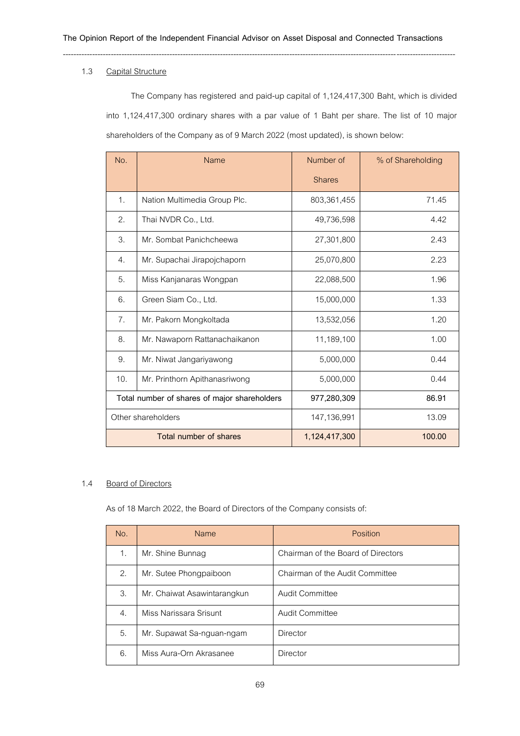### 1.3 Capital Structure

The Company has registered and paid-up capital of 1,124,417,300 Baht, which is divided into 1,124,417,300 ordinary shares with a par value of 1 Baht per share. The list of 10 major shareholders of the Company as of 9 March 2022 (most updated), is shown below:

| No. | Name | Number of Shares | % of Shareholding |
|---|---|---|---|
| 1. | Nation Multimedia Group Plc. | 803,361,455 | 71.45 |
| 2. | Thai NVDR Co., Ltd. | 49,736,598 | 4.42 |
| 3. | Mr. Sombat Panichcheewa | 27,301,800 | 2.43 |
| 4. | Mr. Supachai Jirapojchaporn | 25,070,800 | 2.23 |
| 5. | Miss Kanjanaras Wongpan | 22,088,500 | 1.96 |
| 6. | Green Siam Co., Ltd. | 15,000,000 | 1.33 |
| 7. | Mr. Pakorn Mongkoltada | 13,532,056 | 1.20 |
| 8. | Mr. Nawaporn Rattanachaikanon | 11,189,100 | 1.00 |
| 9. | Mr. Niwat Jangariyawong | 5,000,000 | 0.44 |
| 10. | Mr. Printhorn Apithanasriwong | 5,000,000 | 0.44 |
| Total number of shares of major shareholders | | 977,280,309 | 86.91 |
| Other shareholders | | 147,136,991 | 13.09 |
| Total number of shares | | 1,124,417,300 | 100.00 |

### 1.4 Board of Directors

As of 18 March 2022, the Board of Directors of the Company consists of:

| No. | Name | Position |
|---|---|---|
| 1. | Mr. Shine Bunnag | Chairman of the Board of Directors |
| 2. | Mr. Sutee Phongpaiboon | Chairman of the Audit Committee |
| 3. | Mr. Chaiwat Asawintarangkun | Audit Committee |
| 4. | Miss Narissara Srisunt | Audit Committee |
| 5. | Mr. Supawat Sa-nguan-ngam | Director |
| 6. | Miss Aura-Orn Akrasanee | Director |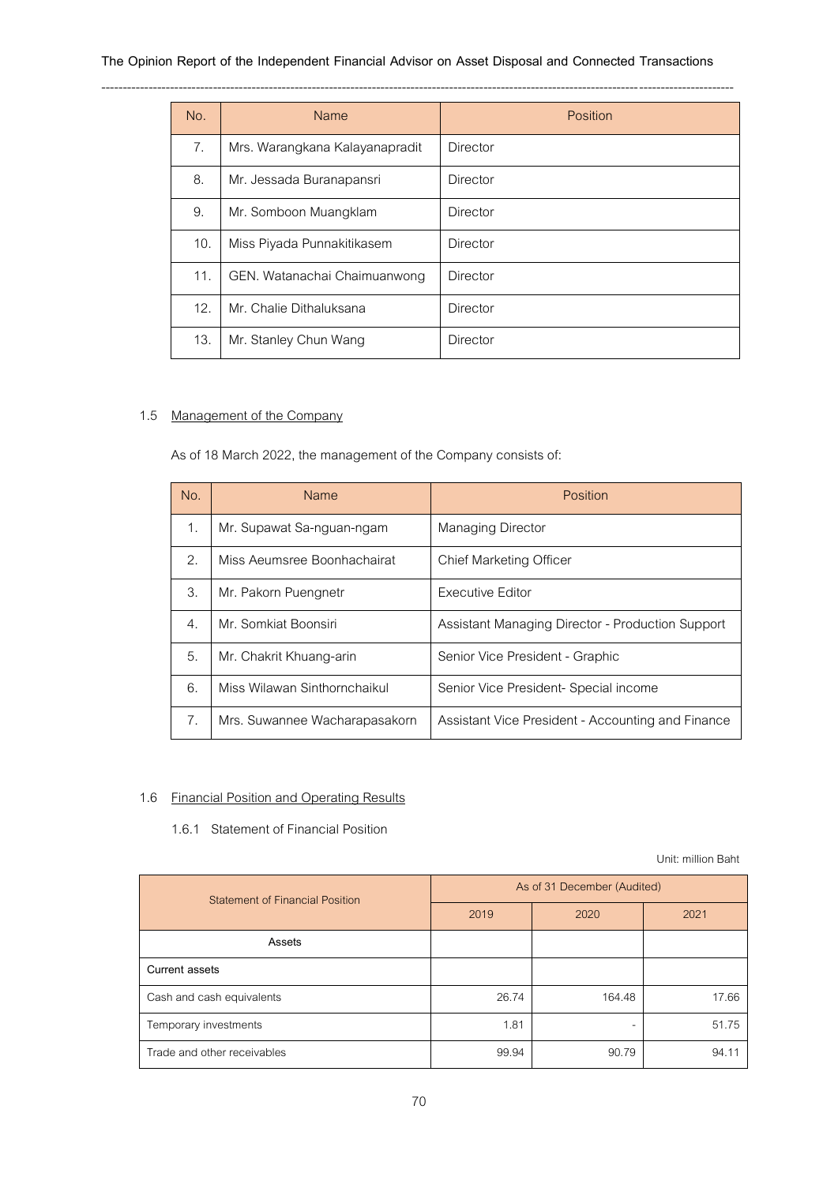| No. | Name | Position |
|---|---|---|
| 7. | Mrs. Warangkana Kalayanapradit | Director |
| 8. | Mr. Jessada Buranapansri | Director |
| 9. | Mr. Somboon Muangklam | Director |
| 10. | Miss Piyada Punnakitikasem | Director |
| 11. | GEN. Watanachai Chaimuanwong | Director |
| 12. | Mr. Chalie Dithaluksana | Director |
| 13. | Mr. Stanley Chun Wang | Director |

1.5 Management of the Company

As of 18 March 2022, the management of the Company consists of:

| No. | Name | Position |
|---|---|---|
| 1. | Mr. Supawat Sa-nguan-ngam | Managing Director |
| 2. | Miss Aeumsree Boonhachairat | Chief Marketing Officer |
| 3. | Mr. Pakorn Puengnetr | Executive Editor |
| 4. | Mr. Somkiat Boonsiri | Assistant Managing Director - Production Support |
| 5. | Mr. Chakrit Khuang-arin | Senior Vice President - Graphic |
| 6. | Miss Wilawan Sinthornchaikul | Senior Vice President- Special income |
| 7. | Mrs. Suwannee Wacharapasakorn | Assistant Vice President - Accounting and Finance |

1.6 Financial Position and Operating Results

1.6.1 Statement of Financial Position

Unit: million Baht

| Statement of Financial Position | As of 31 December (Audited) | | |
|---|---|---|---|
| | 2019 | 2020 | 2021 |
| Assets | | | |
| Current assets | | | |
| Cash and cash equivalents | 26.74 | 164.48 | 17.66 |
| Temporary investments | 1.81 | - | 51.75 |
| Trade and other receivables | 99.94 | 90.79 | 94.11 |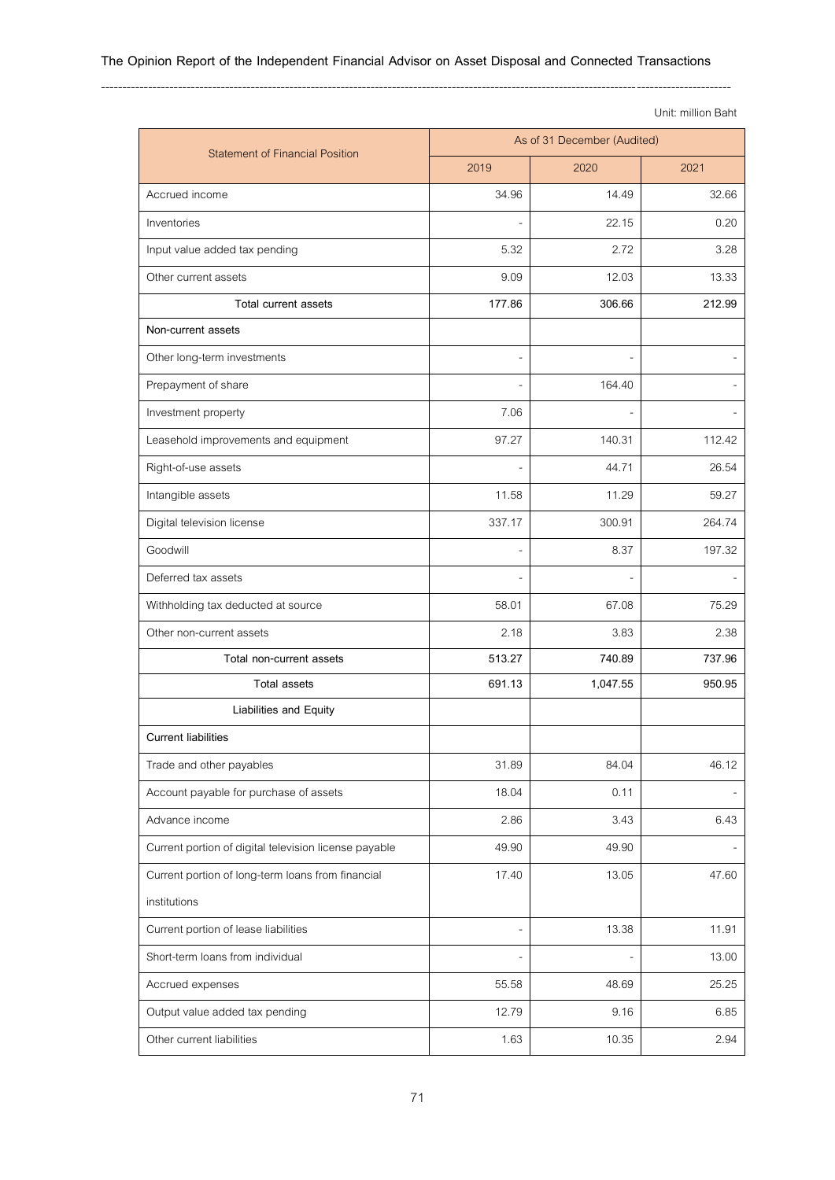Unit: million Baht

| Statement of Financial Position | As of 31 December (Audited) | | |
|---|---|---|---|
| | 2019 | 2020 | 2021 |
| Accrued income | 34.96 | 14.49 | 32.66 |
| Inventories | - | 22.15 | 0.20 |
| Input value added tax pending | 5.32 | 2.72 | 3.28 |
| Other current assets | 9.09 | 12.03 | 13.33 |
| **Total current assets** | **177.86** | **306.66** | **212.99** |
| **Non-current assets** | | | |
| Other long-term investments | - | - | - |
| Prepayment of share | - | 164.40 | - |
| Investment property | 7.06 | - | - |
| Leasehold improvements and equipment | 97.27 | 140.31 | 112.42 |
| Right-of-use assets | - | 44.71 | 26.54 |
| Intangible assets | 11.58 | 11.29 | 59.27 |
| Digital television license | 337.17 | 300.91 | 264.74 |
| Goodwill | - | 8.37 | 197.32 |
| Deferred tax assets | - | - | - |
| Withholding tax deducted at source | 58.01 | 67.08 | 75.29 |
| Other non-current assets | 2.18 | 3.83 | 2.38 |
| **Total non-current assets** | **513.27** | **740.89** | **737.96** |
| **Total assets** | **691.13** | **1,047.55** | **950.95** |
| **Liabilities and Equity** | | | |
| **Current liabilities** | | | |
| Trade and other payables | 31.89 | 84.04 | 46.12 |
| Account payable for purchase of assets | 18.04 | 0.11 | - |
| Advance income | 2.86 | 3.43 | 6.43 |
| Current portion of digital television license payable | 49.90 | 49.90 | - |
| Current portion of long-term loans from financial institutions | 17.40 | 13.05 | 47.60 |
| Current portion of lease liabilities | - | 13.38 | 11.91 |
| Short-term loans from individual | - | - | 13.00 |
| Accrued expenses | 55.58 | 48.69 | 25.25 |
| Output value added tax pending | 12.79 | 9.16 | 6.85 |
| Other current liabilities | 1.63 | 10.35 | 2.94 |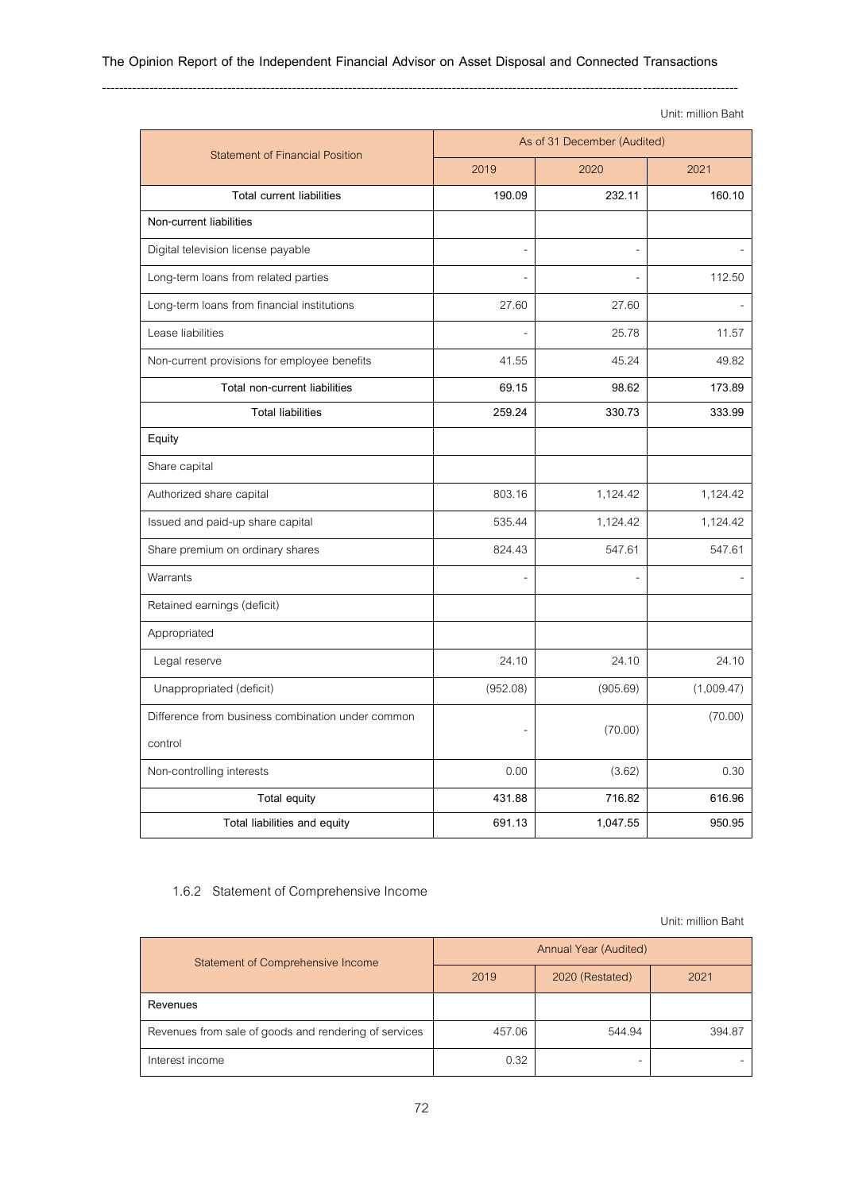Unit: million Baht

| Statement of Financial Position | As of 31 December (Audited) | | |
|---|---|---|---|
| | 2019 | 2020 | 2021 |
| **Total current liabilities** | **190.09** | **232.11** | **160.10** |
| **Non-current liabilities** | | | |
| Digital television license payable | - | - | - |
| Long-term loans from related parties | - | - | 112.50 |
| Long-term loans from financial institutions | 27.60 | 27.60 | - |
| Lease liabilities | - | 25.78 | 11.57 |
| Non-current provisions for employee benefits | 41.55 | 45.24 | 49.82 |
| **Total non-current liabilities** | **69.15** | **98.62** | **173.89** |
| **Total liabilities** | **259.24** | **330.73** | **333.99** |
| **Equity** | | | |
| Share capital | | | |
| Authorized share capital | 803.16 | 1,124.42 | 1,124.42 |
| Issued and paid-up share capital | 535.44 | 1,124.42 | 1,124.42 |
| Share premium on ordinary shares | 824.43 | 547.61 | 547.61 |
| Warrants | - | - | - |
| Retained earnings (deficit) | | | |
| Appropriated | | | |
| Legal reserve | 24.10 | 24.10 | 24.10 |
| Unappropriated (deficit) | (952.08) | (905.69) | (1,009.47) |
| Difference from business combination under common control | - | (70.00) | (70.00) |
| Non-controlling interests | 0.00 | (3.62) | 0.30 |
| **Total equity** | **431.88** | **716.82** | **616.96** |
| **Total liabilities and equity** | **691.13** | **1,047.55** | **950.95** |

### 1.6.2 Statement of Comprehensive Income

Unit: million Baht

| Statement of Comprehensive Income | Annual Year (Audited) | | |
|---|---|---|---|
| | 2019 | 2020 (Restated) | 2021 |
| **Revenues** | | | |
| Revenues from sale of goods and rendering of services | 457.06 | 544.94 | 394.87 |
| Interest income | 0.32 | - | - |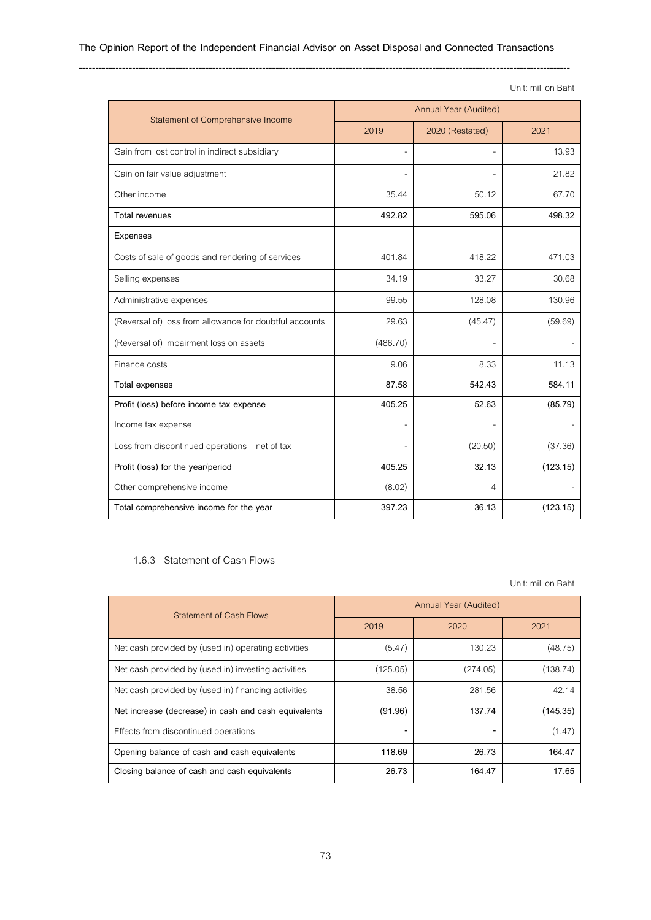Unit: million Baht

| Statement of Comprehensive Income | Annual Year (Audited) | | |
|---|---|---|---|
| | 2019 | 2020 (Restated) | 2021 |
| Gain from lost control in indirect subsidiary | - | - | 13.93 |
| Gain on fair value adjustment | - | - | 21.82 |
| Other income | 35.44 | 50.12 | 67.70 |
| Total revenues | 492.82 | 595.06 | 498.32 |
| Expenses | | | |
| Costs of sale of goods and rendering of services | 401.84 | 418.22 | 471.03 |
| Selling expenses | 34.19 | 33.27 | 30.68 |
| Administrative expenses | 99.55 | 128.08 | 130.96 |
| (Reversal of) loss from allowance for doubtful accounts | 29.63 | (45.47) | (59.69) |
| (Reversal of) impairment loss on assets | (486.70) | - | - |
| Finance costs | 9.06 | 8.33 | 11.13 |
| Total expenses | 87.58 | 542.43 | 584.11 |
| Profit (loss) before income tax expense | 405.25 | 52.63 | (85.79) |
| Income tax expense | - | - | - |
| Loss from discontinued operations – net of tax | - | (20.50) | (37.36) |
| Profit (loss) for the year/period | 405.25 | 32.13 | (123.15) |
| Other comprehensive income | (8.02) | 4 | - |
| Total comprehensive income for the year | 397.23 | 36.13 | (123.15) |

1.6.3 Statement of Cash Flows

Unit: million Baht

| Statement of Cash Flows | Annual Year (Audited) | | |
|---|---|---|---|
| | 2019 | 2020 | 2021 |
| Net cash provided by (used in) operating activities | (5.47) | 130.23 | (48.75) |
| Net cash provided by (used in) investing activities | (125.05) | (274.05) | (138.74) |
| Net cash provided by (used in) financing activities | 38.56 | 281.56 | 42.14 |
| Net increase (decrease) in cash and cash equivalents | (91.96) | 137.74 | (145.35) |
| Effects from discontinued operations | - | - | (1.47) |
| Opening balance of cash and cash equivalents | 118.69 | 26.73 | 164.47 |
| Closing balance of cash and cash equivalents | 26.73 | 164.47 | 17.65 |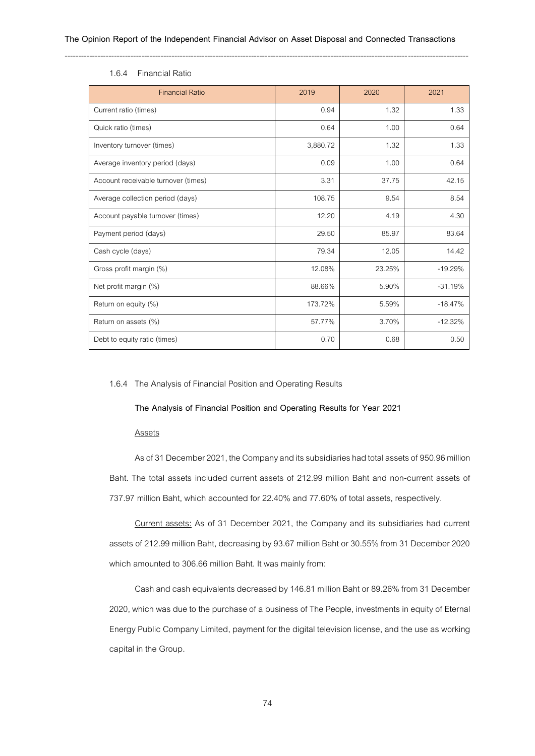#### 1.6.4 Financial Ratio

| Financial Ratio | 2019 | 2020 | 2021 |
|---|---|---|---|
| Current ratio (times) | 0.94 | 1.32 | 1.33 |
| Quick ratio (times) | 0.64 | 1.00 | 0.64 |
| Inventory turnover (times) | 3,880.72 | 1.32 | 1.33 |
| Average inventory period (days) | 0.09 | 1.00 | 0.64 |
| Account receivable turnover (times) | 3.31 | 37.75 | 42.15 |
| Average collection period (days) | 108.75 | 9.54 | 8.54 |
| Account payable turnover (times) | 12.20 | 4.19 | 4.30 |
| Payment period (days) | 29.50 | 85.97 | 83.64 |
| Cash cycle (days) | 79.34 | 12.05 | 14.42 |
| Gross profit margin (%) | 12.08% | 23.25% | -19.29% |
| Net profit margin (%) | 88.66% | 5.90% | -31.19% |
| Return on equity (%) | 173.72% | 5.59% | -18.47% |
| Return on assets (%) | 57.77% | 3.70% | -12.32% |
| Debt to equity ratio (times) | 0.70 | 0.68 | 0.50 |

#### 1.6.4 The Analysis of Financial Position and Operating Results

**The Analysis of Financial Position and Operating Results for Year 2021**

Assets

As of 31 December 2021, the Company and its subsidiaries had total assets of 950.96 million Baht. The total assets included current assets of 212.99 million Baht and non-current assets of 737.97 million Baht, which accounted for 22.40% and 77.60% of total assets, respectively.

Current assets: As of 31 December 2021, the Company and its subsidiaries had current assets of 212.99 million Baht, decreasing by 93.67 million Baht or 30.55% from 31 December 2020 which amounted to 306.66 million Baht. It was mainly from:

Cash and cash equivalents decreased by 146.81 million Baht or 89.26% from 31 December 2020, which was due to the purchase of a business of The People, investments in equity of Eternal Energy Public Company Limited, payment for the digital television license, and the use as working capital in the Group.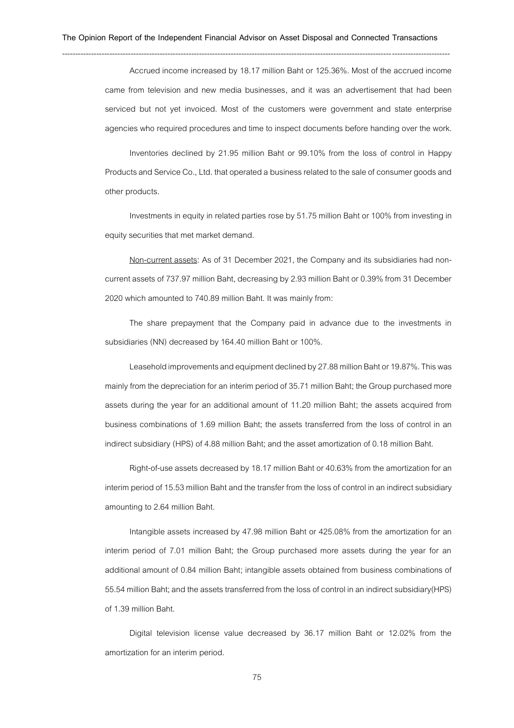Accrued income increased by 18.17 million Baht or 125.36%. Most of the accrued income came from television and new media businesses, and it was an advertisement that had been serviced but not yet invoiced. Most of the customers were government and state enterprise agencies who required procedures and time to inspect documents before handing over the work.

Inventories declined by 21.95 million Baht or 99.10% from the loss of control in Happy Products and Service Co., Ltd. that operated a business related to the sale of consumer goods and other products.

Investments in equity in related parties rose by 51.75 million Baht or 100% from investing in equity securities that met market demand.

Non-current assets: As of 31 December 2021, the Company and its subsidiaries had non-current assets of 737.97 million Baht, decreasing by 2.93 million Baht or 0.39% from 31 December 2020 which amounted to 740.89 million Baht. It was mainly from:

The share prepayment that the Company paid in advance due to the investments in subsidiaries (NN) decreased by 164.40 million Baht or 100%.

Leasehold improvements and equipment declined by 27.88 million Baht or 19.87%. This was mainly from the depreciation for an interim period of 35.71 million Baht; the Group purchased more assets during the year for an additional amount of 11.20 million Baht; the assets acquired from business combinations of 1.69 million Baht; the assets transferred from the loss of control in an indirect subsidiary (HPS) of 4.88 million Baht; and the asset amortization of 0.18 million Baht.

Right-of-use assets decreased by 18.17 million Baht or 40.63% from the amortization for an interim period of 15.53 million Baht and the transfer from the loss of control in an indirect subsidiary amounting to 2.64 million Baht.

Intangible assets increased by 47.98 million Baht or 425.08% from the amortization for an interim period of 7.01 million Baht; the Group purchased more assets during the year for an additional amount of 0.84 million Baht; intangible assets obtained from business combinations of 55.54 million Baht; and the assets transferred from the loss of control in an indirect subsidiary(HPS) of 1.39 million Baht.

Digital television license value decreased by 36.17 million Baht or 12.02% from the amortization for an interim period.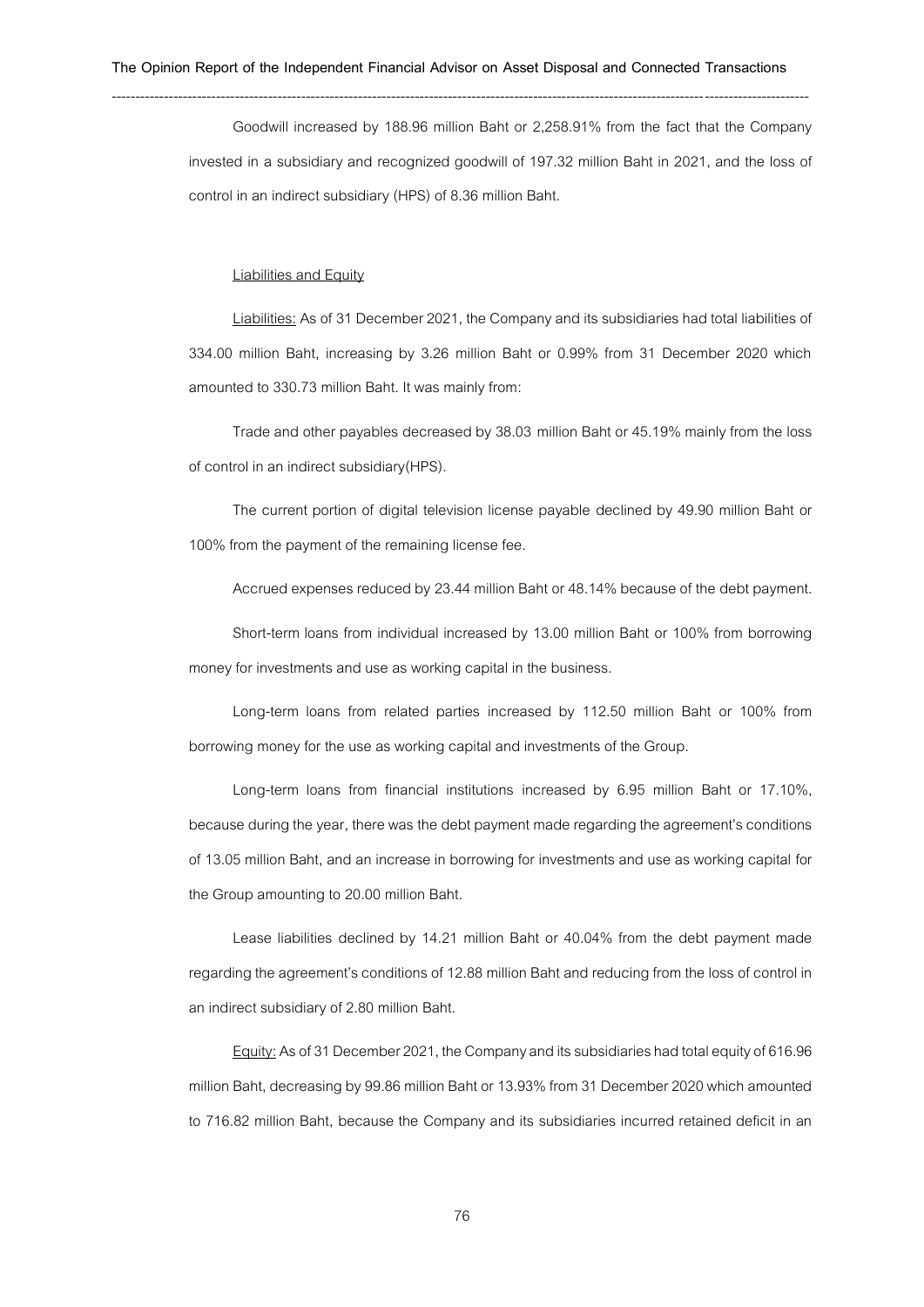Goodwill increased by 188.96 million Baht or 2,258.91% from the fact that the Company invested in a subsidiary and recognized goodwill of 197.32 million Baht in 2021, and the loss of control in an indirect subsidiary (HPS) of 8.36 million Baht.

<u>Liabilities and Equity</u>

<u>Liabilities:</u> As of 31 December 2021, the Company and its subsidiaries had total liabilities of 334.00 million Baht, increasing by 3.26 million Baht or 0.99% from 31 December 2020 which amounted to 330.73 million Baht. It was mainly from:

Trade and other payables decreased by 38.03 million Baht or 45.19% mainly from the loss of control in an indirect subsidiary(HPS).

The current portion of digital television license payable declined by 49.90 million Baht or 100% from the payment of the remaining license fee.

Accrued expenses reduced by 23.44 million Baht or 48.14% because of the debt payment.

Short-term loans from individual increased by 13.00 million Baht or 100% from borrowing money for investments and use as working capital in the business.

Long-term loans from related parties increased by 112.50 million Baht or 100% from borrowing money for the use as working capital and investments of the Group.

Long-term loans from financial institutions increased by 6.95 million Baht or 17.10%, because during the year, there was the debt payment made regarding the agreement's conditions of 13.05 million Baht, and an increase in borrowing for investments and use as working capital for the Group amounting to 20.00 million Baht.

Lease liabilities declined by 14.21 million Baht or 40.04% from the debt payment made regarding the agreement's conditions of 12.88 million Baht and reducing from the loss of control in an indirect subsidiary of 2.80 million Baht.

<u>Equity:</u> As of 31 December 2021, the Company and its subsidiaries had total equity of 616.96 million Baht, decreasing by 99.86 million Baht or 13.93% from 31 December 2020 which amounted to 716.82 million Baht, because the Company and its subsidiaries incurred retained deficit in an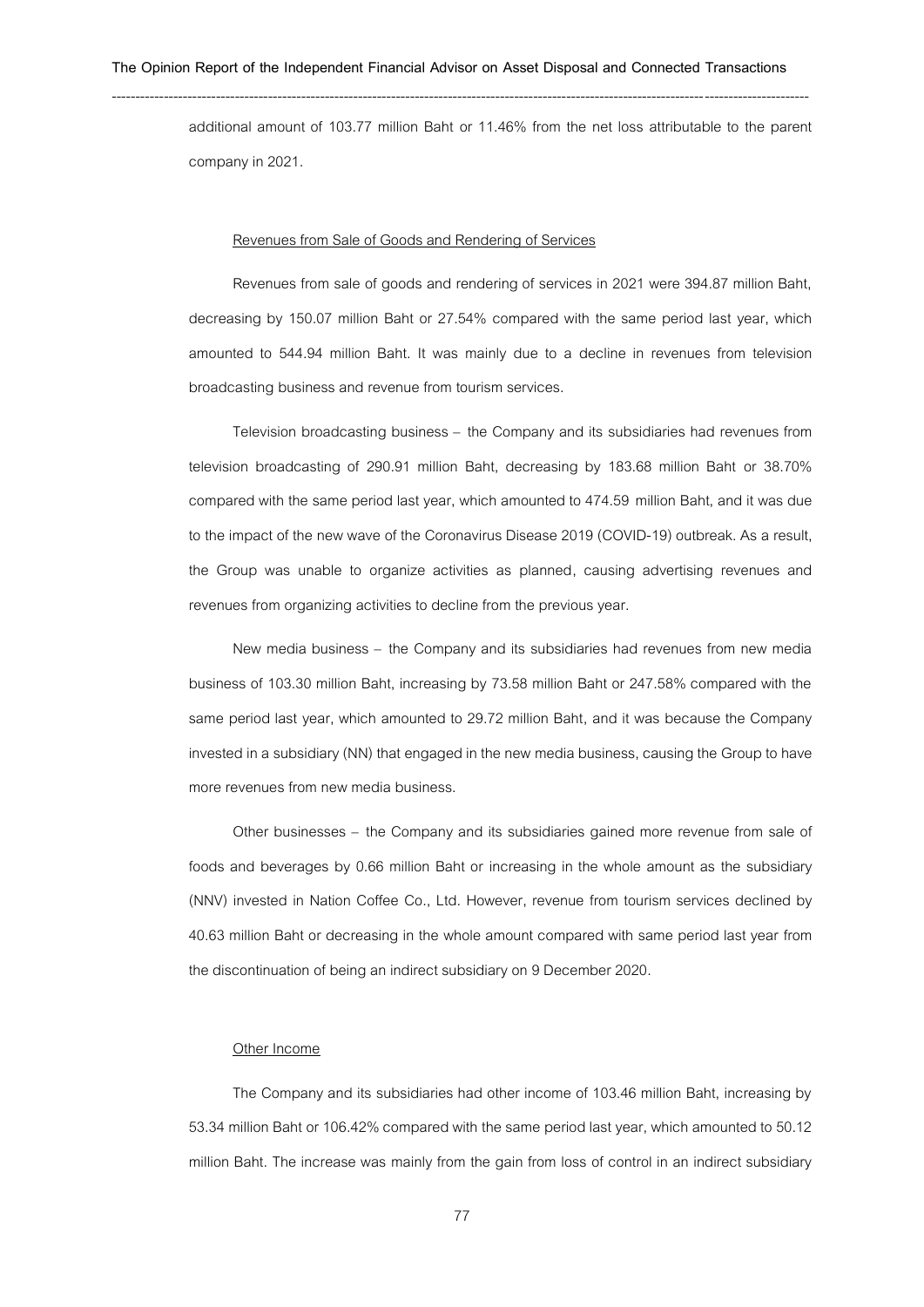additional amount of 103.77 million Baht or 11.46% from the net loss attributable to the parent company in 2021.

Revenues from Sale of Goods and Rendering of Services

Revenues from sale of goods and rendering of services in 2021 were 394.87 million Baht, decreasing by 150.07 million Baht or 27.54% compared with the same period last year, which amounted to 544.94 million Baht. It was mainly due to a decline in revenues from television broadcasting business and revenue from tourism services.

Television broadcasting business – the Company and its subsidiaries had revenues from television broadcasting of 290.91 million Baht, decreasing by 183.68 million Baht or 38.70% compared with the same period last year, which amounted to 474.59 million Baht, and it was due to the impact of the new wave of the Coronavirus Disease 2019 (COVID-19) outbreak. As a result, the Group was unable to organize activities as planned, causing advertising revenues and revenues from organizing activities to decline from the previous year.

New media business – the Company and its subsidiaries had revenues from new media business of 103.30 million Baht, increasing by 73.58 million Baht or 247.58% compared with the same period last year, which amounted to 29.72 million Baht, and it was because the Company invested in a subsidiary (NN) that engaged in the new media business, causing the Group to have more revenues from new media business.

Other businesses – the Company and its subsidiaries gained more revenue from sale of foods and beverages by 0.66 million Baht or increasing in the whole amount as the subsidiary (NNV) invested in Nation Coffee Co., Ltd. However, revenue from tourism services declined by 40.63 million Baht or decreasing in the whole amount compared with same period last year from the discontinuation of being an indirect subsidiary on 9 December 2020.

Other Income

The Company and its subsidiaries had other income of 103.46 million Baht, increasing by 53.34 million Baht or 106.42% compared with the same period last year, which amounted to 50.12 million Baht. The increase was mainly from the gain from loss of control in an indirect subsidiary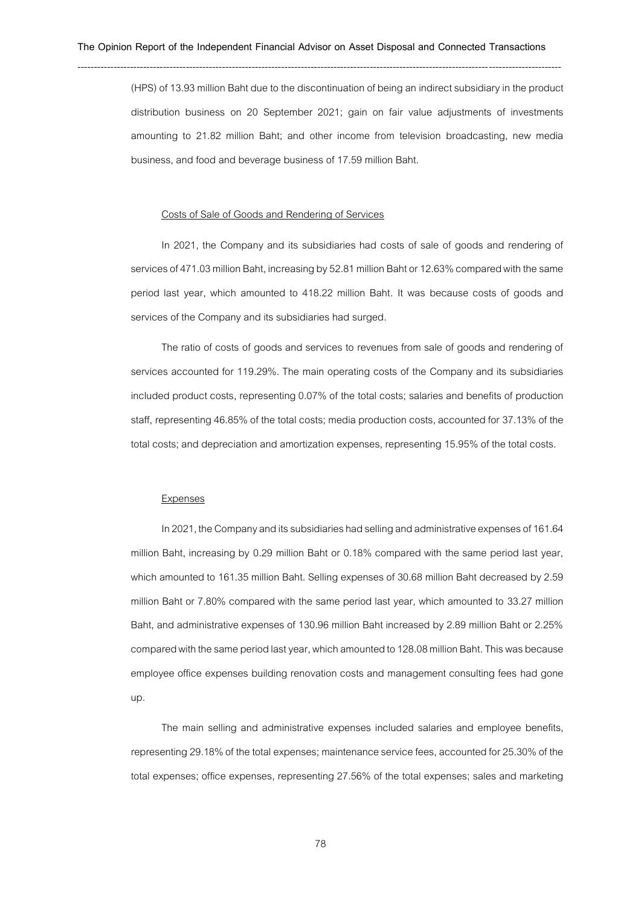(HPS) of 13.93 million Baht due to the discontinuation of being an indirect subsidiary in the product distribution business on 20 September 2021; gain on fair value adjustments of investments amounting to 21.82 million Baht; and other income from television broadcasting, new media business, and food and beverage business of 17.59 million Baht.

Costs of Sale of Goods and Rendering of Services

In 2021, the Company and its subsidiaries had costs of sale of goods and rendering of services of 471.03 million Baht, increasing by 52.81 million Baht or 12.63% compared with the same period last year, which amounted to 418.22 million Baht. It was because costs of goods and services of the Company and its subsidiaries had surged.

The ratio of costs of goods and services to revenues from sale of goods and rendering of services accounted for 119.29%. The main operating costs of the Company and its subsidiaries included product costs, representing 0.07% of the total costs; salaries and benefits of production staff, representing 46.85% of the total costs; media production costs, accounted for 37.13% of the total costs; and depreciation and amortization expenses, representing 15.95% of the total costs.

Expenses

In 2021, the Company and its subsidiaries had selling and administrative expenses of 161.64 million Baht, increasing by 0.29 million Baht or 0.18% compared with the same period last year, which amounted to 161.35 million Baht. Selling expenses of 30.68 million Baht decreased by 2.59 million Baht or 7.80% compared with the same period last year, which amounted to 33.27 million Baht, and administrative expenses of 130.96 million Baht increased by 2.89 million Baht or 2.25% compared with the same period last year, which amounted to 128.08 million Baht. This was because employee office expenses building renovation costs and management consulting fees had gone up.

The main selling and administrative expenses included salaries and employee benefits, representing 29.18% of the total expenses; maintenance service fees, accounted for 25.30% of the total expenses; office expenses, representing 27.56% of the total expenses; sales and marketing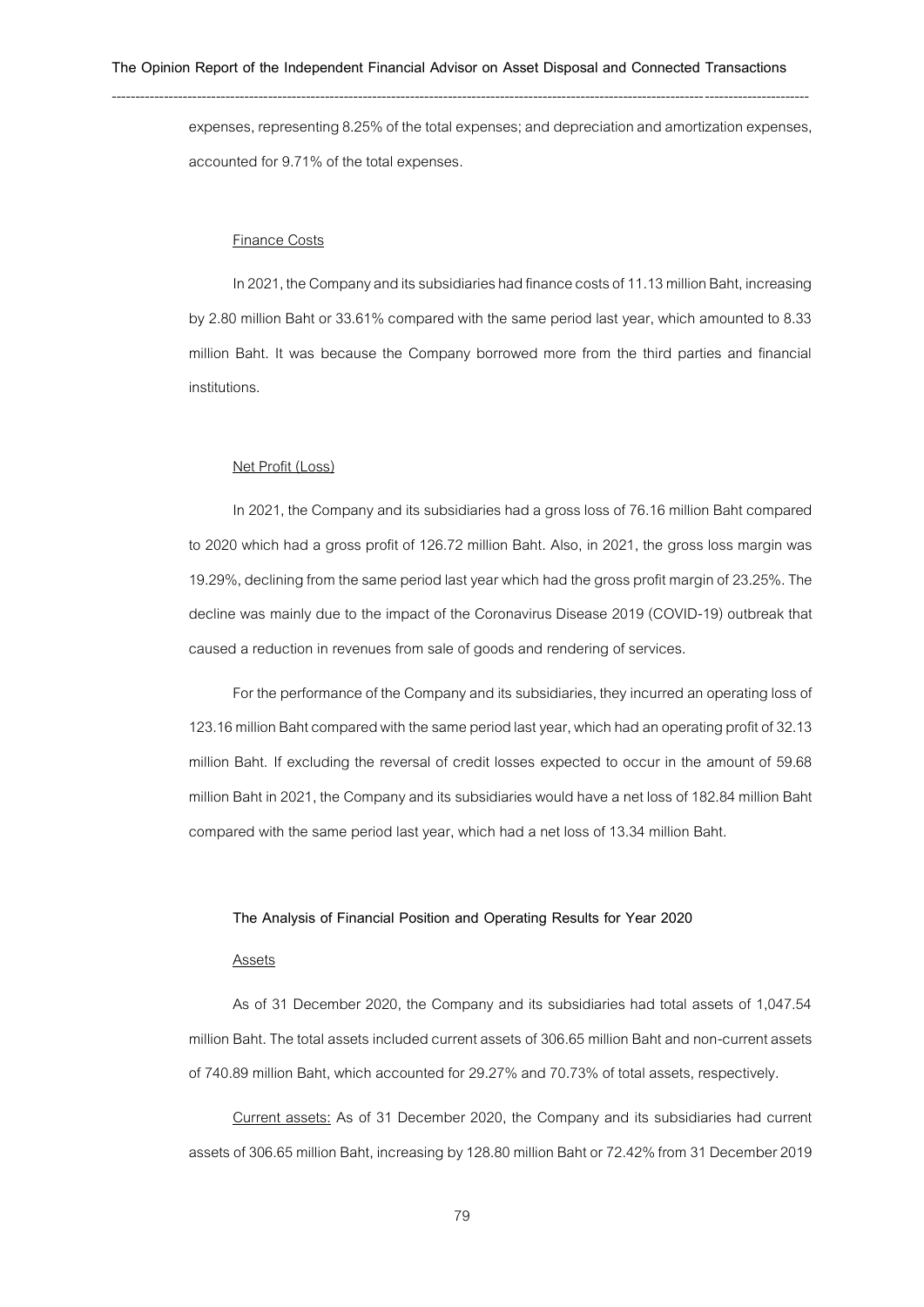expenses, representing 8.25% of the total expenses; and depreciation and amortization expenses, accounted for 9.71% of the total expenses.

Finance Costs

In 2021, the Company and its subsidiaries had finance costs of 11.13 million Baht, increasing by 2.80 million Baht or 33.61% compared with the same period last year, which amounted to 8.33 million Baht. It was because the Company borrowed more from the third parties and financial institutions.

Net Profit (Loss)

In 2021, the Company and its subsidiaries had a gross loss of 76.16 million Baht compared to 2020 which had a gross profit of 126.72 million Baht. Also, in 2021, the gross loss margin was 19.29%, declining from the same period last year which had the gross profit margin of 23.25%. The decline was mainly due to the impact of the Coronavirus Disease 2019 (COVID-19) outbreak that caused a reduction in revenues from sale of goods and rendering of services.

For the performance of the Company and its subsidiaries, they incurred an operating loss of 123.16 million Baht compared with the same period last year, which had an operating profit of 32.13 million Baht. If excluding the reversal of credit losses expected to occur in the amount of 59.68 million Baht in 2021, the Company and its subsidiaries would have a net loss of 182.84 million Baht compared with the same period last year, which had a net loss of 13.34 million Baht.

**The Analysis of Financial Position and Operating Results for Year 2020**

Assets

As of 31 December 2020, the Company and its subsidiaries had total assets of 1,047.54 million Baht. The total assets included current assets of 306.65 million Baht and non-current assets of 740.89 million Baht, which accounted for 29.27% and 70.73% of total assets, respectively.

Current assets: As of 31 December 2020, the Company and its subsidiaries had current assets of 306.65 million Baht, increasing by 128.80 million Baht or 72.42% from 31 December 2019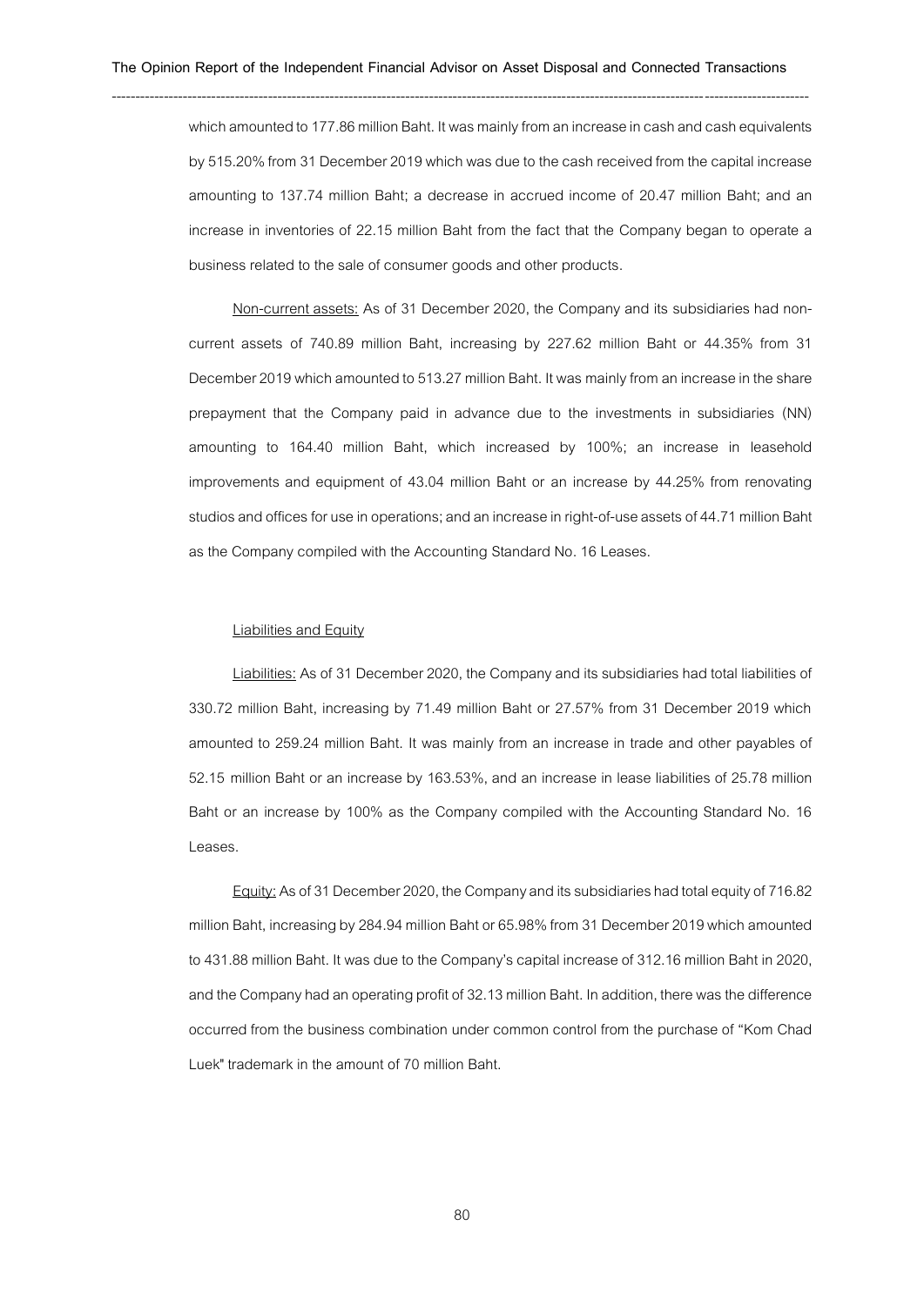which amounted to 177.86 million Baht. It was mainly from an increase in cash and cash equivalents by 515.20% from 31 December 2019 which was due to the cash received from the capital increase amounting to 137.74 million Baht; a decrease in accrued income of 20.47 million Baht; and an increase in inventories of 22.15 million Baht from the fact that the Company began to operate a business related to the sale of consumer goods and other products.

Non-current assets: As of 31 December 2020, the Company and its subsidiaries had non-current assets of 740.89 million Baht, increasing by 227.62 million Baht or 44.35% from 31 December 2019 which amounted to 513.27 million Baht. It was mainly from an increase in the share prepayment that the Company paid in advance due to the investments in subsidiaries (NN) amounting to 164.40 million Baht, which increased by 100%; an increase in leasehold improvements and equipment of 43.04 million Baht or an increase by 44.25% from renovating studios and offices for use in operations; and an increase in right-of-use assets of 44.71 million Baht as the Company compiled with the Accounting Standard No. 16 Leases.

Liabilities and Equity

Liabilities: As of 31 December 2020, the Company and its subsidiaries had total liabilities of 330.72 million Baht, increasing by 71.49 million Baht or 27.57% from 31 December 2019 which amounted to 259.24 million Baht. It was mainly from an increase in trade and other payables of 52.15 million Baht or an increase by 163.53%, and an increase in lease liabilities of 25.78 million Baht or an increase by 100% as the Company compiled with the Accounting Standard No. 16 Leases.

Equity: As of 31 December 2020, the Company and its subsidiaries had total equity of 716.82 million Baht, increasing by 284.94 million Baht or 65.98% from 31 December 2019 which amounted to 431.88 million Baht. It was due to the Company's capital increase of 312.16 million Baht in 2020, and the Company had an operating profit of 32.13 million Baht. In addition, there was the difference occurred from the business combination under common control from the purchase of "Kom Chad Luek" trademark in the amount of 70 million Baht.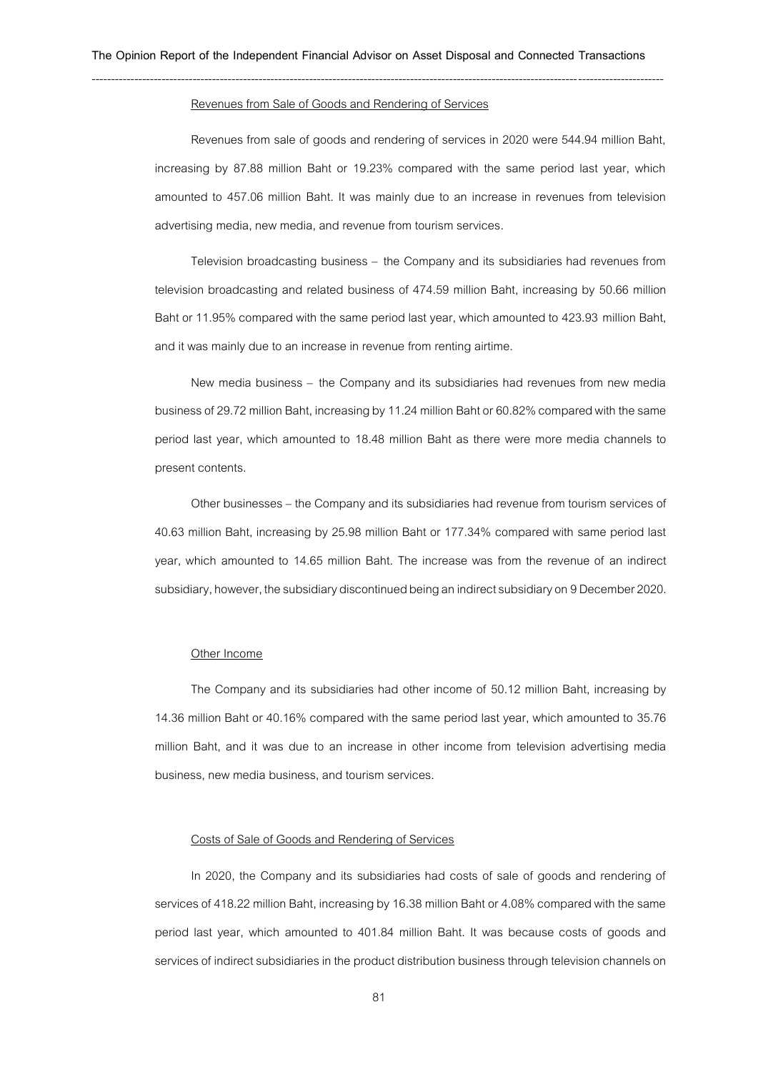Revenues from Sale of Goods and Rendering of Services

Revenues from sale of goods and rendering of services in 2020 were 544.94 million Baht, increasing by 87.88 million Baht or 19.23% compared with the same period last year, which amounted to 457.06 million Baht. It was mainly due to an increase in revenues from television advertising media, new media, and revenue from tourism services.

Television broadcasting business – the Company and its subsidiaries had revenues from television broadcasting and related business of 474.59 million Baht, increasing by 50.66 million Baht or 11.95% compared with the same period last year, which amounted to 423.93 million Baht, and it was mainly due to an increase in revenue from renting airtime.

New media business – the Company and its subsidiaries had revenues from new media business of 29.72 million Baht, increasing by 11.24 million Baht or 60.82% compared with the same period last year, which amounted to 18.48 million Baht as there were more media channels to present contents.

Other businesses – the Company and its subsidiaries had revenue from tourism services of 40.63 million Baht, increasing by 25.98 million Baht or 177.34% compared with same period last year, which amounted to 14.65 million Baht. The increase was from the revenue of an indirect subsidiary, however, the subsidiary discontinued being an indirect subsidiary on 9 December 2020.

Other Income

The Company and its subsidiaries had other income of 50.12 million Baht, increasing by 14.36 million Baht or 40.16% compared with the same period last year, which amounted to 35.76 million Baht, and it was due to an increase in other income from television advertising media business, new media business, and tourism services.

Costs of Sale of Goods and Rendering of Services

In 2020, the Company and its subsidiaries had costs of sale of goods and rendering of services of 418.22 million Baht, increasing by 16.38 million Baht or 4.08% compared with the same period last year, which amounted to 401.84 million Baht. It was because costs of goods and services of indirect subsidiaries in the product distribution business through television channels on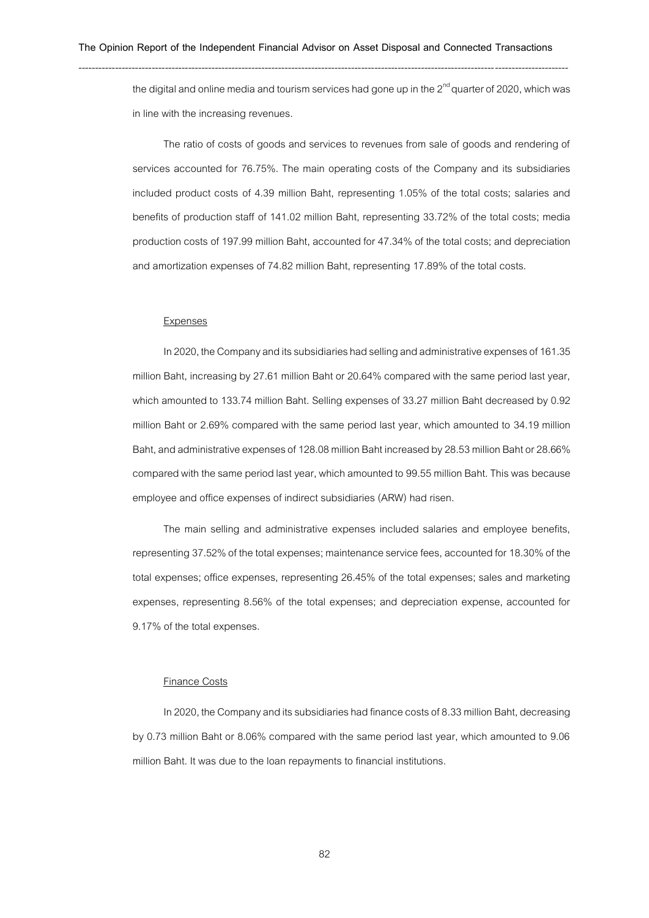the digital and online media and tourism services had gone up in the 2nd quarter of 2020, which was in line with the increasing revenues.

The ratio of costs of goods and services to revenues from sale of goods and rendering of services accounted for 76.75%. The main operating costs of the Company and its subsidiaries included product costs of 4.39 million Baht, representing 1.05% of the total costs; salaries and benefits of production staff of 141.02 million Baht, representing 33.72% of the total costs; media production costs of 197.99 million Baht, accounted for 47.34% of the total costs; and depreciation and amortization expenses of 74.82 million Baht, representing 17.89% of the total costs.

Expenses

In 2020, the Company and its subsidiaries had selling and administrative expenses of 161.35 million Baht, increasing by 27.61 million Baht or 20.64% compared with the same period last year, which amounted to 133.74 million Baht. Selling expenses of 33.27 million Baht decreased by 0.92 million Baht or 2.69% compared with the same period last year, which amounted to 34.19 million Baht, and administrative expenses of 128.08 million Baht increased by 28.53 million Baht or 28.66% compared with the same period last year, which amounted to 99.55 million Baht. This was because employee and office expenses of indirect subsidiaries (ARW) had risen.

The main selling and administrative expenses included salaries and employee benefits, representing 37.52% of the total expenses; maintenance service fees, accounted for 18.30% of the total expenses; office expenses, representing 26.45% of the total expenses; sales and marketing expenses, representing 8.56% of the total expenses; and depreciation expense, accounted for 9.17% of the total expenses.

Finance Costs

In 2020, the Company and its subsidiaries had finance costs of 8.33 million Baht, decreasing by 0.73 million Baht or 8.06% compared with the same period last year, which amounted to 9.06 million Baht. It was due to the loan repayments to financial institutions.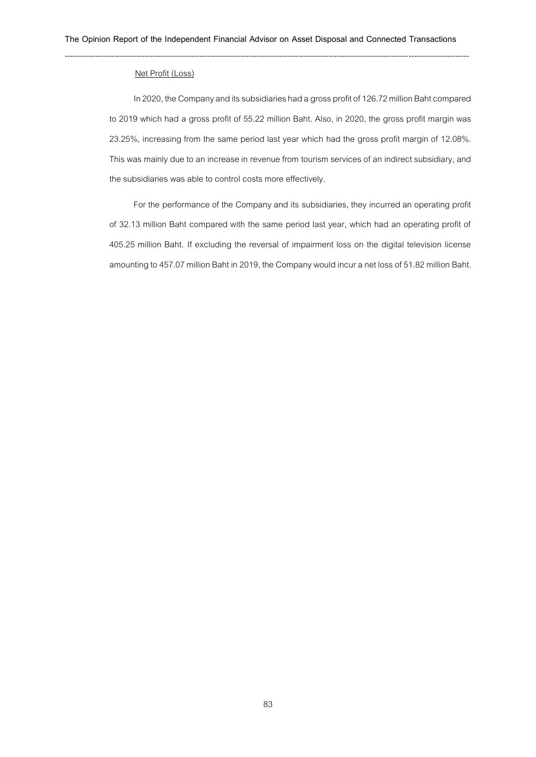Net Profit (Loss)

In 2020, the Company and its subsidiaries had a gross profit of 126.72 million Baht compared to 2019 which had a gross profit of 55.22 million Baht. Also, in 2020, the gross profit margin was 23.25%, increasing from the same period last year which had the gross profit margin of 12.08%. This was mainly due to an increase in revenue from tourism services of an indirect subsidiary, and the subsidiaries was able to control costs more effectively.

For the performance of the Company and its subsidiaries, they incurred an operating profit of 32.13 million Baht compared with the same period last year, which had an operating profit of 405.25 million Baht. If excluding the reversal of impairment loss on the digital television license amounting to 457.07 million Baht in 2019, the Company would incur a net loss of 51.82 million Baht.